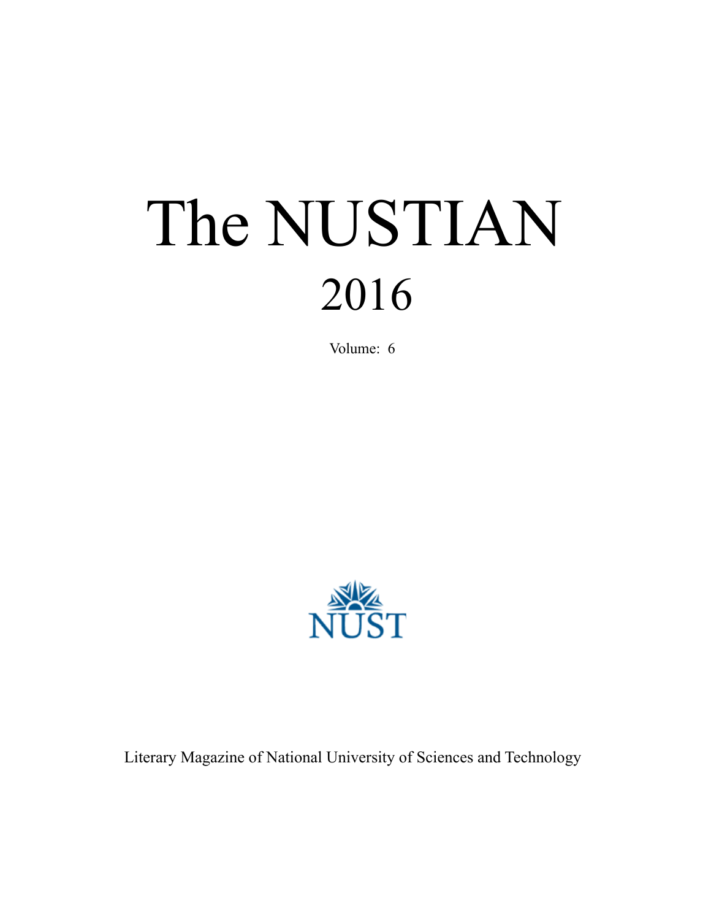# The NUSTIAN

## 2016

Volume: 6

NUST

Literary Magazine of National University of Sciences and Technology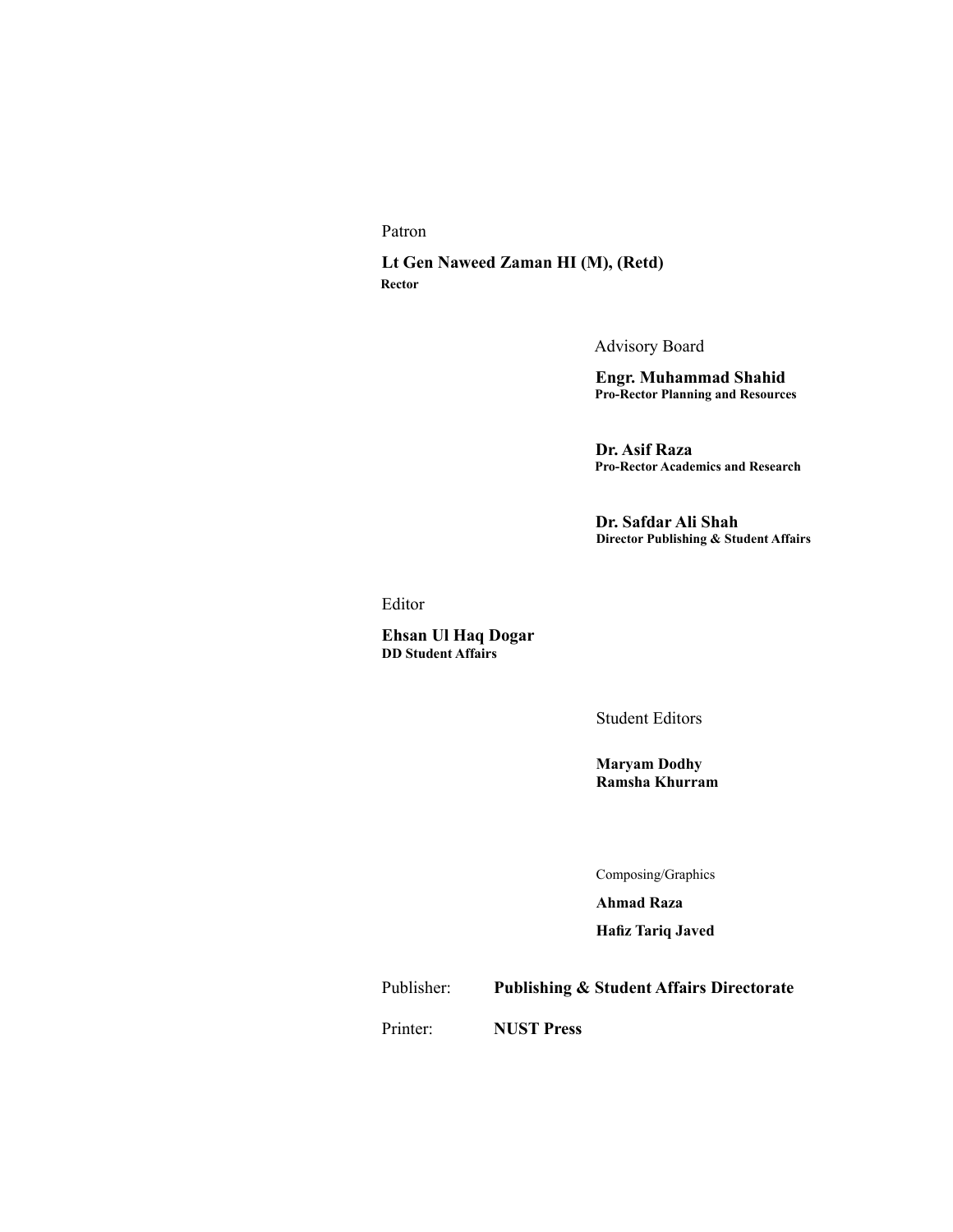Patron

**Lt Gen Naweed Zaman HI (M), (Retd)**
**Rector**

Advisory Board

**Engr. Muhammad Shahid**
**Pro-Rector Planning and Resources**

**Dr. Asif Raza**
**Pro-Rector Academics and Research**

**Dr. Safdar Ali Shah**
**Director Publishing & Student Affairs**

Editor

**Ehsan Ul Haq Dogar**
**DD Student Affairs**

Student Editors

**Maryam Dodhy**
**Ramsha Khurram**

Composing/Graphics

**Ahmad Raza**

**Hafiz Tariq Javed**

Publisher: **Publishing & Student Affairs Directorate**

Printer: **NUST Press**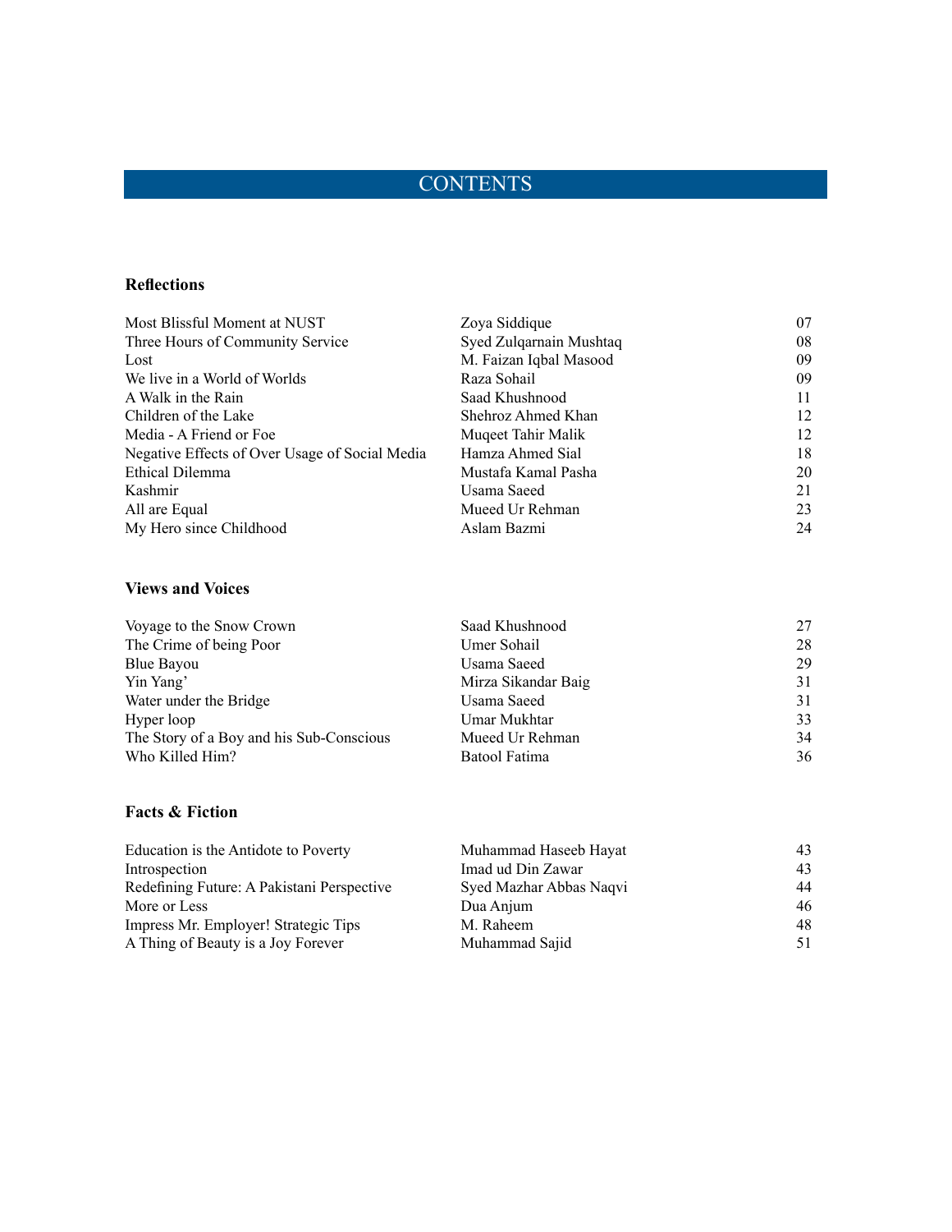# CONTENTS

### Reflections

| | | |
|---|---|---|
| Most Blissful Moment at NUST | Zoya Siddique | 07 |
| Three Hours of Community Service | Syed Zulqarnain Mushtaq | 08 |
| Lost | M. Faizan Iqbal Masood | 09 |
| We live in a World of Worlds | Raza Sohail | 09 |
| A Walk in the Rain | Saad Khushnood | 11 |
| Children of the Lake | Shehroz Ahmed Khan | 12 |
| Media - A Friend or Foe | Muqeet Tahir Malik | 12 |
| Negative Effects of Over Usage of Social Media | Hamza Ahmed Sial | 18 |
| Ethical Dilemma | Mustafa Kamal Pasha | 20 |
| Kashmir | Usama Saeed | 21 |
| All are Equal | Mueed Ur Rehman | 23 |
| My Hero since Childhood | Aslam Bazmi | 24 |

### Views and Voices

| | | |
|---|---|---|
| Voyage to the Snow Crown | Saad Khushnood | 27 |
| The Crime of being Poor | Umer Sohail | 28 |
| Blue Bayou | Usama Saeed | 29 |
| Yin Yang' | Mirza Sikandar Baig | 31 |
| Water under the Bridge | Usama Saeed | 31 |
| Hyper loop | Umar Mukhtar | 33 |
| The Story of a Boy and his Sub-Conscious | Mueed Ur Rehman | 34 |
| Who Killed Him? | Batool Fatima | 36 |

### Facts & Fiction

| | | |
|---|---|---|
| Education is the Antidote to Poverty | Muhammad Haseeb Hayat | 43 |
| Introspection | Imad ud Din Zawar | 43 |
| Redefining Future: A Pakistani Perspective | Syed Mazhar Abbas Naqvi | 44 |
| More or Less | Dua Anjum | 46 |
| Impress Mr. Employer! Strategic Tips | M. Raheem | 48 |
| A Thing of Beauty is a Joy Forever | Muhammad Sajid | 51 |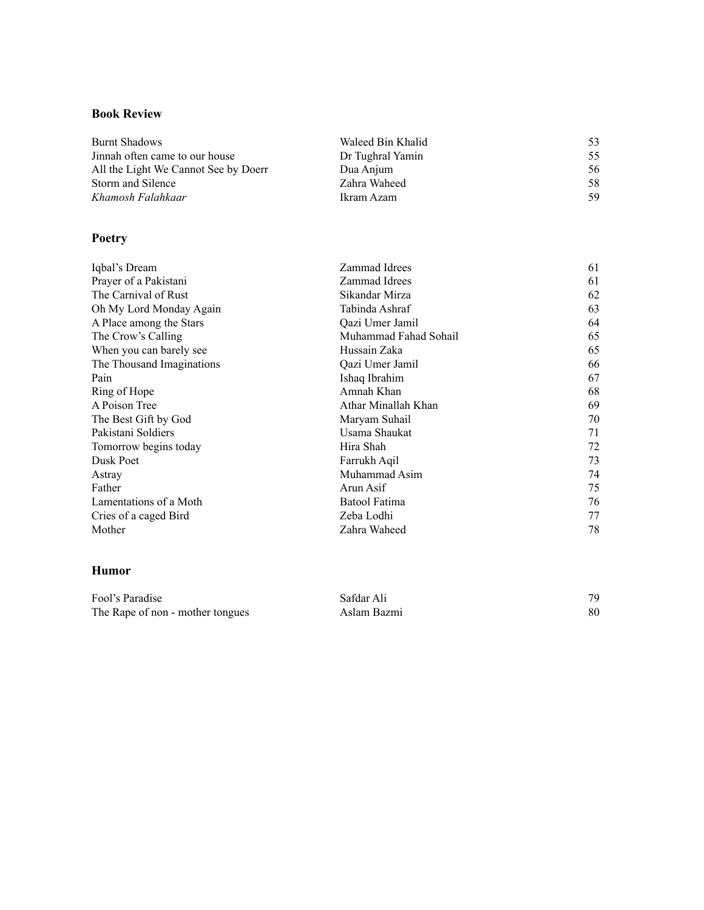### Book Review

| | | |
|---|---|---|
| Burnt Shadows | Waleed Bin Khalid | 53 |
| Jinnah often came to our house | Dr Tughral Yamin | 55 |
| All the Light We Cannot See by Doerr | Dua Anjum | 56 |
| Storm and Silence | Zahra Waheed | 58 |
| *Khamosh Falahkaar* | Ikram Azam | 59 |

### Poetry

| | | |
|---|---|---|
| Iqbal's Dream | Zammad Idrees | 61 |
| Prayer of a Pakistani | Zammad Idrees | 61 |
| The Carnival of Rust | Sikandar Mirza | 62 |
| Oh My Lord Monday Again | Tabinda Ashraf | 63 |
| A Place among the Stars | Qazi Umer Jamil | 64 |
| The Crow's Calling | Muhammad Fahad Sohail | 65 |
| When you can barely see | Hussain Zaka | 65 |
| The Thousand Imaginations | Qazi Umer Jamil | 66 |
| Pain | Ishaq Ibrahim | 67 |
| Ring of Hope | Amnah Khan | 68 |
| A Poison Tree | Athar Minallah Khan | 69 |
| The Best Gift by God | Maryam Suhail | 70 |
| Pakistani Soldiers | Usama Shaukat | 71 |
| Tomorrow begins today | Hira Shah | 72 |
| Dusk Poet | Farrukh Aqil | 73 |
| Astray | Muhammad Asim | 74 |
| Father | Arun Asif | 75 |
| Lamentations of a Moth | Batool Fatima | 76 |
| Cries of a caged Bird | Zeba Lodhi | 77 |
| Mother | Zahra Waheed | 78 |

### Humor

| | | |
|---|---|---|
| Fool's Paradise | Safdar Ali | 79 |
| The Rape of non - mother tongues | Aslam Bazmi | 80 |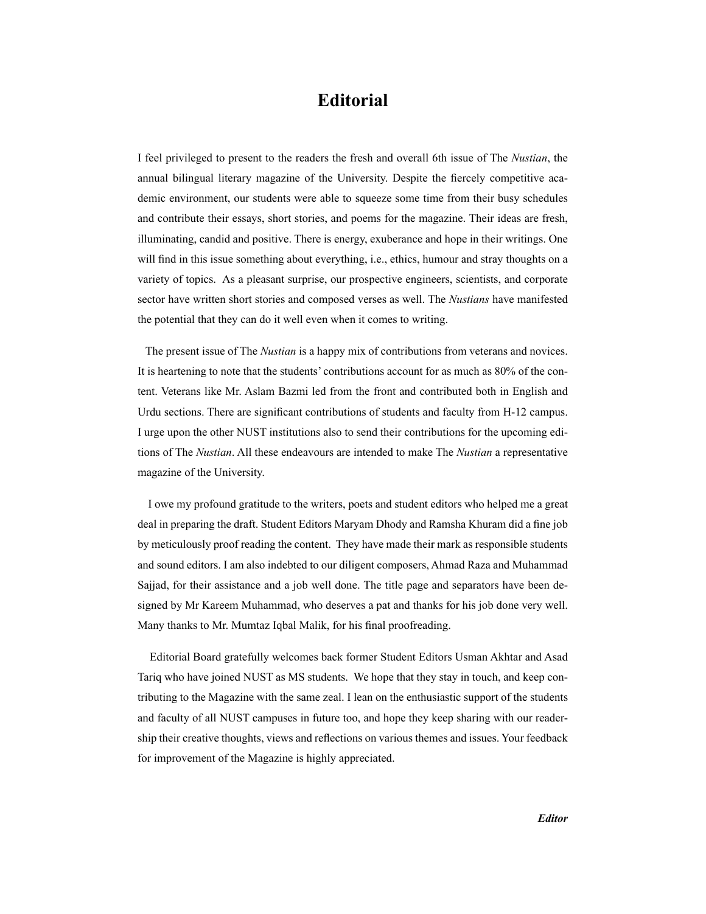# Editorial

I feel privileged to present to the readers the fresh and overall 6th issue of The *Nustian*, the annual bilingual literary magazine of the University. Despite the fiercely competitive academic environment, our students were able to squeeze some time from their busy schedules and contribute their essays, short stories, and poems for the magazine. Their ideas are fresh, illuminating, candid and positive. There is energy, exuberance and hope in their writings. One will find in this issue something about everything, i.e., ethics, humour and stray thoughts on a variety of topics. As a pleasant surprise, our prospective engineers, scientists, and corporate sector have written short stories and composed verses as well. The *Nustians* have manifested the potential that they can do it well even when it comes to writing.

The present issue of The *Nustian* is a happy mix of contributions from veterans and novices. It is heartening to note that the students' contributions account for as much as 80% of the content. Veterans like Mr. Aslam Bazmi led from the front and contributed both in English and Urdu sections. There are significant contributions of students and faculty from H-12 campus. I urge upon the other NUST institutions also to send their contributions for the upcoming editions of The *Nustian*. All these endeavours are intended to make The *Nustian* a representative magazine of the University.

I owe my profound gratitude to the writers, poets and student editors who helped me a great deal in preparing the draft. Student Editors Maryam Dhody and Ramsha Khuram did a fine job by meticulously proof reading the content. They have made their mark as responsible students and sound editors. I am also indebted to our diligent composers, Ahmad Raza and Muhammad Sajjad, for their assistance and a job well done. The title page and separators have been designed by Mr Kareem Muhammad, who deserves a pat and thanks for his job done very well. Many thanks to Mr. Mumtaz Iqbal Malik, for his final proofreading.

Editorial Board gratefully welcomes back former Student Editors Usman Akhtar and Asad Tariq who have joined NUST as MS students. We hope that they stay in touch, and keep contributing to the Magazine with the same zeal. I lean on the enthusiastic support of the students and faculty of all NUST campuses in future too, and hope they keep sharing with our readership their creative thoughts, views and reflections on various themes and issues. Your feedback for improvement of the Magazine is highly appreciated.

***Editor***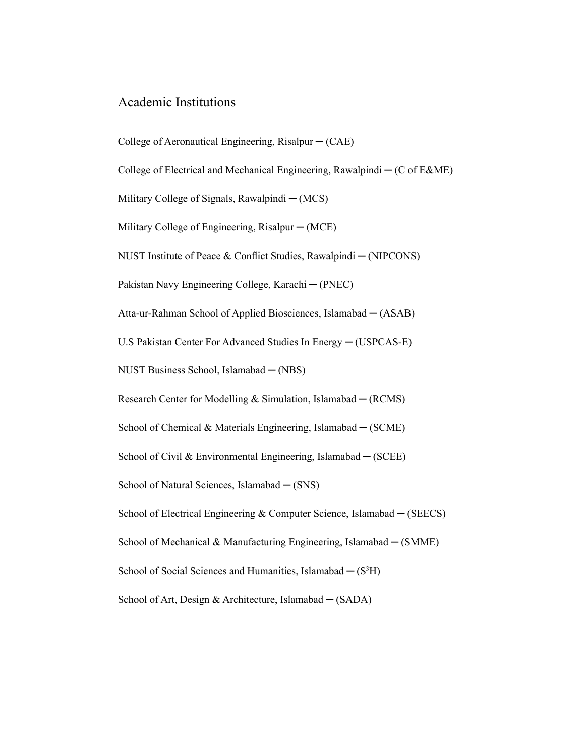## Academic Institutions

College of Aeronautical Engineering, Risalpur ─ (CAE)

College of Electrical and Mechanical Engineering, Rawalpindi ─ (C of E&ME)

Military College of Signals, Rawalpindi ─ (MCS)

Military College of Engineering, Risalpur ─ (MCE)

NUST Institute of Peace & Conflict Studies, Rawalpindi ─ (NIPCONS)

Pakistan Navy Engineering College, Karachi ─ (PNEC)

Atta-ur-Rahman School of Applied Biosciences, Islamabad ─ (ASAB)

U.S Pakistan Center For Advanced Studies In Energy ─ (USPCAS-E)

NUST Business School, Islamabad ─ (NBS)

Research Center for Modelling & Simulation, Islamabad ─ (RCMS)

School of Chemical & Materials Engineering, Islamabad ─ (SCME)

School of Civil & Environmental Engineering, Islamabad ─ (SCEE)

School of Natural Sciences, Islamabad ─ (SNS)

School of Electrical Engineering & Computer Science, Islamabad ─ (SEECS)

School of Mechanical & Manufacturing Engineering, Islamabad ─ (SMME)

School of Social Sciences and Humanities, Islamabad ─ ($S^3H$)

School of Art, Design & Architecture, Islamabad ─ (SADA)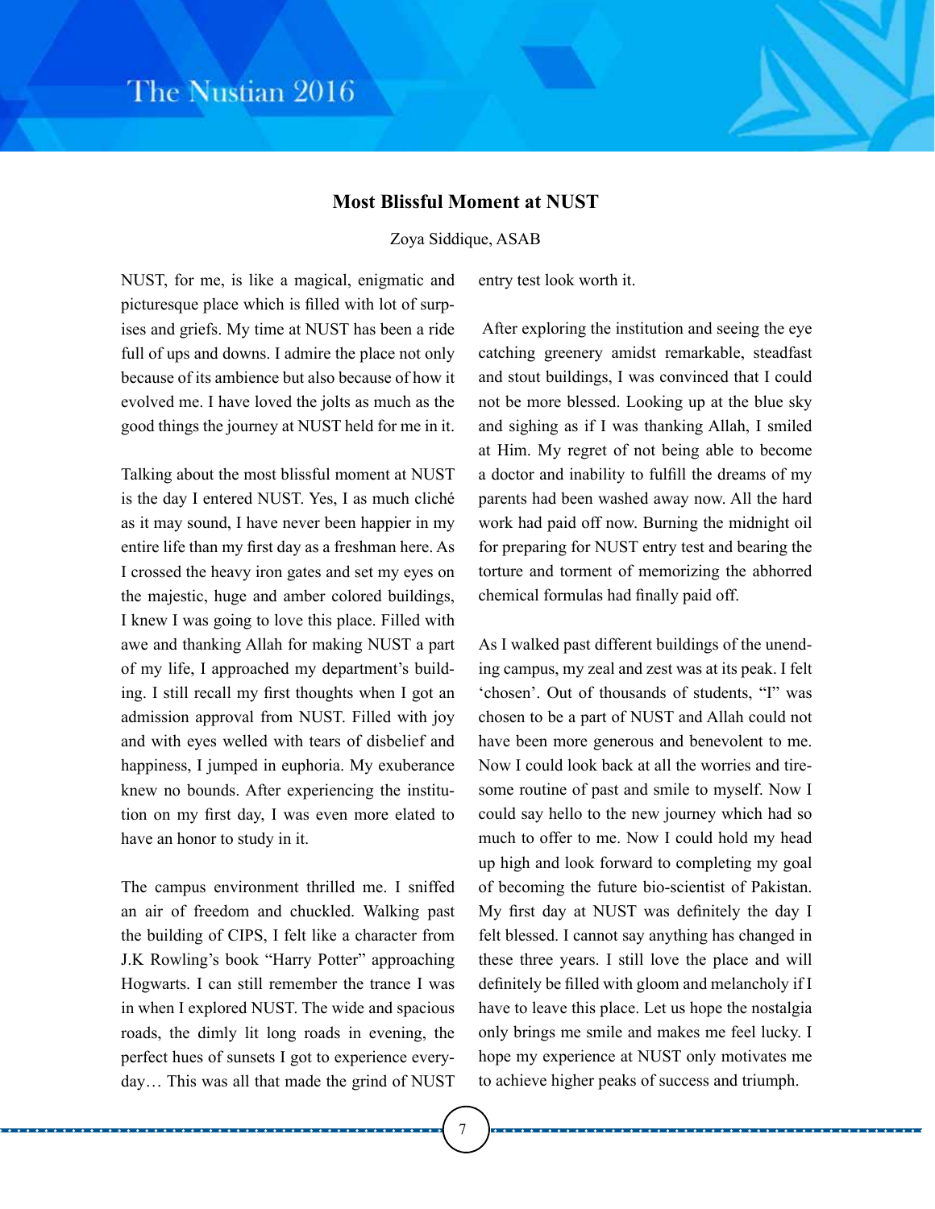## Most Blissful Moment at NUST

Zoya Siddique, ASAB

NUST, for me, is like a magical, enigmatic and picturesque place which is filled with lot of surprises and griefs. My time at NUST has been a ride full of ups and downs. I admire the place not only because of its ambience but also because of how it evolved me. I have loved the jolts as much as the good things the journey at NUST held for me in it.

Talking about the most blissful moment at NUST is the day I entered NUST. Yes, I as much cliché as it may sound, I have never been happier in my entire life than my first day as a freshman here. As I crossed the heavy iron gates and set my eyes on the majestic, huge and amber colored buildings, I knew I was going to love this place. Filled with awe and thanking Allah for making NUST a part of my life, I approached my department's building. I still recall my first thoughts when I got an admission approval from NUST. Filled with joy and with eyes welled with tears of disbelief and happiness, I jumped in euphoria. My exuberance knew no bounds. After experiencing the institution on my first day, I was even more elated to have an honor to study in it.

The campus environment thrilled me. I sniffed an air of freedom and chuckled. Walking past the building of CIPS, I felt like a character from J.K Rowling's book "Harry Potter" approaching Hogwarts. I can still remember the trance I was in when I explored NUST. The wide and spacious roads, the dimly lit long roads in evening, the perfect hues of sunsets I got to experience everyday… This was all that made the grind of NUST entry test look worth it.

After exploring the institution and seeing the eye catching greenery amidst remarkable, steadfast and stout buildings, I was convinced that I could not be more blessed. Looking up at the blue sky and sighing as if I was thanking Allah, I smiled at Him. My regret of not being able to become a doctor and inability to fulfill the dreams of my parents had been washed away now. All the hard work had paid off now. Burning the midnight oil for preparing for NUST entry test and bearing the torture and torment of memorizing the abhorred chemical formulas had finally paid off.

As I walked past different buildings of the unending campus, my zeal and zest was at its peak. I felt 'chosen'. Out of thousands of students, "I" was chosen to be a part of NUST and Allah could not have been more generous and benevolent to me. Now I could look back at all the worries and tiresome routine of past and smile to myself. Now I could say hello to the new journey which had so much to offer to me. Now I could hold my head up high and look forward to completing my goal of becoming the future bio-scientist of Pakistan. My first day at NUST was definitely the day I felt blessed. I cannot say anything has changed in these three years. I still love the place and will definitely be filled with gloom and melancholy if I have to leave this place. Let us hope the nostalgia only brings me smile and makes me feel lucky. I hope my experience at NUST only motivates me to achieve higher peaks of success and triumph.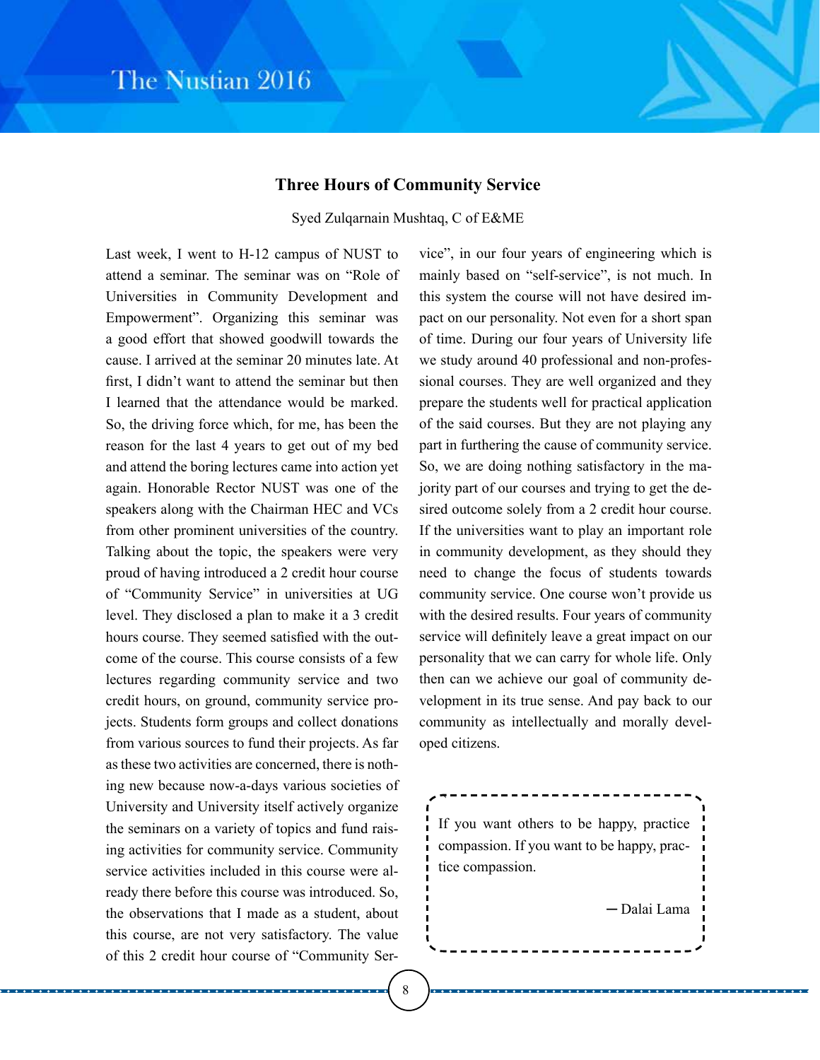## Three Hours of Community Service

Syed Zulqarnain Mushtaq, C of E&ME

Last week, I went to H-12 campus of NUST to attend a seminar. The seminar was on "Role of Universities in Community Development and Empowerment". Organizing this seminar was a good effort that showed goodwill towards the cause. I arrived at the seminar 20 minutes late. At first, I didn't want to attend the seminar but then I learned that the attendance would be marked. So, the driving force which, for me, has been the reason for the last 4 years to get out of my bed and attend the boring lectures came into action yet again. Honorable Rector NUST was one of the speakers along with the Chairman HEC and VCs from other prominent universities of the country. Talking about the topic, the speakers were very proud of having introduced a 2 credit hour course of "Community Service" in universities at UG level. They disclosed a plan to make it a 3 credit hours course. They seemed satisfied with the outcome of the course. This course consists of a few lectures regarding community service and two credit hours, on ground, community service projects. Students form groups and collect donations from various sources to fund their projects. As far as these two activities are concerned, there is nothing new because now-a-days various societies of University and University itself actively organize the seminars on a variety of topics and fund raising activities for community service. Community service activities included in this course were already there before this course was introduced. So, the observations that I made as a student, about this course, are not very satisfactory. The value of this 2 credit hour course of "Community Service", in our four years of engineering which is mainly based on "self-service", is not much. In this system the course will not have desired impact on our personality. Not even for a short span of time. During our four years of University life we study around 40 professional and non-professional courses. They are well organized and they prepare the students well for practical application of the said courses. But they are not playing any part in furthering the cause of community service. So, we are doing nothing satisfactory in the majority part of our courses and trying to get the desired outcome solely from a 2 credit hour course. If the universities want to play an important role in community development, as they should they need to change the focus of students towards community service. One course won't provide us with the desired results. Four years of community service will definitely leave a great impact on our personality that we can carry for whole life. Only then can we achieve our goal of community development in its true sense. And pay back to our community as intellectually and morally developed citizens.

> If you want others to be happy, practice compassion. If you want to be happy, practice compassion.
>
> — Dalai Lama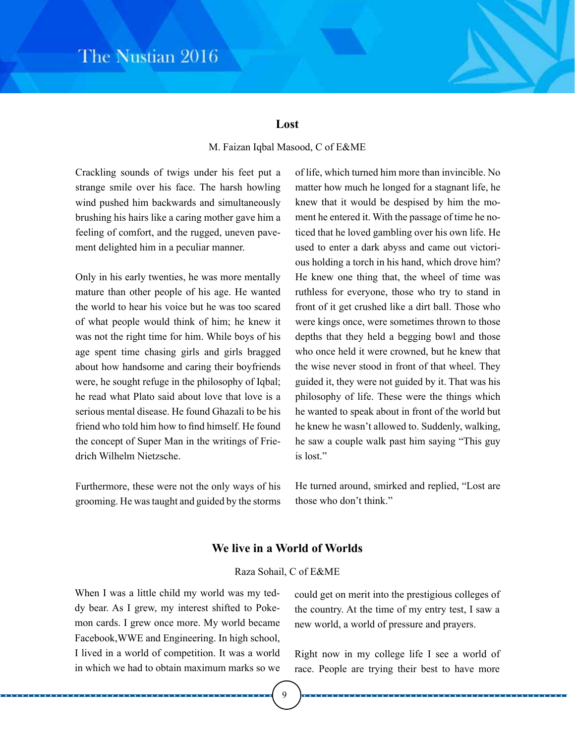## Lost

M. Faizan Iqbal Masood, C of E&ME

Crackling sounds of twigs under his feet put a strange smile over his face. The harsh howling wind pushed him backwards and simultaneously brushing his hairs like a caring mother gave him a feeling of comfort, and the rugged, uneven pavement delighted him in a peculiar manner.

Only in his early twenties, he was more mentally mature than other people of his age. He wanted the world to hear his voice but he was too scared of what people would think of him; he knew it was not the right time for him. While boys of his age spent time chasing girls and girls bragged about how handsome and caring their boyfriends were, he sought refuge in the philosophy of Iqbal; he read what Plato said about love that love is a serious mental disease. He found Ghazali to be his friend who told him how to find himself. He found the concept of Super Man in the writings of Friedrich Wilhelm Nietzsche.

Furthermore, these were not the only ways of his grooming. He was taught and guided by the storms of life, which turned him more than invincible. No matter how much he longed for a stagnant life, he knew that it would be despised by him the moment he entered it. With the passage of time he noticed that he loved gambling over his own life. He used to enter a dark abyss and came out victorious holding a torch in his hand, which drove him? He knew one thing that, the wheel of time was ruthless for everyone, those who try to stand in front of it get crushed like a dirt ball. Those who were kings once, were sometimes thrown to those depths that they held a begging bowl and those who once held it were crowned, but he knew that the wise never stood in front of that wheel. They guided it, they were not guided by it. That was his philosophy of life. These were the things which he wanted to speak about in front of the world but he knew he wasn't allowed to. Suddenly, walking, he saw a couple walk past him saying "This guy is lost."

He turned around, smirked and replied, "Lost are those who don't think."

## We live in a World of Worlds

Raza Sohail, C of E&ME

When I was a little child my world was my teddy bear. As I grew, my interest shifted to Pokemon cards. I grew once more. My world became Facebook,WWE and Engineering. In high school, I lived in a world of competition. It was a world in which we had to obtain maximum marks so we could get on merit into the prestigious colleges of the country. At the time of my entry test, I saw a new world, a world of pressure and prayers.

Right now in my college life I see a world of race. People are trying their best to have more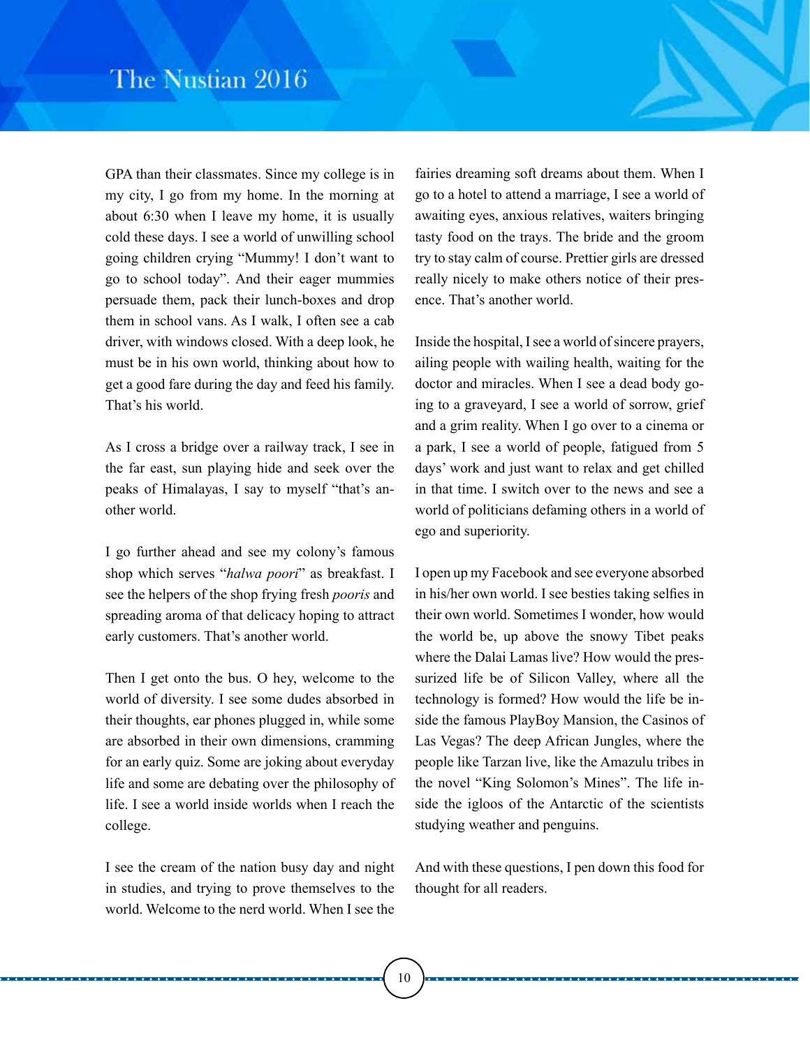GPA than their classmates. Since my college is in my city, I go from my home. In the morning at about 6:30 when I leave my home, it is usually cold these days. I see a world of unwilling school going children crying "Mummy! I don't want to go to school today". And their eager mummies persuade them, pack their lunch-boxes and drop them in school vans. As I walk, I often see a cab driver, with windows closed. With a deep look, he must be in his own world, thinking about how to get a good fare during the day and feed his family. That's his world.

As I cross a bridge over a railway track, I see in the far east, sun playing hide and seek over the peaks of Himalayas, I say to myself "that's another world.

I go further ahead and see my colony's famous shop which serves "*halwa poori*" as breakfast. I see the helpers of the shop frying fresh *pooris* and spreading aroma of that delicacy hoping to attract early customers. That's another world.

Then I get onto the bus. O hey, welcome to the world of diversity. I see some dudes absorbed in their thoughts, ear phones plugged in, while some are absorbed in their own dimensions, cramming for an early quiz. Some are joking about everyday life and some are debating over the philosophy of life. I see a world inside worlds when I reach the college.

I see the cream of the nation busy day and night in studies, and trying to prove themselves to the world. Welcome to the nerd world. When I see the fairies dreaming soft dreams about them. When I go to a hotel to attend a marriage, I see a world of awaiting eyes, anxious relatives, waiters bringing tasty food on the trays. The bride and the groom try to stay calm of course. Prettier girls are dressed really nicely to make others notice of their presence. That's another world.

Inside the hospital, I see a world of sincere prayers, ailing people with wailing health, waiting for the doctor and miracles. When I see a dead body going to a graveyard, I see a world of sorrow, grief and a grim reality. When I go over to a cinema or a park, I see a world of people, fatigued from 5 days' work and just want to relax and get chilled in that time. I switch over to the news and see a world of politicians defaming others in a world of ego and superiority.

I open up my Facebook and see everyone absorbed in his/her own world. I see besties taking selfies in their own world. Sometimes I wonder, how would the world be, up above the snowy Tibet peaks where the Dalai Lamas live? How would the pressurized life be of Silicon Valley, where all the technology is formed? How would the life be inside the famous PlayBoy Mansion, the Casinos of Las Vegas? The deep African Jungles, where the people like Tarzan live, like the Amazulu tribes in the novel "King Solomon's Mines". The life inside the igloos of the Antarctic of the scientists studying weather and penguins.

And with these questions, I pen down this food for thought for all readers.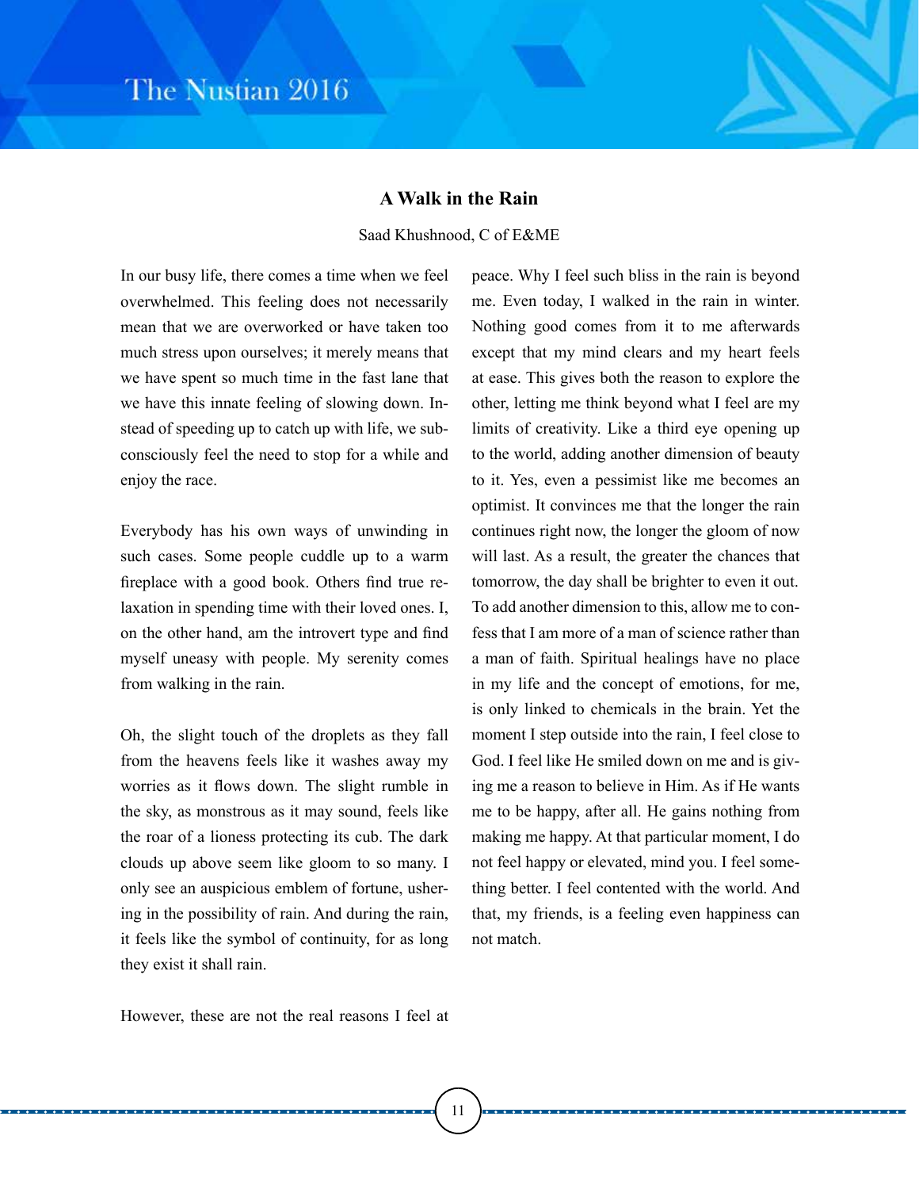## A Walk in the Rain

Saad Khushnood, C of E&ME

In our busy life, there comes a time when we feel overwhelmed. This feeling does not necessarily mean that we are overworked or have taken too much stress upon ourselves; it merely means that we have spent so much time in the fast lane that we have this innate feeling of slowing down. Instead of speeding up to catch up with life, we subconsciously feel the need to stop for a while and enjoy the race.

Everybody has his own ways of unwinding in such cases. Some people cuddle up to a warm fireplace with a good book. Others find true relaxation in spending time with their loved ones. I, on the other hand, am the introvert type and find myself uneasy with people. My serenity comes from walking in the rain.

Oh, the slight touch of the droplets as they fall from the heavens feels like it washes away my worries as it flows down. The slight rumble in the sky, as monstrous as it may sound, feels like the roar of a lioness protecting its cub. The dark clouds up above seem like gloom to so many. I only see an auspicious emblem of fortune, ushering in the possibility of rain. And during the rain, it feels like the symbol of continuity, for as long they exist it shall rain.

However, these are not the real reasons I feel at peace. Why I feel such bliss in the rain is beyond me. Even today, I walked in the rain in winter. Nothing good comes from it to me afterwards except that my mind clears and my heart feels at ease. This gives both the reason to explore the other, letting me think beyond what I feel are my limits of creativity. Like a third eye opening up to the world, adding another dimension of beauty to it. Yes, even a pessimist like me becomes an optimist. It convinces me that the longer the rain continues right now, the longer the gloom of now will last. As a result, the greater the chances that tomorrow, the day shall be brighter to even it out. To add another dimension to this, allow me to confess that I am more of a man of science rather than a man of faith. Spiritual healings have no place in my life and the concept of emotions, for me, is only linked to chemicals in the brain. Yet the moment I step outside into the rain, I feel close to God. I feel like He smiled down on me and is giving me a reason to believe in Him. As if He wants me to be happy, after all. He gains nothing from making me happy. At that particular moment, I do not feel happy or elevated, mind you. I feel something better. I feel contented with the world. And that, my friends, is a feeling even happiness can not match.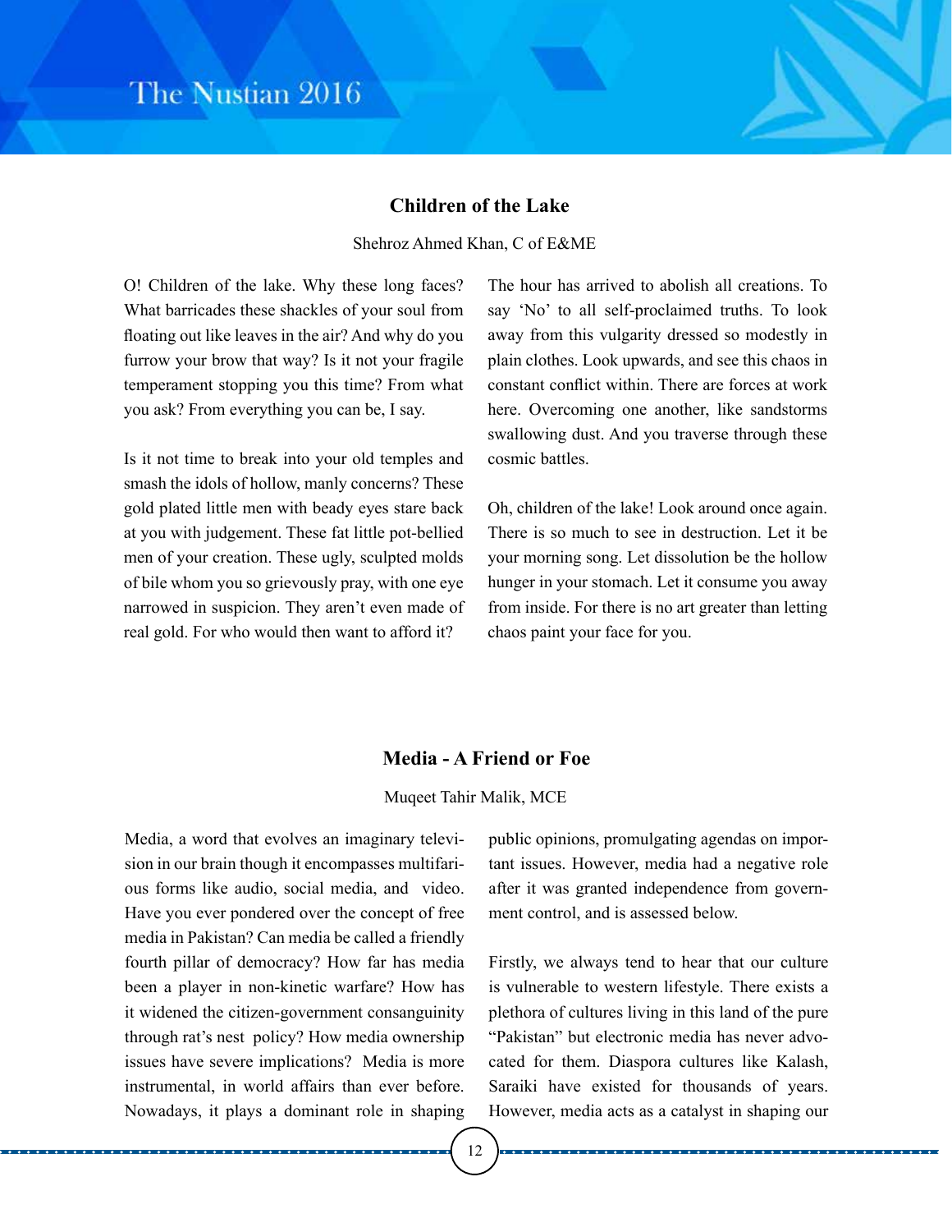## Children of the Lake

Shehroz Ahmed Khan, C of E&ME

O! Children of the lake. Why these long faces? What barricades these shackles of your soul from floating out like leaves in the air? And why do you furrow your brow that way? Is it not your fragile temperament stopping you this time? From what you ask? From everything you can be, I say.

Is it not time to break into your old temples and smash the idols of hollow, manly concerns? These gold plated little men with beady eyes stare back at you with judgement. These fat little pot-bellied men of your creation. These ugly, sculpted molds of bile whom you so grievously pray, with one eye narrowed in suspicion. They aren't even made of real gold. For who would then want to afford it?

The hour has arrived to abolish all creations. To say 'No' to all self-proclaimed truths. To look away from this vulgarity dressed so modestly in plain clothes. Look upwards, and see this chaos in constant conflict within. There are forces at work here. Overcoming one another, like sandstorms swallowing dust. And you traverse through these cosmic battles.

Oh, children of the lake! Look around once again. There is so much to see in destruction. Let it be your morning song. Let dissolution be the hollow hunger in your stomach. Let it consume you away from inside. For there is no art greater than letting chaos paint your face for you.

## Media - A Friend or Foe

Muqeet Tahir Malik, MCE

Media, a word that evolves an imaginary television in our brain though it encompasses multifarious forms like audio, social media, and video. Have you ever pondered over the concept of free media in Pakistan? Can media be called a friendly fourth pillar of democracy? How far has media been a player in non-kinetic warfare? How has it widened the citizen-government consanguinity through rat's nest policy? How media ownership issues have severe implications? Media is more instrumental, in world affairs than ever before. Nowadays, it plays a dominant role in shaping public opinions, promulgating agendas on important issues. However, media had a negative role after it was granted independence from government control, and is assessed below.

Firstly, we always tend to hear that our culture is vulnerable to western lifestyle. There exists a plethora of cultures living in this land of the pure "Pakistan" but electronic media has never advocated for them. Diaspora cultures like Kalash, Saraiki have existed for thousands of years. However, media acts as a catalyst in shaping our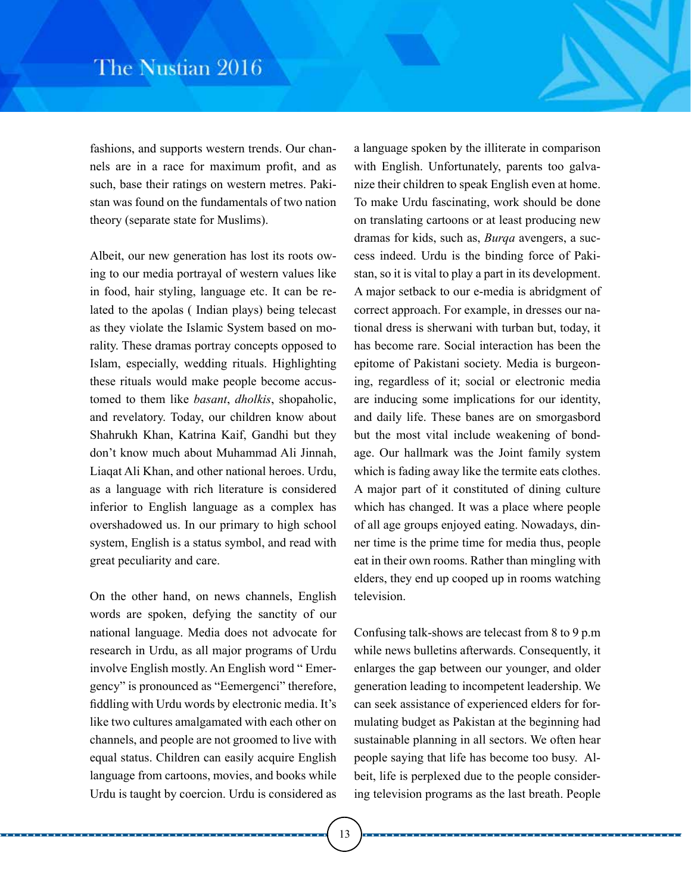fashions, and supports western trends. Our channels are in a race for maximum profit, and as such, base their ratings on western metres. Pakistan was found on the fundamentals of two nation theory (separate state for Muslims).

Albeit, our new generation has lost its roots owing to our media portrayal of western values like in food, hair styling, language etc. It can be related to the apolas ( Indian plays) being telecast as they violate the Islamic System based on morality. These dramas portray concepts opposed to Islam, especially, wedding rituals. Highlighting these rituals would make people become accustomed to them like *basant*, *dholkis*, shopaholic, and revelatory. Today, our children know about Shahrukh Khan, Katrina Kaif, Gandhi but they don't know much about Muhammad Ali Jinnah, Liaqat Ali Khan, and other national heroes. Urdu, as a language with rich literature is considered inferior to English language as a complex has overshadowed us. In our primary to high school system, English is a status symbol, and read with great peculiarity and care.

On the other hand, on news channels, English words are spoken, defying the sanctity of our national language. Media does not advocate for research in Urdu, as all major programs of Urdu involve English mostly. An English word " Emergency" is pronounced as "Eemergenci" therefore, fiddling with Urdu words by electronic media. It's like two cultures amalgamated with each other on channels, and people are not groomed to live with equal status. Children can easily acquire English language from cartoons, movies, and books while Urdu is taught by coercion. Urdu is considered as a language spoken by the illiterate in comparison with English. Unfortunately, parents too galvanize their children to speak English even at home. To make Urdu fascinating, work should be done on translating cartoons or at least producing new dramas for kids, such as, *Burqa* avengers, a success indeed. Urdu is the binding force of Pakistan, so it is vital to play a part in its development. A major setback to our e-media is abridgment of correct approach. For example, in dresses our national dress is sherwani with turban but, today, it has become rare. Social interaction has been the epitome of Pakistani society. Media is burgeoning, regardless of it; social or electronic media are inducing some implications for our identity, and daily life. These banes are on smorgasbord but the most vital include weakening of bondage. Our hallmark was the Joint family system which is fading away like the termite eats clothes. A major part of it constituted of dining culture which has changed. It was a place where people of all age groups enjoyed eating. Nowadays, dinner time is the prime time for media thus, people eat in their own rooms. Rather than mingling with elders, they end up cooped up in rooms watching television.

Confusing talk-shows are telecast from 8 to 9 p.m while news bulletins afterwards. Consequently, it enlarges the gap between our younger, and older generation leading to incompetent leadership. We can seek assistance of experienced elders for formulating budget as Pakistan at the beginning had sustainable planning in all sectors. We often hear people saying that life has become too busy. Albeit, life is perplexed due to the people considering television programs as the last breath. People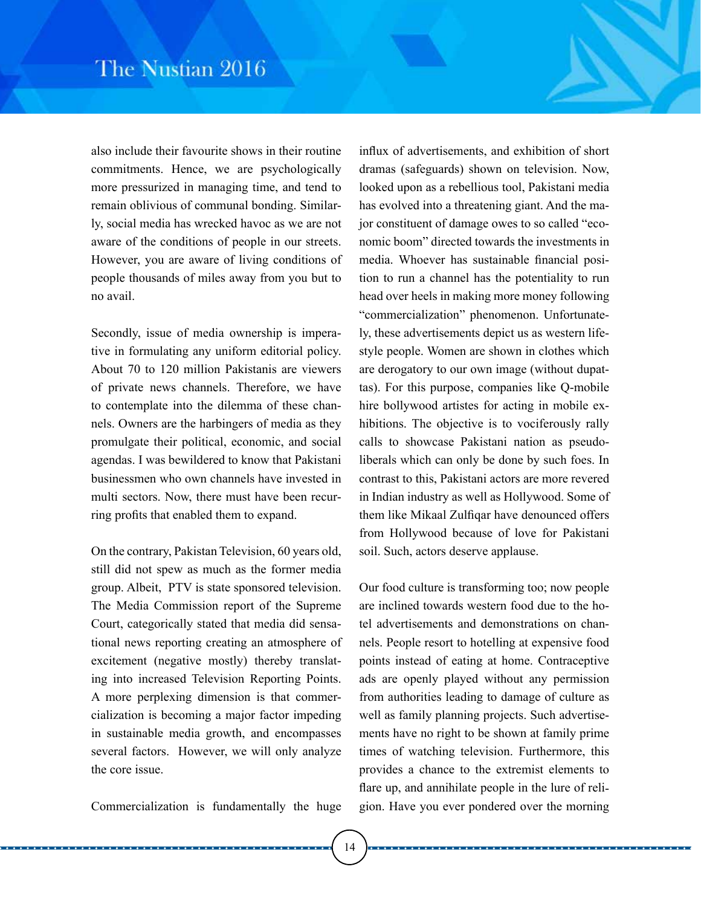also include their favourite shows in their routine commitments. Hence, we are psychologically more pressurized in managing time, and tend to remain oblivious of communal bonding. Similarly, social media has wrecked havoc as we are not aware of the conditions of people in our streets. However, you are aware of living conditions of people thousands of miles away from you but to no avail.

Secondly, issue of media ownership is imperative in formulating any uniform editorial policy. About 70 to 120 million Pakistanis are viewers of private news channels. Therefore, we have to contemplate into the dilemma of these channels. Owners are the harbingers of media as they promulgate their political, economic, and social agendas. I was bewildered to know that Pakistani businessmen who own channels have invested in multi sectors. Now, there must have been recurring profits that enabled them to expand.

On the contrary, Pakistan Television, 60 years old, still did not spew as much as the former media group. Albeit, PTV is state sponsored television. The Media Commission report of the Supreme Court, categorically stated that media did sensational news reporting creating an atmosphere of excitement (negative mostly) thereby translating into increased Television Reporting Points. A more perplexing dimension is that commercialization is becoming a major factor impeding in sustainable media growth, and encompasses several factors. However, we will only analyze the core issue.

Commercialization is fundamentally the huge influx of advertisements, and exhibition of short dramas (safeguards) shown on television. Now, looked upon as a rebellious tool, Pakistani media has evolved into a threatening giant. And the major constituent of damage owes to so called "economic boom" directed towards the investments in media. Whoever has sustainable financial position to run a channel has the potentiality to run head over heels in making more money following "commercialization" phenomenon. Unfortunately, these advertisements depict us as western lifestyle people. Women are shown in clothes which are derogatory to our own image (without dupattas). For this purpose, companies like Q-mobile hire bollywood artistes for acting in mobile exhibitions. The objective is to vociferously rally calls to showcase Pakistani nation as pseudo-liberals which can only be done by such foes. In contrast to this, Pakistani actors are more revered in Indian industry as well as Hollywood. Some of them like Mikaal Zulfiqar have denounced offers from Hollywood because of love for Pakistani soil. Such, actors deserve applause.

Our food culture is transforming too; now people are inclined towards western food due to the hotel advertisements and demonstrations on channels. People resort to hotelling at expensive food points instead of eating at home. Contraceptive ads are openly played without any permission from authorities leading to damage of culture as well as family planning projects. Such advertisements have no right to be shown at family prime times of watching television. Furthermore, this provides a chance to the extremist elements to flare up, and annihilate people in the lure of religion. Have you ever pondered over the morning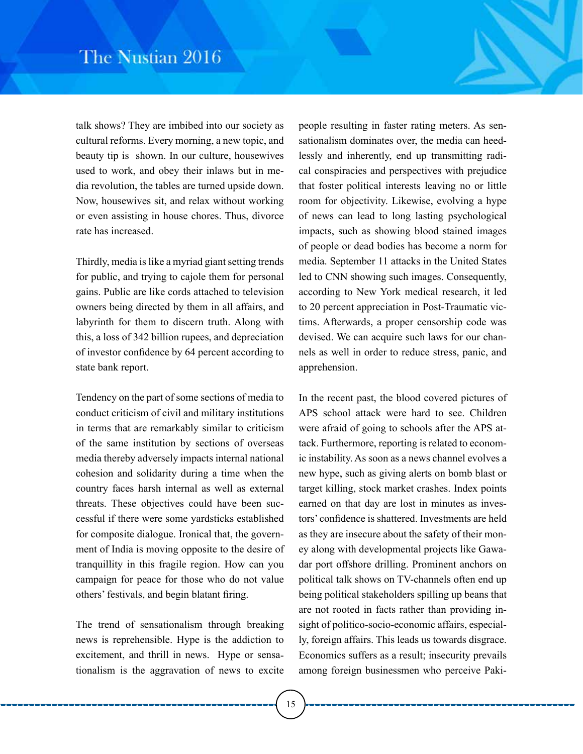talk shows? They are imbibed into our society as cultural reforms. Every morning, a new topic, and beauty tip is shown. In our culture, housewives used to work, and obey their inlaws but in media revolution, the tables are turned upside down. Now, housewives sit, and relax without working or even assisting in house chores. Thus, divorce rate has increased.

Thirdly, media is like a myriad giant setting trends for public, and trying to cajole them for personal gains. Public are like cords attached to television owners being directed by them in all affairs, and labyrinth for them to discern truth. Along with this, a loss of 342 billion rupees, and depreciation of investor confidence by 64 percent according to state bank report.

Tendency on the part of some sections of media to conduct criticism of civil and military institutions in terms that are remarkably similar to criticism of the same institution by sections of overseas media thereby adversely impacts internal national cohesion and solidarity during a time when the country faces harsh internal as well as external threats. These objectives could have been successful if there were some yardsticks established for composite dialogue. Ironical that, the government of India is moving opposite to the desire of tranquillity in this fragile region. How can you campaign for peace for those who do not value others' festivals, and begin blatant firing.

The trend of sensationalism through breaking news is reprehensible. Hype is the addiction to excitement, and thrill in news. Hype or sensationalism is the aggravation of news to excite people resulting in faster rating meters. As sensationalism dominates over, the media can heedlessly and inherently, end up transmitting radical conspiracies and perspectives with prejudice that foster political interests leaving no or little room for objectivity. Likewise, evolving a hype of news can lead to long lasting psychological impacts, such as showing blood stained images of people or dead bodies has become a norm for media. September 11 attacks in the United States led to CNN showing such images. Consequently, according to New York medical research, it led to 20 percent appreciation in Post-Traumatic victims. Afterwards, a proper censorship code was devised. We can acquire such laws for our channels as well in order to reduce stress, panic, and apprehension.

In the recent past, the blood covered pictures of APS school attack were hard to see. Children were afraid of going to schools after the APS attack. Furthermore, reporting is related to economic instability. As soon as a news channel evolves a new hype, such as giving alerts on bomb blast or target killing, stock market crashes. Index points earned on that day are lost in minutes as investors' confidence is shattered. Investments are held as they are insecure about the safety of their money along with developmental projects like Gawadar port offshore drilling. Prominent anchors on political talk shows on TV-channels often end up being political stakeholders spilling up beans that are not rooted in facts rather than providing insight of politico-socio-economic affairs, especially, foreign affairs. This leads us towards disgrace. Economics suffers as a result; insecurity prevails among foreign businessmen who perceive Paki-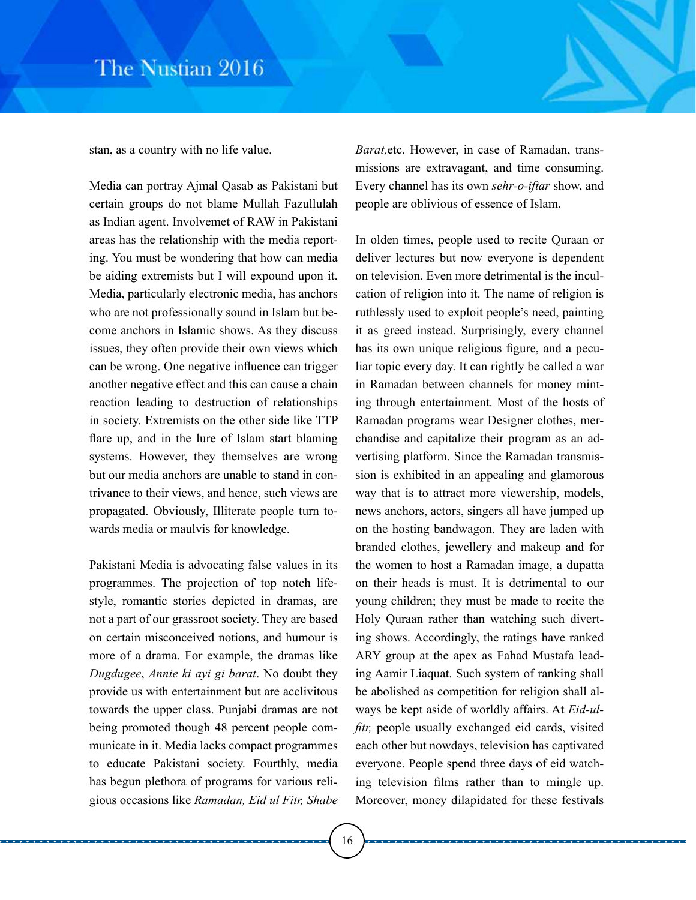stan, as a country with no life value.

Media can portray Ajmal Qasab as Pakistani but certain groups do not blame Mullah Fazullulah as Indian agent. Involvemet of RAW in Pakistani areas has the relationship with the media reporting. You must be wondering that how can media be aiding extremists but I will expound upon it. Media, particularly electronic media, has anchors who are not professionally sound in Islam but become anchors in Islamic shows. As they discuss issues, they often provide their own views which can be wrong. One negative influence can trigger another negative effect and this can cause a chain reaction leading to destruction of relationships in society. Extremists on the other side like TTP flare up, and in the lure of Islam start blaming systems. However, they themselves are wrong but our media anchors are unable to stand in contrivance to their views, and hence, such views are propagated. Obviously, Illiterate people turn towards media or maulvis for knowledge.

Pakistani Media is advocating false values in its programmes. The projection of top notch lifestyle, romantic stories depicted in dramas, are not a part of our grassroot society. They are based on certain misconceived notions, and humour is more of a drama. For example, the dramas like *Dugdugee*, *Annie ki ayi gi barat*. No doubt they provide us with entertainment but are acclivitous towards the upper class. Punjabi dramas are not being promoted though 48 percent people communicate in it. Media lacks compact programmes to educate Pakistani society. Fourthly, media has begun plethora of programs for various religious occasions like *Ramadan, Eid ul Fitr, Shabe Barat,*etc. However, in case of Ramadan, transmissions are extravagant, and time consuming. Every channel has its own *sehr-o-iftar* show, and people are oblivious of essence of Islam.

In olden times, people used to recite Quraan or deliver lectures but now everyone is dependent on television. Even more detrimental is the inculcation of religion into it. The name of religion is ruthlessly used to exploit people's need, painting it as greed instead. Surprisingly, every channel has its own unique religious figure, and a peculiar topic every day. It can rightly be called a war in Ramadan between channels for money minting through entertainment. Most of the hosts of Ramadan programs wear Designer clothes, merchandise and capitalize their program as an advertising platform. Since the Ramadan transmission is exhibited in an appealing and glamorous way that is to attract more viewership, models, news anchors, actors, singers all have jumped up on the hosting bandwagon. They are laden with branded clothes, jewellery and makeup and for the women to host a Ramadan image, a dupatta on their heads is must. It is detrimental to our young children; they must be made to recite the Holy Quraan rather than watching such diverting shows. Accordingly, the ratings have ranked ARY group at the apex as Fahad Mustafa leading Aamir Liaquat. Such system of ranking shall be abolished as competition for religion shall always be kept aside of worldly affairs. At *Eid-ul-fitr,* people usually exchanged eid cards, visited each other but nowdays, television has captivated everyone. People spend three days of eid watching television films rather than to mingle up. Moreover, money dilapidated for these festivals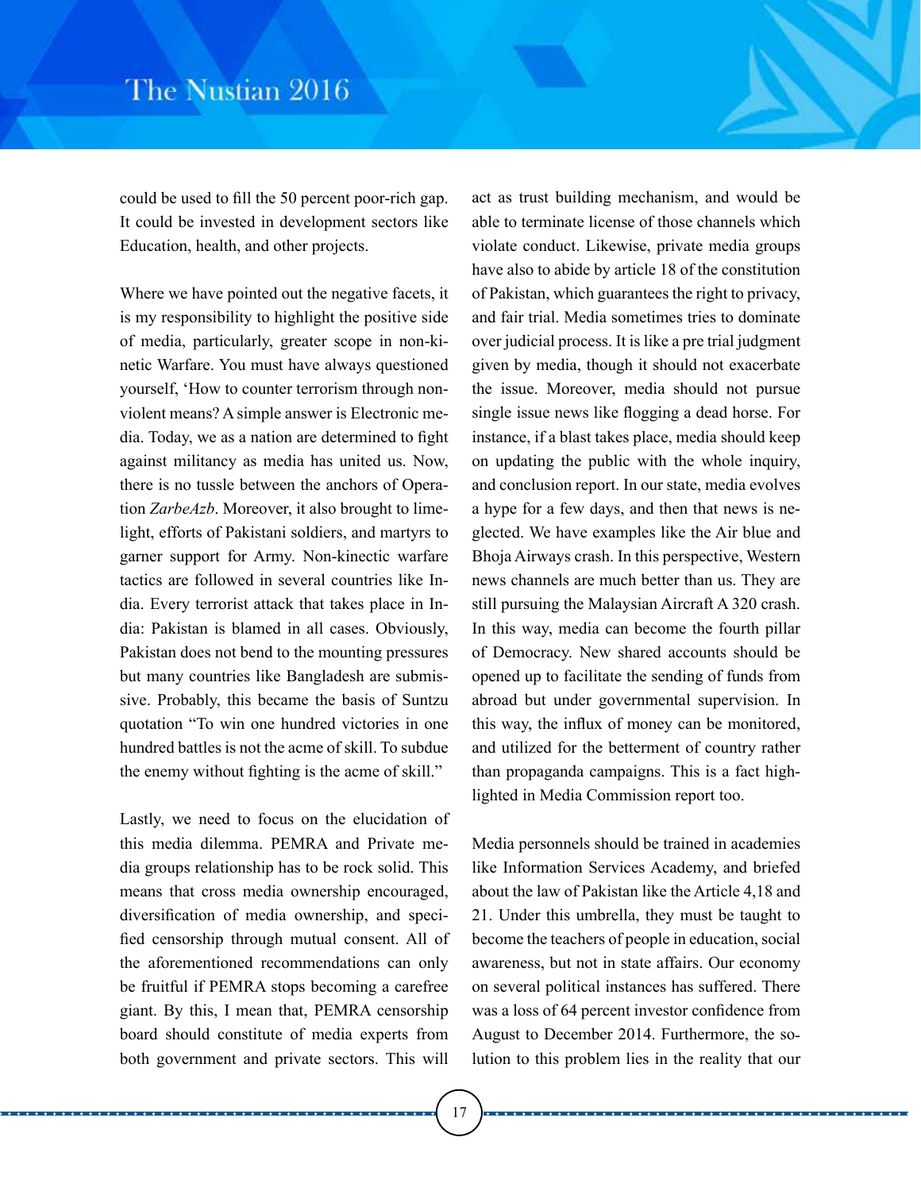could be used to fill the 50 percent poor-rich gap. It could be invested in development sectors like Education, health, and other projects.

Where we have pointed out the negative facets, it is my responsibility to highlight the positive side of media, particularly, greater scope in non-kinetic Warfare. You must have always questioned yourself, 'How to counter terrorism through non-violent means? A simple answer is Electronic media. Today, we as a nation are determined to fight against militancy as media has united us. Now, there is no tussle between the anchors of Operation *ZarbeAzb*. Moreover, it also brought to limelight, efforts of Pakistani soldiers, and martyrs to garner support for Army. Non-kinectic warfare tactics are followed in several countries like India. Every terrorist attack that takes place in India: Pakistan is blamed in all cases. Obviously, Pakistan does not bend to the mounting pressures but many countries like Bangladesh are submissive. Probably, this became the basis of Suntzu quotation "To win one hundred victories in one hundred battles is not the acme of skill. To subdue the enemy without fighting is the acme of skill."

Lastly, we need to focus on the elucidation of this media dilemma. PEMRA and Private media groups relationship has to be rock solid. This means that cross media ownership encouraged, diversification of media ownership, and specified censorship through mutual consent. All of the aforementioned recommendations can only be fruitful if PEMRA stops becoming a carefree giant. By this, I mean that, PEMRA censorship board should constitute of media experts from both government and private sectors. This will act as trust building mechanism, and would be able to terminate license of those channels which violate conduct. Likewise, private media groups have also to abide by article 18 of the constitution of Pakistan, which guarantees the right to privacy, and fair trial. Media sometimes tries to dominate over judicial process. It is like a pre trial judgment given by media, though it should not exacerbate the issue. Moreover, media should not pursue single issue news like flogging a dead horse. For instance, if a blast takes place, media should keep on updating the public with the whole inquiry, and conclusion report. In our state, media evolves a hype for a few days, and then that news is neglected. We have examples like the Air blue and Bhoja Airways crash. In this perspective, Western news channels are much better than us. They are still pursuing the Malaysian Aircraft A 320 crash. In this way, media can become the fourth pillar of Democracy. New shared accounts should be opened up to facilitate the sending of funds from abroad but under governmental supervision. In this way, the influx of money can be monitored, and utilized for the betterment of country rather than propaganda campaigns. This is a fact highlighted in Media Commission report too.

Media personnels should be trained in academies like Information Services Academy, and briefed about the law of Pakistan like the Article 4,18 and 21. Under this umbrella, they must be taught to become the teachers of people in education, social awareness, but not in state affairs. Our economy on several political instances has suffered. There was a loss of 64 percent investor confidence from August to December 2014. Furthermore, the solution to this problem lies in the reality that our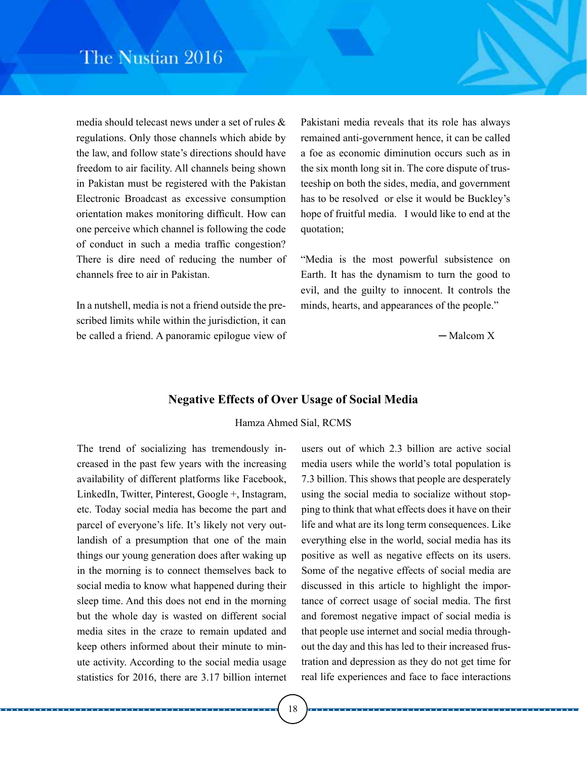media should telecast news under a set of rules & regulations. Only those channels which abide by the law, and follow state's directions should have freedom to air facility. All channels being shown in Pakistan must be registered with the Pakistan Electronic Broadcast as excessive consumption orientation makes monitoring difficult. How can one perceive which channel is following the code of conduct in such a media traffic congestion? There is dire need of reducing the number of channels free to air in Pakistan.

In a nutshell, media is not a friend outside the prescribed limits while within the jurisdiction, it can be called a friend. A panoramic epilogue view of Pakistani media reveals that its role has always remained anti-government hence, it can be called a foe as economic diminution occurs such as in the six month long sit in. The core dispute of trusteeship on both the sides, media, and government has to be resolved or else it would be Buckley's hope of fruitful media. I would like to end at the quotation;

"Media is the most powerful subsistence on Earth. It has the dynamism to turn the good to evil, and the guilty to innocent. It controls the minds, hearts, and appearances of the people."

─ Malcom X

## Negative Effects of Over Usage of Social Media

Hamza Ahmed Sial, RCMS

The trend of socializing has tremendously increased in the past few years with the increasing availability of different platforms like Facebook, LinkedIn, Twitter, Pinterest, Google +, Instagram, etc. Today social media has become the part and parcel of everyone's life. It's likely not very outlandish of a presumption that one of the main things our young generation does after waking up in the morning is to connect themselves back to social media to know what happened during their sleep time. And this does not end in the morning but the whole day is wasted on different social media sites in the craze to remain updated and keep others informed about their minute to minute activity. According to the social media usage statistics for 2016, there are 3.17 billion internet users out of which 2.3 billion are active social media users while the world's total population is 7.3 billion. This shows that people are desperately using the social media to socialize without stopping to think that what effects does it have on their life and what are its long term consequences. Like everything else in the world, social media has its positive as well as negative effects on its users. Some of the negative effects of social media are discussed in this article to highlight the importance of correct usage of social media. The first and foremost negative impact of social media is that people use internet and social media throughout the day and this has led to their increased frustration and depression as they do not get time for real life experiences and face to face interactions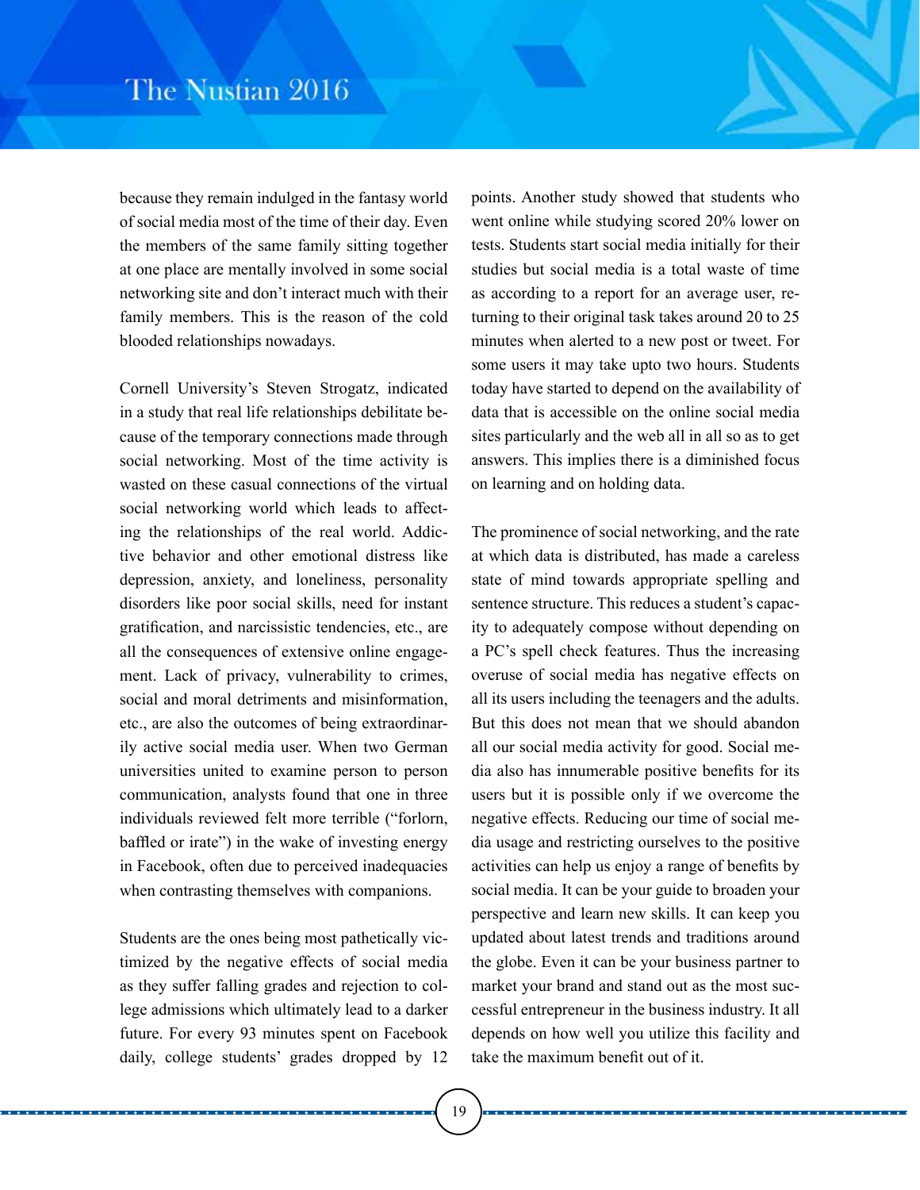because they remain indulged in the fantasy world of social media most of the time of their day. Even the members of the same family sitting together at one place are mentally involved in some social networking site and don't interact much with their family members. This is the reason of the cold blooded relationships nowadays.

Cornell University's Steven Strogatz, indicated in a study that real life relationships debilitate because of the temporary connections made through social networking. Most of the time activity is wasted on these casual connections of the virtual social networking world which leads to affecting the relationships of the real world. Addictive behavior and other emotional distress like depression, anxiety, and loneliness, personality disorders like poor social skills, need for instant gratification, and narcissistic tendencies, etc., are all the consequences of extensive online engagement. Lack of privacy, vulnerability to crimes, social and moral detriments and misinformation, etc., are also the outcomes of being extraordinarily active social media user. When two German universities united to examine person to person communication, analysts found that one in three individuals reviewed felt more terrible ("forlorn, baffled or irate") in the wake of investing energy in Facebook, often due to perceived inadequacies when contrasting themselves with companions.

Students are the ones being most pathetically victimized by the negative effects of social media as they suffer falling grades and rejection to college admissions which ultimately lead to a darker future. For every 93 minutes spent on Facebook daily, college students' grades dropped by 12 points. Another study showed that students who went online while studying scored 20% lower on tests. Students start social media initially for their studies but social media is a total waste of time as according to a report for an average user, returning to their original task takes around 20 to 25 minutes when alerted to a new post or tweet. For some users it may take upto two hours. Students today have started to depend on the availability of data that is accessible on the online social media sites particularly and the web all in all so as to get answers. This implies there is a diminished focus on learning and on holding data.

The prominence of social networking, and the rate at which data is distributed, has made a careless state of mind towards appropriate spelling and sentence structure. This reduces a student's capacity to adequately compose without depending on a PC's spell check features. Thus the increasing overuse of social media has negative effects on all its users including the teenagers and the adults. But this does not mean that we should abandon all our social media activity for good. Social media also has innumerable positive benefits for its users but it is possible only if we overcome the negative effects. Reducing our time of social media usage and restricting ourselves to the positive activities can help us enjoy a range of benefits by social media. It can be your guide to broaden your perspective and learn new skills. It can keep you updated about latest trends and traditions around the globe. Even it can be your business partner to market your brand and stand out as the most successful entrepreneur in the business industry. It all depends on how well you utilize this facility and take the maximum benefit out of it.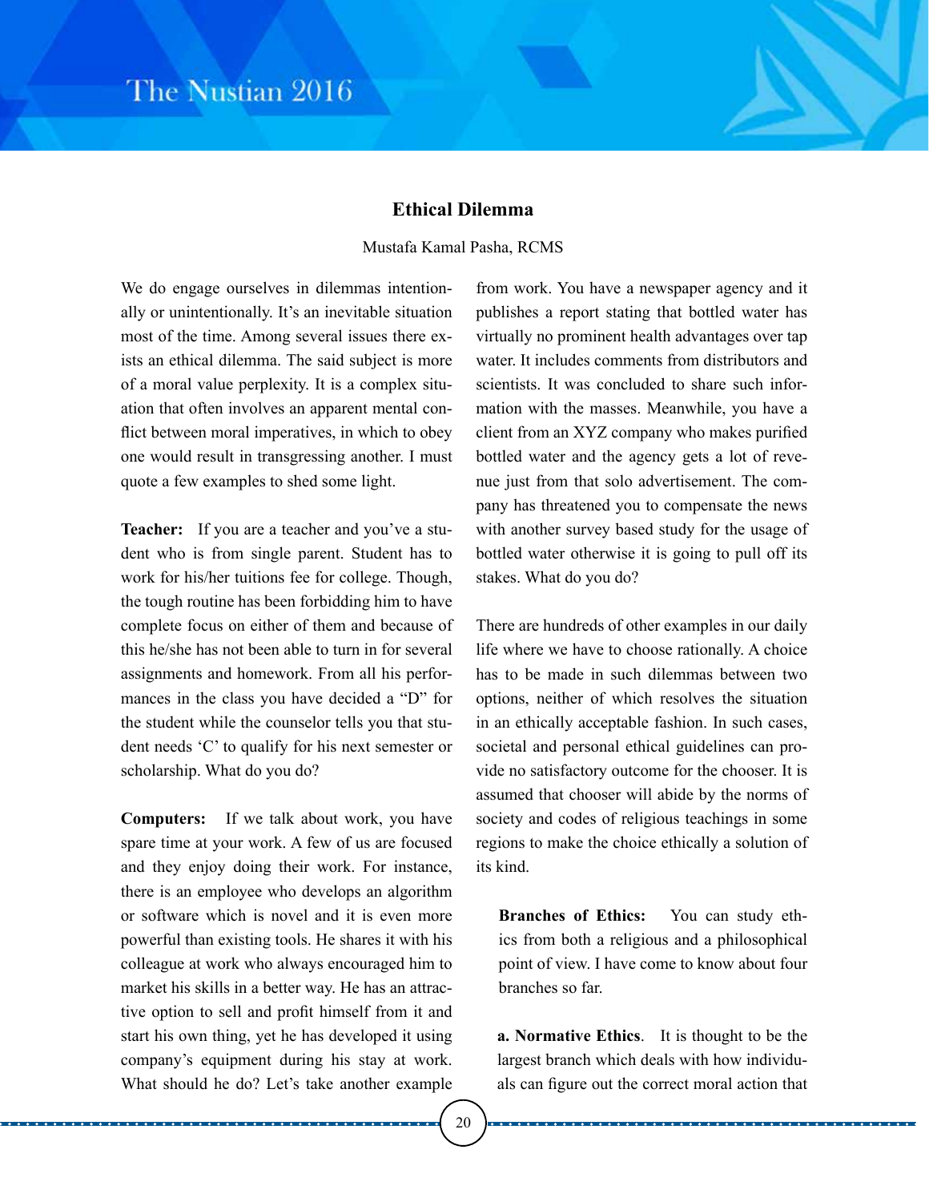## Ethical Dilemma

Mustafa Kamal Pasha, RCMS

We do engage ourselves in dilemmas intentionally or unintentionally. It's an inevitable situation most of the time. Among several issues there exists an ethical dilemma. The said subject is more of a moral value perplexity. It is a complex situation that often involves an apparent mental conflict between moral imperatives, in which to obey one would result in transgressing another. I must quote a few examples to shed some light.

**Teacher:** If you are a teacher and you've a student who is from single parent. Student has to work for his/her tuitions fee for college. Though, the tough routine has been forbidding him to have complete focus on either of them and because of this he/she has not been able to turn in for several assignments and homework. From all his performances in the class you have decided a "D" for the student while the counselor tells you that student needs 'C' to qualify for his next semester or scholarship. What do you do?

**Computers:** If we talk about work, you have spare time at your work. A few of us are focused and they enjoy doing their work. For instance, there is an employee who develops an algorithm or software which is novel and it is even more powerful than existing tools. He shares it with his colleague at work who always encouraged him to market his skills in a better way. He has an attractive option to sell and profit himself from it and start his own thing, yet he has developed it using company's equipment during his stay at work. What should he do? Let's take another example from work. You have a newspaper agency and it publishes a report stating that bottled water has virtually no prominent health advantages over tap water. It includes comments from distributors and scientists. It was concluded to share such information with the masses. Meanwhile, you have a client from an XYZ company who makes purified bottled water and the agency gets a lot of revenue just from that solo advertisement. The company has threatened you to compensate the news with another survey based study for the usage of bottled water otherwise it is going to pull off its stakes. What do you do?

There are hundreds of other examples in our daily life where we have to choose rationally. A choice has to be made in such dilemmas between two options, neither of which resolves the situation in an ethically acceptable fashion. In such cases, societal and personal ethical guidelines can provide no satisfactory outcome for the chooser. It is assumed that chooser will abide by the norms of society and codes of religious teachings in some regions to make the choice ethically a solution of its kind.

**Branches of Ethics:** You can study ethics from both a religious and a philosophical point of view. I have come to know about four branches so far.

**a. Normative Ethics**. It is thought to be the largest branch which deals with how individuals can figure out the correct moral action that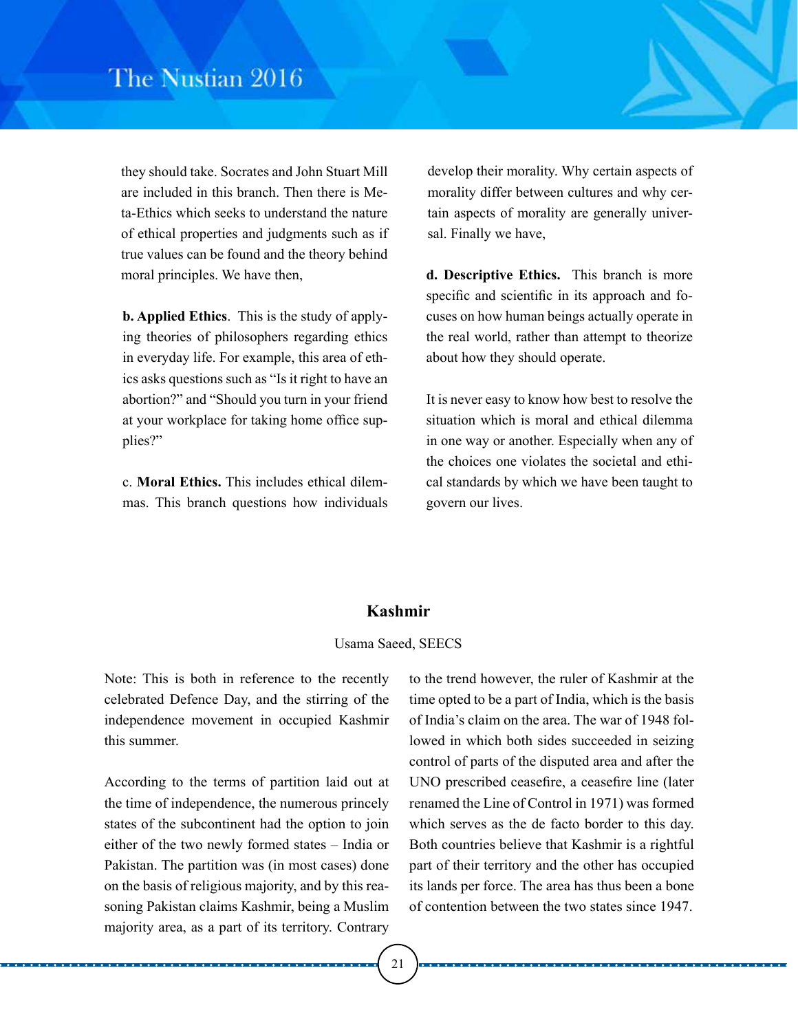they should take. Socrates and John Stuart Mill are included in this branch. Then there is Meta-Ethics which seeks to understand the nature of ethical properties and judgments such as if true values can be found and the theory behind moral principles. We have then,

**b. Applied Ethics**. This is the study of applying theories of philosophers regarding ethics in everyday life. For example, this area of ethics asks questions such as "Is it right to have an abortion?" and "Should you turn in your friend at your workplace for taking home office supplies?"

c. **Moral Ethics.** This includes ethical dilemmas. This branch questions how individuals develop their morality. Why certain aspects of morality differ between cultures and why certain aspects of morality are generally universal. Finally we have,

**d. Descriptive Ethics.** This branch is more specific and scientific in its approach and focuses on how human beings actually operate in the real world, rather than attempt to theorize about how they should operate.

It is never easy to know how best to resolve the situation which is moral and ethical dilemma in one way or another. Especially when any of the choices one violates the societal and ethical standards by which we have been taught to govern our lives.

## Kashmir

Usama Saeed, SEECS

Note: This is both in reference to the recently celebrated Defence Day, and the stirring of the independence movement in occupied Kashmir this summer.

According to the terms of partition laid out at the time of independence, the numerous princely states of the subcontinent had the option to join either of the two newly formed states – India or Pakistan. The partition was (in most cases) done on the basis of religious majority, and by this reasoning Pakistan claims Kashmir, being a Muslim majority area, as a part of its territory. Contrary to the trend however, the ruler of Kashmir at the time opted to be a part of India, which is the basis of India's claim on the area. The war of 1948 followed in which both sides succeeded in seizing control of parts of the disputed area and after the UNO prescribed ceasefire, a ceasefire line (later renamed the Line of Control in 1971) was formed which serves as the de facto border to this day. Both countries believe that Kashmir is a rightful part of their territory and the other has occupied its lands per force. The area has thus been a bone of contention between the two states since 1947.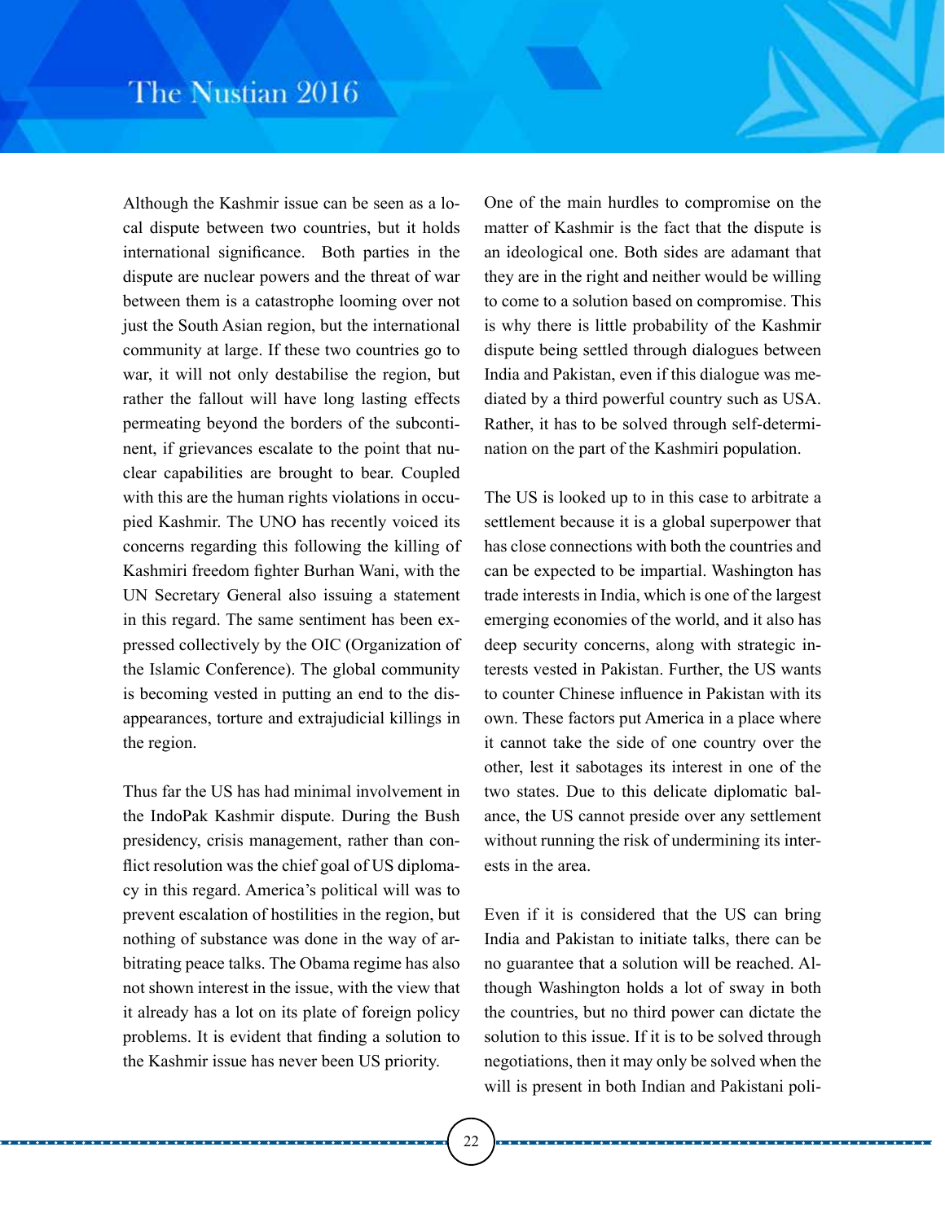Although the Kashmir issue can be seen as a local dispute between two countries, but it holds international significance. Both parties in the dispute are nuclear powers and the threat of war between them is a catastrophe looming over not just the South Asian region, but the international community at large. If these two countries go to war, it will not only destabilise the region, but rather the fallout will have long lasting effects permeating beyond the borders of the subcontinent, if grievances escalate to the point that nuclear capabilities are brought to bear. Coupled with this are the human rights violations in occupied Kashmir. The UNO has recently voiced its concerns regarding this following the killing of Kashmiri freedom fighter Burhan Wani, with the UN Secretary General also issuing a statement in this regard. The same sentiment has been expressed collectively by the OIC (Organization of the Islamic Conference). The global community is becoming vested in putting an end to the disappearances, torture and extrajudicial killings in the region.

Thus far the US has had minimal involvement in the IndoPak Kashmir dispute. During the Bush presidency, crisis management, rather than conflict resolution was the chief goal of US diplomacy in this regard. America's political will was to prevent escalation of hostilities in the region, but nothing of substance was done in the way of arbitrating peace talks. The Obama regime has also not shown interest in the issue, with the view that it already has a lot on its plate of foreign policy problems. It is evident that finding a solution to the Kashmir issue has never been US priority.

One of the main hurdles to compromise on the matter of Kashmir is the fact that the dispute is an ideological one. Both sides are adamant that they are in the right and neither would be willing to come to a solution based on compromise. This is why there is little probability of the Kashmir dispute being settled through dialogues between India and Pakistan, even if this dialogue was mediated by a third powerful country such as USA. Rather, it has to be solved through self-determination on the part of the Kashmiri population.

The US is looked up to in this case to arbitrate a settlement because it is a global superpower that has close connections with both the countries and can be expected to be impartial. Washington has trade interests in India, which is one of the largest emerging economies of the world, and it also has deep security concerns, along with strategic interests vested in Pakistan. Further, the US wants to counter Chinese influence in Pakistan with its own. These factors put America in a place where it cannot take the side of one country over the other, lest it sabotages its interest in one of the two states. Due to this delicate diplomatic balance, the US cannot preside over any settlement without running the risk of undermining its interests in the area.

Even if it is considered that the US can bring India and Pakistan to initiate talks, there can be no guarantee that a solution will be reached. Although Washington holds a lot of sway in both the countries, but no third power can dictate the solution to this issue. If it is to be solved through negotiations, then it may only be solved when the will is present in both Indian and Pakistani poli-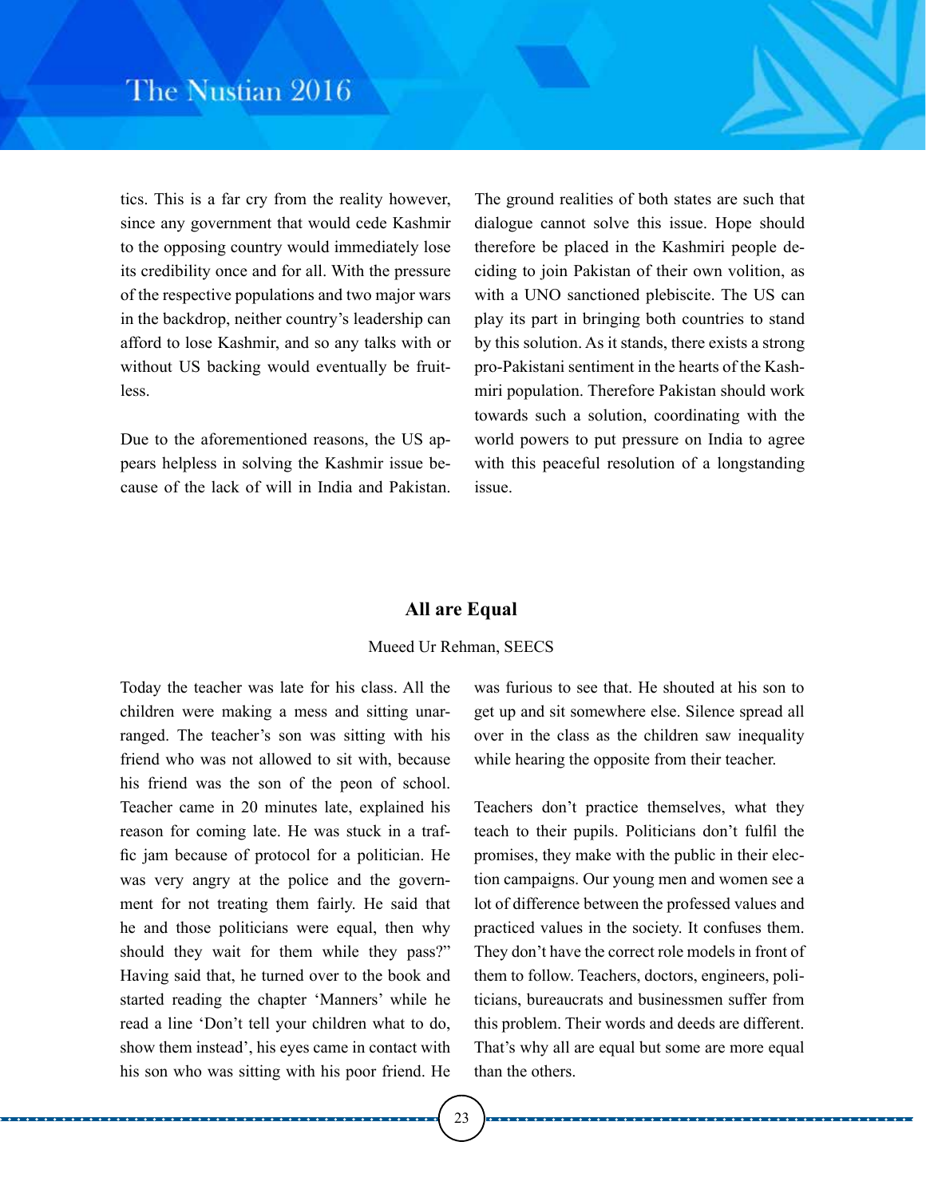tics. This is a far cry from the reality however, since any government that would cede Kashmir to the opposing country would immediately lose its credibility once and for all. With the pressure of the respective populations and two major wars in the backdrop, neither country's leadership can afford to lose Kashmir, and so any talks with or without US backing would eventually be fruitless.

Due to the aforementioned reasons, the US appears helpless in solving the Kashmir issue because of the lack of will in India and Pakistan. The ground realities of both states are such that dialogue cannot solve this issue. Hope should therefore be placed in the Kashmiri people deciding to join Pakistan of their own volition, as with a UNO sanctioned plebiscite. The US can play its part in bringing both countries to stand by this solution. As it stands, there exists a strong pro-Pakistani sentiment in the hearts of the Kashmiri population. Therefore Pakistan should work towards such a solution, coordinating with the world powers to put pressure on India to agree with this peaceful resolution of a longstanding issue.

## All are Equal

Mueed Ur Rehman, SEECS

Today the teacher was late for his class. All the children were making a mess and sitting unarranged. The teacher's son was sitting with his friend who was not allowed to sit with, because his friend was the son of the peon of school. Teacher came in 20 minutes late, explained his reason for coming late. He was stuck in a traffic jam because of protocol for a politician. He was very angry at the police and the government for not treating them fairly. He said that he and those politicians were equal, then why should they wait for them while they pass?" Having said that, he turned over to the book and started reading the chapter 'Manners' while he read a line 'Don't tell your children what to do, show them instead', his eyes came in contact with his son who was sitting with his poor friend. He was furious to see that. He shouted at his son to get up and sit somewhere else. Silence spread all over in the class as the children saw inequality while hearing the opposite from their teacher.

Teachers don't practice themselves, what they teach to their pupils. Politicians don't fulfil the promises, they make with the public in their election campaigns. Our young men and women see a lot of difference between the professed values and practiced values in the society. It confuses them. They don't have the correct role models in front of them to follow. Teachers, doctors, engineers, politicians, bureaucrats and businessmen suffer from this problem. Their words and deeds are different. That's why all are equal but some are more equal than the others.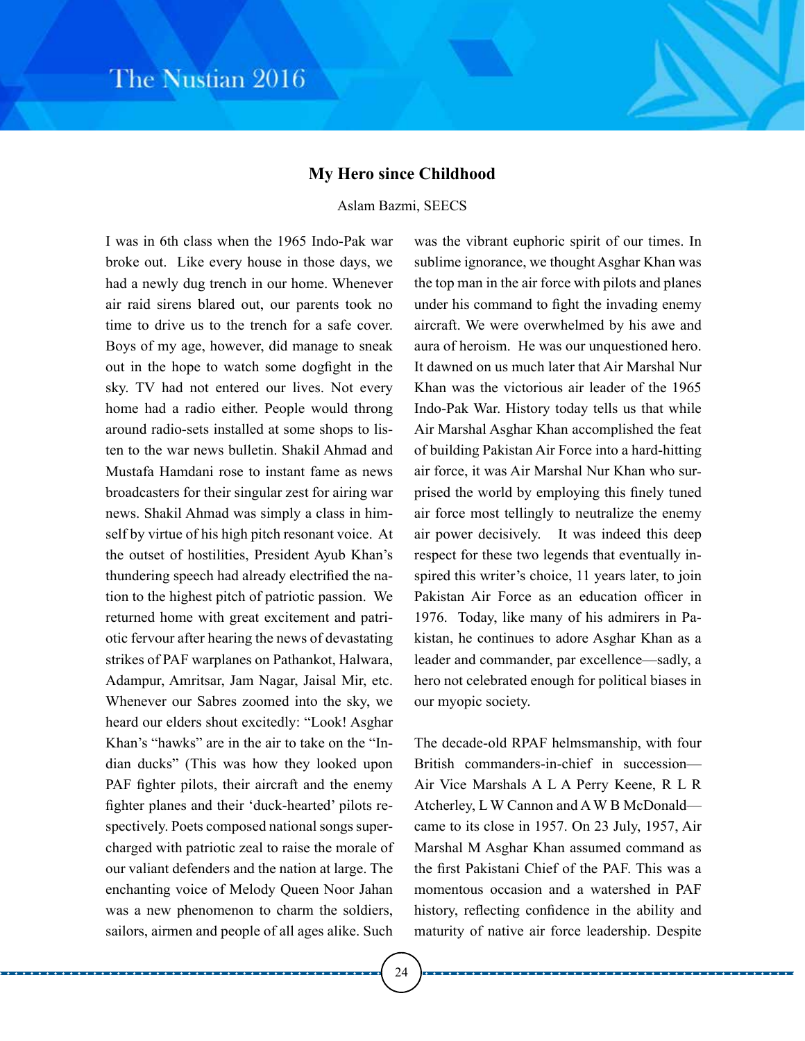## My Hero since Childhood

Aslam Bazmi, SEECS

I was in 6th class when the 1965 Indo-Pak war broke out. Like every house in those days, we had a newly dug trench in our home. Whenever air raid sirens blared out, our parents took no time to drive us to the trench for a safe cover. Boys of my age, however, did manage to sneak out in the hope to watch some dogfight in the sky. TV had not entered our lives. Not every home had a radio either. People would throng around radio-sets installed at some shops to listen to the war news bulletin. Shakil Ahmad and Mustafa Hamdani rose to instant fame as news broadcasters for their singular zest for airing war news. Shakil Ahmad was simply a class in himself by virtue of his high pitch resonant voice. At the outset of hostilities, President Ayub Khan's thundering speech had already electrified the nation to the highest pitch of patriotic passion. We returned home with great excitement and patriotic fervour after hearing the news of devastating strikes of PAF warplanes on Pathankot, Halwara, Adampur, Amritsar, Jam Nagar, Jaisal Mir, etc. Whenever our Sabres zoomed into the sky, we heard our elders shout excitedly: "Look! Asghar Khan's "hawks" are in the air to take on the "Indian ducks" (This was how they looked upon PAF fighter pilots, their aircraft and the enemy fighter planes and their 'duck-hearted' pilots respectively. Poets composed national songs supercharged with patriotic zeal to raise the morale of our valiant defenders and the nation at large. The enchanting voice of Melody Queen Noor Jahan was a new phenomenon to charm the soldiers, sailors, airmen and people of all ages alike. Such was the vibrant euphoric spirit of our times. In sublime ignorance, we thought Asghar Khan was the top man in the air force with pilots and planes under his command to fight the invading enemy aircraft. We were overwhelmed by his awe and aura of heroism. He was our unquestioned hero. It dawned on us much later that Air Marshal Nur Khan was the victorious air leader of the 1965 Indo-Pak War. History today tells us that while Air Marshal Asghar Khan accomplished the feat of building Pakistan Air Force into a hard-hitting air force, it was Air Marshal Nur Khan who surprised the world by employing this finely tuned air force most tellingly to neutralize the enemy air power decisively. It was indeed this deep respect for these two legends that eventually inspired this writer's choice, 11 years later, to join Pakistan Air Force as an education officer in 1976. Today, like many of his admirers in Pakistan, he continues to adore Asghar Khan as a leader and commander, par excellence—sadly, a hero not celebrated enough for political biases in our myopic society.

The decade-old RPAF helmsmanship, with four British commanders-in-chief in succession—Air Vice Marshals A L A Perry Keene, R L R Atcherley, L W Cannon and A W B McDonald—came to its close in 1957. On 23 July, 1957, Air Marshal M Asghar Khan assumed command as the first Pakistani Chief of the PAF. This was a momentous occasion and a watershed in PAF history, reflecting confidence in the ability and maturity of native air force leadership. Despite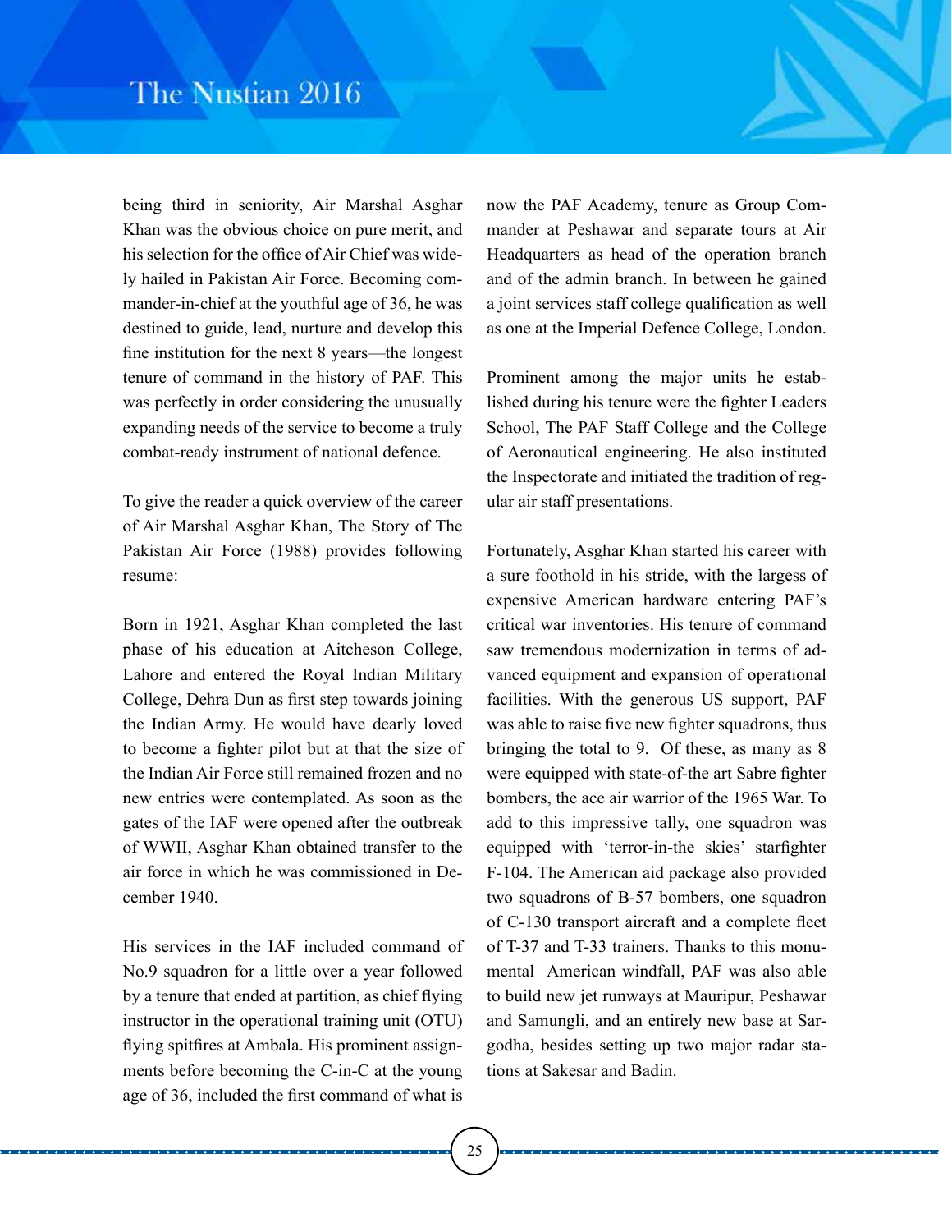being third in seniority, Air Marshal Asghar Khan was the obvious choice on pure merit, and his selection for the office of Air Chief was widely hailed in Pakistan Air Force. Becoming commander-in-chief at the youthful age of 36, he was destined to guide, lead, nurture and develop this fine institution for the next 8 years—the longest tenure of command in the history of PAF. This was perfectly in order considering the unusually expanding needs of the service to become a truly combat-ready instrument of national defence.

To give the reader a quick overview of the career of Air Marshal Asghar Khan, The Story of The Pakistan Air Force (1988) provides following resume:

Born in 1921, Asghar Khan completed the last phase of his education at Aitcheson College, Lahore and entered the Royal Indian Military College, Dehra Dun as first step towards joining the Indian Army. He would have dearly loved to become a fighter pilot but at that the size of the Indian Air Force still remained frozen and no new entries were contemplated. As soon as the gates of the IAF were opened after the outbreak of WWII, Asghar Khan obtained transfer to the air force in which he was commissioned in December 1940.

His services in the IAF included command of No.9 squadron for a little over a year followed by a tenure that ended at partition, as chief flying instructor in the operational training unit (OTU) flying spitfires at Ambala. His prominent assignments before becoming the C-in-C at the young age of 36, included the first command of what is now the PAF Academy, tenure as Group Commander at Peshawar and separate tours at Air Headquarters as head of the operation branch and of the admin branch. In between he gained a joint services staff college qualification as well as one at the Imperial Defence College, London.

Prominent among the major units he established during his tenure were the fighter Leaders School, The PAF Staff College and the College of Aeronautical engineering. He also instituted the Inspectorate and initiated the tradition of regular air staff presentations.

Fortunately, Asghar Khan started his career with a sure foothold in his stride, with the largess of expensive American hardware entering PAF's critical war inventories. His tenure of command saw tremendous modernization in terms of advanced equipment and expansion of operational facilities. With the generous US support, PAF was able to raise five new fighter squadrons, thus bringing the total to 9. Of these, as many as 8 were equipped with state-of-the art Sabre fighter bombers, the ace air warrior of the 1965 War. To add to this impressive tally, one squadron was equipped with 'terror-in-the skies' starfighter F-104. The American aid package also provided two squadrons of B-57 bombers, one squadron of C-130 transport aircraft and a complete fleet of T-37 and T-33 trainers. Thanks to this monumental American windfall, PAF was also able to build new jet runways at Mauripur, Peshawar and Samungli, and an entirely new base at Sargodha, besides setting up two major radar stations at Sakesar and Badin.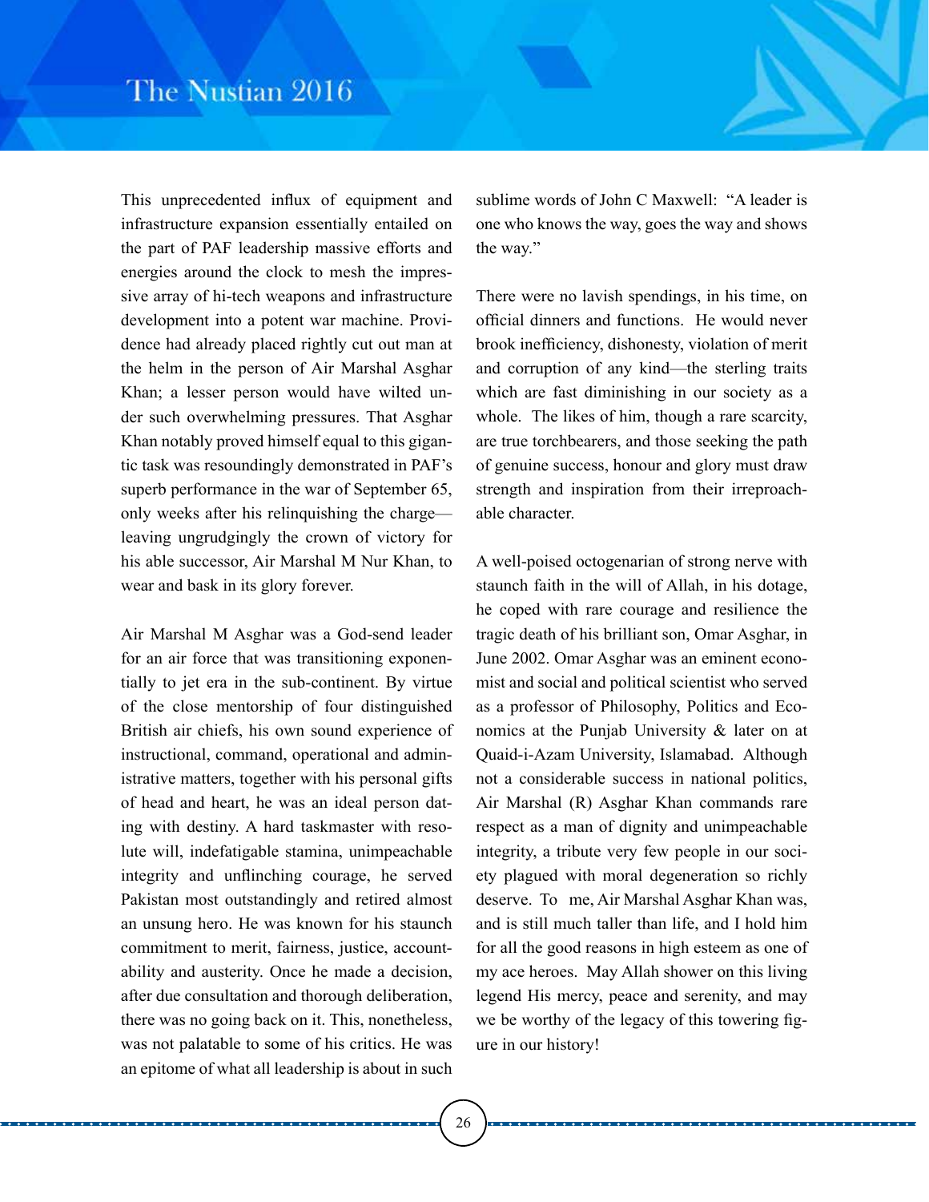This unprecedented influx of equipment and infrastructure expansion essentially entailed on the part of PAF leadership massive efforts and energies around the clock to mesh the impressive array of hi-tech weapons and infrastructure development into a potent war machine. Providence had already placed rightly cut out man at the helm in the person of Air Marshal Asghar Khan; a lesser person would have wilted under such overwhelming pressures. That Asghar Khan notably proved himself equal to this gigantic task was resoundingly demonstrated in PAF's superb performance in the war of September 65, only weeks after his relinquishing the charge—leaving ungrudgingly the crown of victory for his able successor, Air Marshal M Nur Khan, to wear and bask in its glory forever.

Air Marshal M Asghar was a God-send leader for an air force that was transitioning exponentially to jet era in the sub-continent. By virtue of the close mentorship of four distinguished British air chiefs, his own sound experience of instructional, command, operational and administrative matters, together with his personal gifts of head and heart, he was an ideal person dating with destiny. A hard taskmaster with resolute will, indefatigable stamina, unimpeachable integrity and unflinching courage, he served Pakistan most outstandingly and retired almost an unsung hero. He was known for his staunch commitment to merit, fairness, justice, accountability and austerity. Once he made a decision, after due consultation and thorough deliberation, there was no going back on it. This, nonetheless, was not palatable to some of his critics. He was an epitome of what all leadership is about in such sublime words of John C Maxwell: "A leader is one who knows the way, goes the way and shows the way."

There were no lavish spendings, in his time, on official dinners and functions. He would never brook inefficiency, dishonesty, violation of merit and corruption of any kind—the sterling traits which are fast diminishing in our society as a whole. The likes of him, though a rare scarcity, are true torchbearers, and those seeking the path of genuine success, honour and glory must draw strength and inspiration from their irreproachable character.

A well-poised octogenarian of strong nerve with staunch faith in the will of Allah, in his dotage, he coped with rare courage and resilience the tragic death of his brilliant son, Omar Asghar, in June 2002. Omar Asghar was an eminent economist and social and political scientist who served as a professor of Philosophy, Politics and Economics at the Punjab University & later on at Quaid-i-Azam University, Islamabad. Although not a considerable success in national politics, Air Marshal (R) Asghar Khan commands rare respect as a man of dignity and unimpeachable integrity, a tribute very few people in our society plagued with moral degeneration so richly deserve. To me, Air Marshal Asghar Khan was, and is still much taller than life, and I hold him for all the good reasons in high esteem as one of my ace heroes. May Allah shower on this living legend His mercy, peace and serenity, and may we be worthy of the legacy of this towering figure in our history!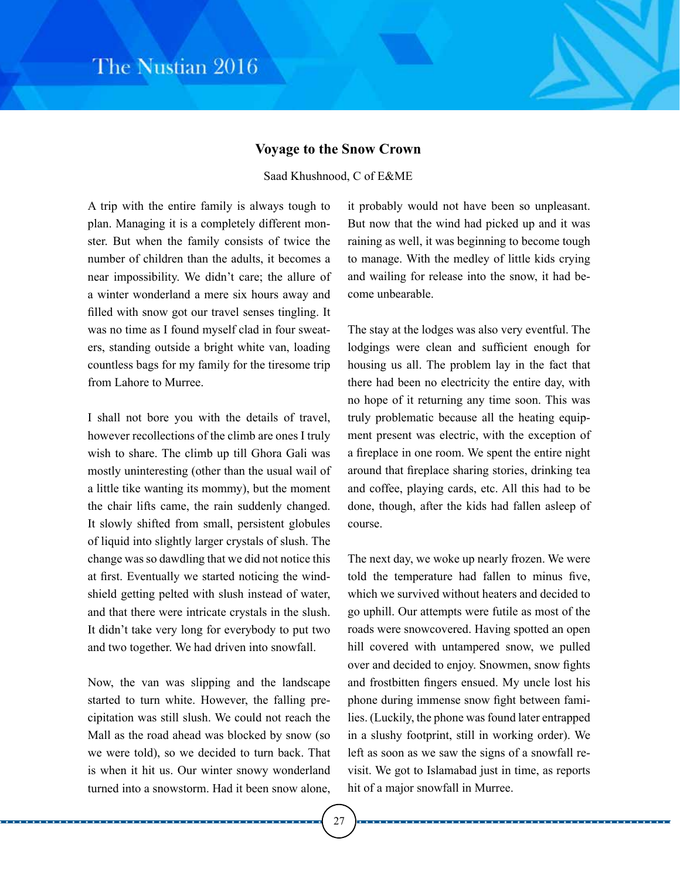## Voyage to the Snow Crown

Saad Khushnood, C of E&ME

A trip with the entire family is always tough to plan. Managing it is a completely different monster. But when the family consists of twice the number of children than the adults, it becomes a near impossibility. We didn't care; the allure of a winter wonderland a mere six hours away and filled with snow got our travel senses tingling. It was no time as I found myself clad in four sweaters, standing outside a bright white van, loading countless bags for my family for the tiresome trip from Lahore to Murree.

I shall not bore you with the details of travel, however recollections of the climb are ones I truly wish to share. The climb up till Ghora Gali was mostly uninteresting (other than the usual wail of a little tike wanting its mommy), but the moment the chair lifts came, the rain suddenly changed. It slowly shifted from small, persistent globules of liquid into slightly larger crystals of slush. The change was so dawdling that we did not notice this at first. Eventually we started noticing the windshield getting pelted with slush instead of water, and that there were intricate crystals in the slush. It didn't take very long for everybody to put two and two together. We had driven into snowfall.

Now, the van was slipping and the landscape started to turn white. However, the falling precipitation was still slush. We could not reach the Mall as the road ahead was blocked by snow (so we were told), so we decided to turn back. That is when it hit us. Our winter snowy wonderland turned into a snowstorm. Had it been snow alone, it probably would not have been so unpleasant. But now that the wind had picked up and it was raining as well, it was beginning to become tough to manage. With the medley of little kids crying and wailing for release into the snow, it had become unbearable.

The stay at the lodges was also very eventful. The lodgings were clean and sufficient enough for housing us all. The problem lay in the fact that there had been no electricity the entire day, with no hope of it returning any time soon. This was truly problematic because all the heating equipment present was electric, with the exception of a fireplace in one room. We spent the entire night around that fireplace sharing stories, drinking tea and coffee, playing cards, etc. All this had to be done, though, after the kids had fallen asleep of course.

The next day, we woke up nearly frozen. We were told the temperature had fallen to minus five, which we survived without heaters and decided to go uphill. Our attempts were futile as most of the roads were snowcovered. Having spotted an open hill covered with untampered snow, we pulled over and decided to enjoy. Snowmen, snow fights and frostbitten fingers ensued. My uncle lost his phone during immense snow fight between families. (Luckily, the phone was found later entrapped in a slushy footprint, still in working order). We left as soon as we saw the signs of a snowfall revisit. We got to Islamabad just in time, as reports hit of a major snowfall in Murree.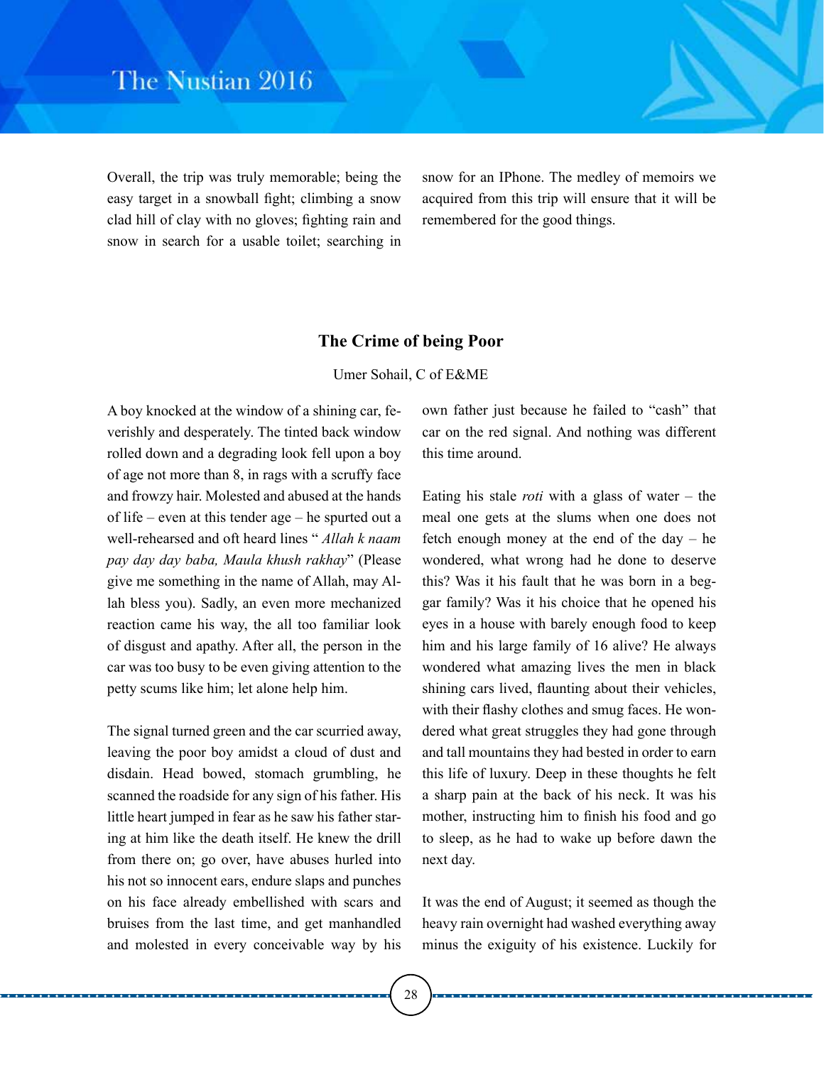Overall, the trip was truly memorable; being the easy target in a snowball fight; climbing a snow clad hill of clay with no gloves; fighting rain and snow in search for a usable toilet; searching in snow for an IPhone. The medley of memoirs we acquired from this trip will ensure that it will be remembered for the good things.

## The Crime of being Poor

Umer Sohail, C of E&ME

A boy knocked at the window of a shining car, feverishly and desperately. The tinted back window rolled down and a degrading look fell upon a boy of age not more than 8, in rags with a scruffy face and frowzy hair. Molested and abused at the hands of life – even at this tender age – he spurted out a well-rehearsed and oft heard lines " *Allah k naam pay day day baba, Maula khush rakhay*" (Please give me something in the name of Allah, may Allah bless you). Sadly, an even more mechanized reaction came his way, the all too familiar look of disgust and apathy. After all, the person in the car was too busy to be even giving attention to the petty scums like him; let alone help him.

The signal turned green and the car scurried away, leaving the poor boy amidst a cloud of dust and disdain. Head bowed, stomach grumbling, he scanned the roadside for any sign of his father. His little heart jumped in fear as he saw his father staring at him like the death itself. He knew the drill from there on; go over, have abuses hurled into his not so innocent ears, endure slaps and punches on his face already embellished with scars and bruises from the last time, and get manhandled and molested in every conceivable way by his own father just because he failed to "cash" that car on the red signal. And nothing was different this time around.

Eating his stale *roti* with a glass of water – the meal one gets at the slums when one does not fetch enough money at the end of the day – he wondered, what wrong had he done to deserve this? Was it his fault that he was born in a beggar family? Was it his choice that he opened his eyes in a house with barely enough food to keep him and his large family of 16 alive? He always wondered what amazing lives the men in black shining cars lived, flaunting about their vehicles, with their flashy clothes and smug faces. He wondered what great struggles they had gone through and tall mountains they had bested in order to earn this life of luxury. Deep in these thoughts he felt a sharp pain at the back of his neck. It was his mother, instructing him to finish his food and go to sleep, as he had to wake up before dawn the next day.

It was the end of August; it seemed as though the heavy rain overnight had washed everything away minus the exiguity of his existence. Luckily for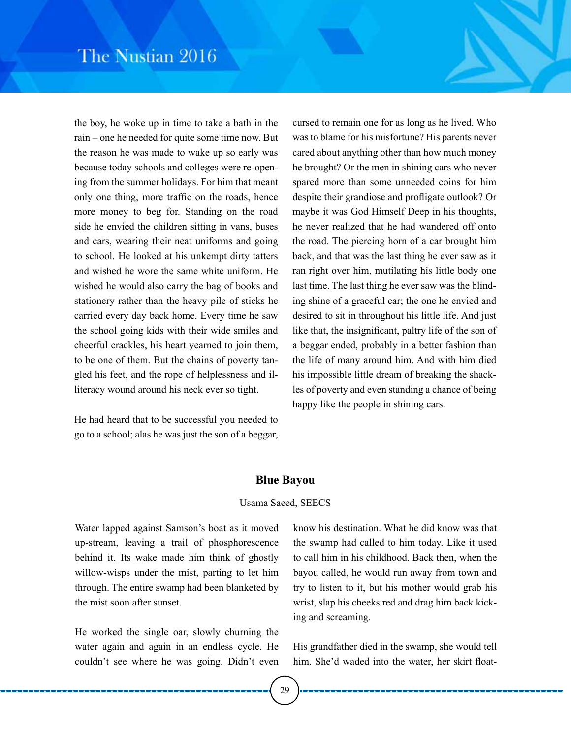the boy, he woke up in time to take a bath in the rain – one he needed for quite some time now. But the reason he was made to wake up so early was because today schools and colleges were re-opening from the summer holidays. For him that meant only one thing, more traffic on the roads, hence more money to beg for. Standing on the road side he envied the children sitting in vans, buses and cars, wearing their neat uniforms and going to school. He looked at his unkempt dirty tatters and wished he wore the same white uniform. He wished he would also carry the bag of books and stationery rather than the heavy pile of sticks he carried every day back home. Every time he saw the school going kids with their wide smiles and cheerful crackles, his heart yearned to join them, to be one of them. But the chains of poverty tangled his feet, and the rope of helplessness and illiteracy wound around his neck ever so tight.

He had heard that to be successful you needed to go to a school; alas he was just the son of a beggar, cursed to remain one for as long as he lived. Who was to blame for his misfortune? His parents never cared about anything other than how much money he brought? Or the men in shining cars who never spared more than some unneeded coins for him despite their grandiose and profligate outlook? Or maybe it was God Himself Deep in his thoughts, he never realized that he had wandered off onto the road. The piercing horn of a car brought him back, and that was the last thing he ever saw as it ran right over him, mutilating his little body one last time. The last thing he ever saw was the blinding shine of a graceful car; the one he envied and desired to sit in throughout his little life. And just like that, the insignificant, paltry life of the son of a beggar ended, probably in a better fashion than the life of many around him. And with him died his impossible little dream of breaking the shackles of poverty and even standing a chance of being happy like the people in shining cars.

## Blue Bayou

Usama Saeed, SEECS

Water lapped against Samson's boat as it moved up-stream, leaving a trail of phosphorescence behind it. Its wake made him think of ghostly willow-wisps under the mist, parting to let him through. The entire swamp had been blanketed by the mist soon after sunset.

He worked the single oar, slowly churning the water again and again in an endless cycle. He couldn't see where he was going. Didn't even know his destination. What he did know was that the swamp had called to him today. Like it used to call him in his childhood. Back then, when the bayou called, he would run away from town and try to listen to it, but his mother would grab his wrist, slap his cheeks red and drag him back kicking and screaming.

His grandfather died in the swamp, she would tell him. She'd waded into the water, her skirt float-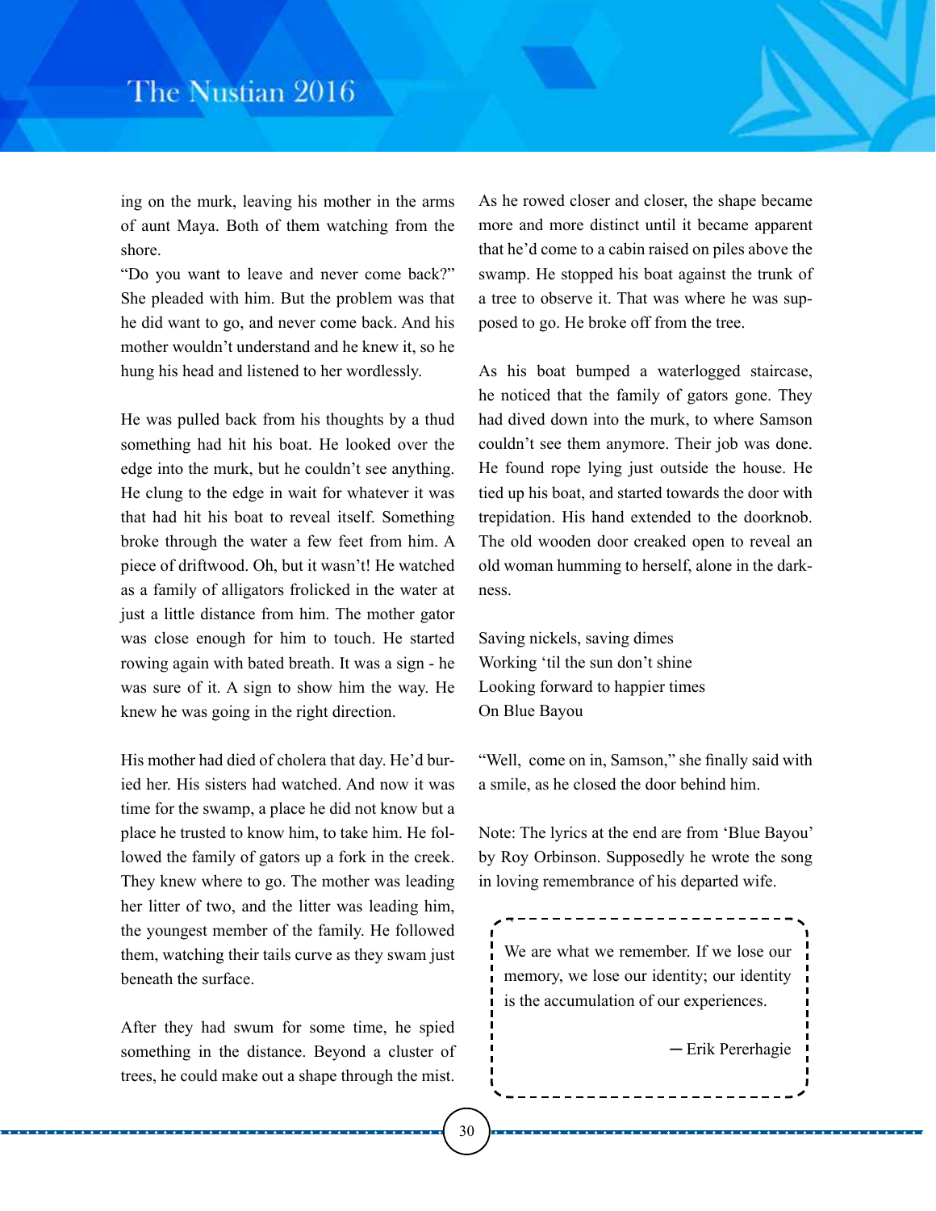ing on the murk, leaving his mother in the arms of aunt Maya. Both of them watching from the shore.

"Do you want to leave and never come back?" She pleaded with him. But the problem was that he did want to go, and never come back. And his mother wouldn't understand and he knew it, so he hung his head and listened to her wordlessly.

He was pulled back from his thoughts by a thud something had hit his boat. He looked over the edge into the murk, but he couldn't see anything. He clung to the edge in wait for whatever it was that had hit his boat to reveal itself. Something broke through the water a few feet from him. A piece of driftwood. Oh, but it wasn't! He watched as a family of alligators frolicked in the water at just a little distance from him. The mother gator was close enough for him to touch. He started rowing again with bated breath. It was a sign - he was sure of it. A sign to show him the way. He knew he was going in the right direction.

His mother had died of cholera that day. He'd buried her. His sisters had watched. And now it was time for the swamp, a place he did not know but a place he trusted to know him, to take him. He followed the family of gators up a fork in the creek. They knew where to go. The mother was leading her litter of two, and the litter was leading him, the youngest member of the family. He followed them, watching their tails curve as they swam just beneath the surface.

After they had swum for some time, he spied something in the distance. Beyond a cluster of trees, he could make out a shape through the mist. As he rowed closer and closer, the shape became more and more distinct until it became apparent that he'd come to a cabin raised on piles above the swamp. He stopped his boat against the trunk of a tree to observe it. That was where he was supposed to go. He broke off from the tree.

As his boat bumped a waterlogged staircase, he noticed that the family of gators gone. They had dived down into the murk, to where Samson couldn't see them anymore. Their job was done. He found rope lying just outside the house. He tied up his boat, and started towards the door with trepidation. His hand extended to the doorknob. The old wooden door creaked open to reveal an old woman humming to herself, alone in the darkness.

Saving nickels, saving dimes
Working 'til the sun don't shine
Looking forward to happier times
On Blue Bayou

"Well, come on in, Samson," she finally said with a smile, as he closed the door behind him.

Note: The lyrics at the end are from 'Blue Bayou' by Roy Orbinson. Supposedly he wrote the song in loving remembrance of his departed wife.

> We are what we remember. If we lose our memory, we lose our identity; our identity is the accumulation of our experiences.
>
> ─ Erik Pererhagie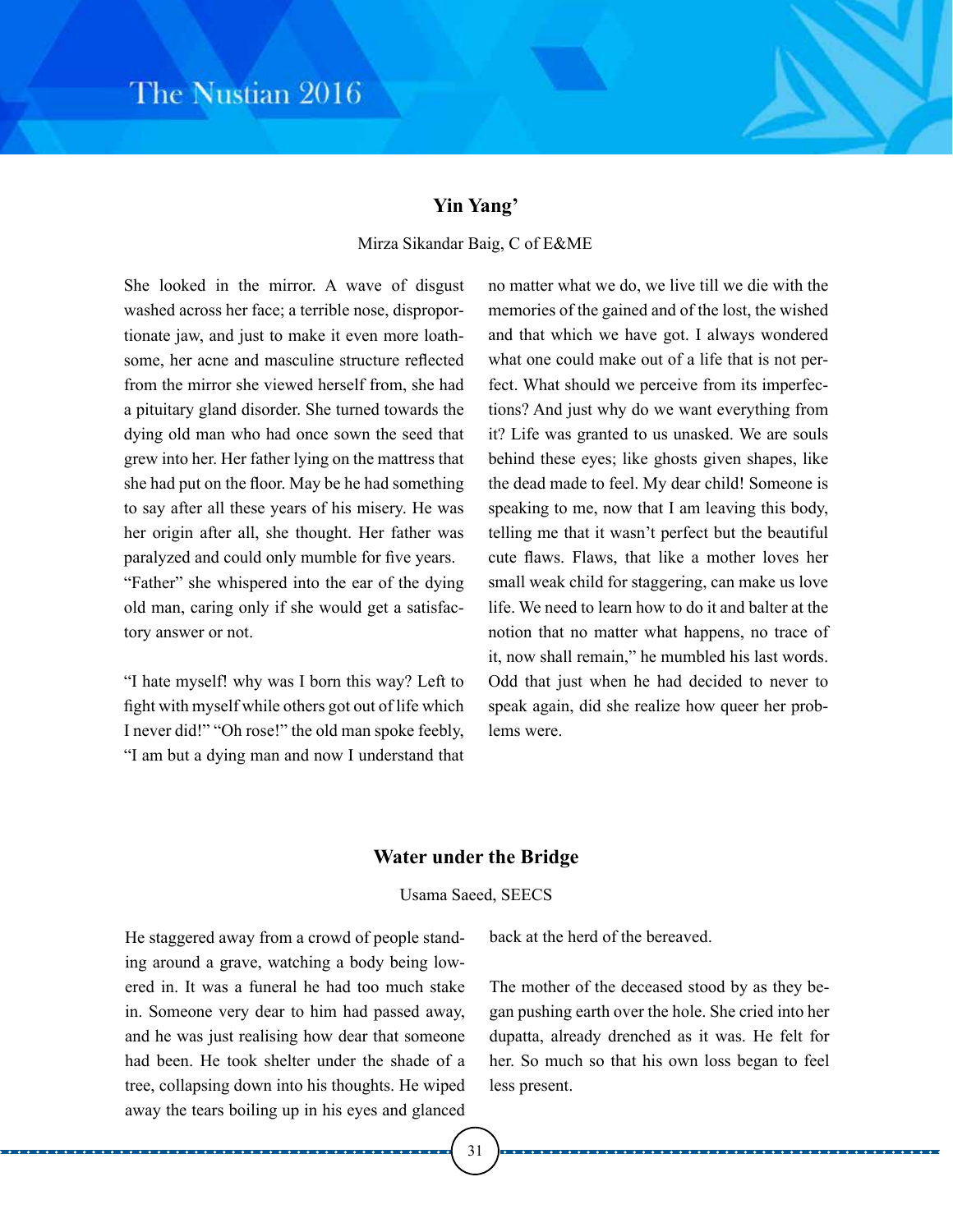## Yin Yang'

Mirza Sikandar Baig, C of E&ME

She looked in the mirror. A wave of disgust washed across her face; a terrible nose, disproportionate jaw, and just to make it even more loathsome, her acne and masculine structure reflected from the mirror she viewed herself from, she had a pituitary gland disorder. She turned towards the dying old man who had once sown the seed that grew into her. Her father lying on the mattress that she had put on the floor. May be he had something to say after all these years of his misery. He was her origin after all, she thought. Her father was paralyzed and could only mumble for five years.

"Father" she whispered into the ear of the dying old man, caring only if she would get a satisfactory answer or not.

"I hate myself! why was I born this way? Left to fight with myself while others got out of life which I never did!" "Oh rose!" the old man spoke feebly, "I am but a dying man and now I understand that no matter what we do, we live till we die with the memories of the gained and of the lost, the wished and that which we have got. I always wondered what one could make out of a life that is not perfect. What should we perceive from its imperfections? And just why do we want everything from it? Life was granted to us unasked. We are souls behind these eyes; like ghosts given shapes, like the dead made to feel. My dear child! Someone is speaking to me, now that I am leaving this body, telling me that it wasn't perfect but the beautiful cute flaws. Flaws, that like a mother loves her small weak child for staggering, can make us love life. We need to learn how to do it and balter at the notion that no matter what happens, no trace of it, now shall remain," he mumbled his last words. Odd that just when he had decided to never to speak again, did she realize how queer her problems were.

## Water under the Bridge

Usama Saeed, SEECS

He staggered away from a crowd of people standing around a grave, watching a body being lowered in. It was a funeral he had too much stake in. Someone very dear to him had passed away, and he was just realising how dear that someone had been. He took shelter under the shade of a tree, collapsing down into his thoughts. He wiped away the tears boiling up in his eyes and glanced back at the herd of the bereaved.

The mother of the deceased stood by as they began pushing earth over the hole. She cried into her dupatta, already drenched as it was. He felt for her. So much so that his own loss began to feel less present.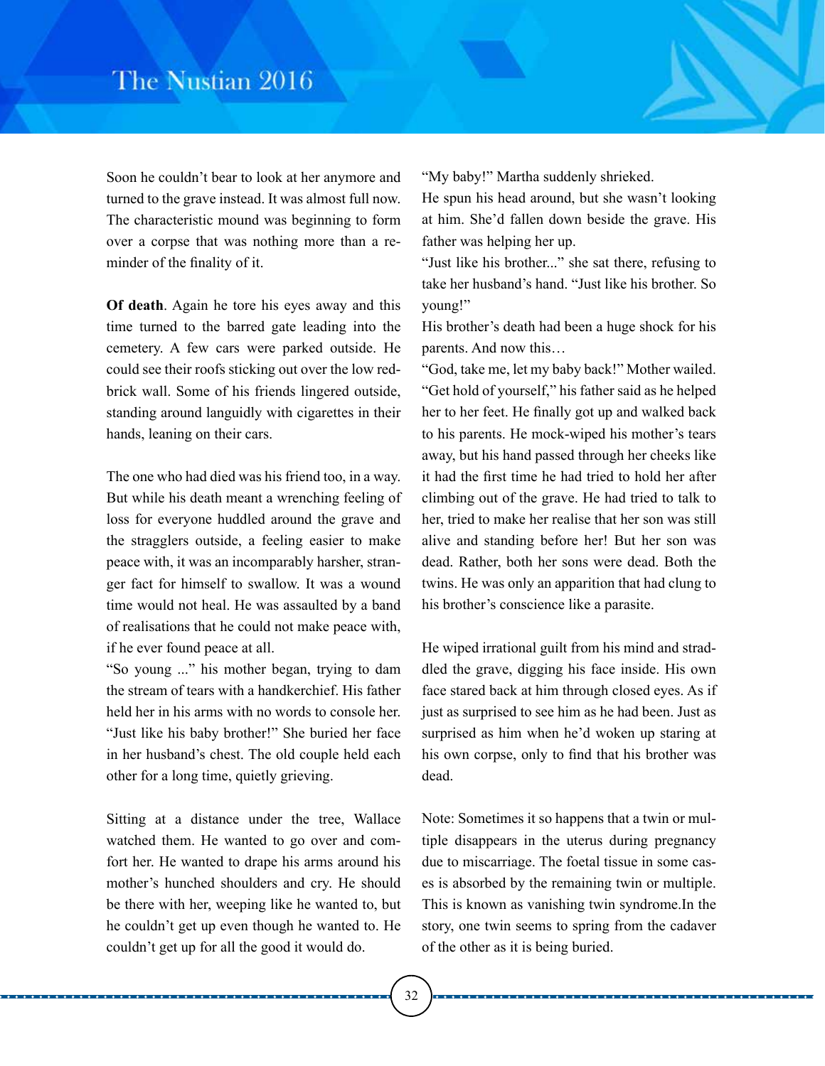Soon he couldn't bear to look at her anymore and turned to the grave instead. It was almost full now. The characteristic mound was beginning to form over a corpse that was nothing more than a reminder of the finality of it.

**Of death**. Again he tore his eyes away and this time turned to the barred gate leading into the cemetery. A few cars were parked outside. He could see their roofs sticking out over the low red-brick wall. Some of his friends lingered outside, standing around languidly with cigarettes in their hands, leaning on their cars.

The one who had died was his friend too, in a way. But while his death meant a wrenching feeling of loss for everyone huddled around the grave and the stragglers outside, a feeling easier to make peace with, it was an incomparably harsher, stranger fact for himself to swallow. It was a wound time would not heal. He was assaulted by a band of realisations that he could not make peace with, if he ever found peace at all.

"So young ..." his mother began, trying to dam the stream of tears with a handkerchief. His father held her in his arms with no words to console her. "Just like his baby brother!" She buried her face in her husband's chest. The old couple held each other for a long time, quietly grieving.

Sitting at a distance under the tree, Wallace watched them. He wanted to go over and comfort her. He wanted to drape his arms around his mother's hunched shoulders and cry. He should be there with her, weeping like he wanted to, but he couldn't get up even though he wanted to. He couldn't get up for all the good it would do.

"My baby!" Martha suddenly shrieked.

He spun his head around, but she wasn't looking at him. She'd fallen down beside the grave. His father was helping her up.

"Just like his brother..." she sat there, refusing to take her husband's hand. "Just like his brother. So young!"

His brother's death had been a huge shock for his parents. And now this…

"God, take me, let my baby back!" Mother wailed.

"Get hold of yourself," his father said as he helped her to her feet. He finally got up and walked back to his parents. He mock-wiped his mother's tears away, but his hand passed through her cheeks like it had the first time he had tried to hold her after climbing out of the grave. He had tried to talk to her, tried to make her realise that her son was still alive and standing before her! But her son was dead. Rather, both her sons were dead. Both the twins. He was only an apparition that had clung to his brother's conscience like a parasite.

He wiped irrational guilt from his mind and straddled the grave, digging his face inside. His own face stared back at him through closed eyes. As if just as surprised to see him as he had been. Just as surprised as him when he'd woken up staring at his own corpse, only to find that his brother was dead.

Note: Sometimes it so happens that a twin or multiple disappears in the uterus during pregnancy due to miscarriage. The foetal tissue in some cases is absorbed by the remaining twin or multiple. This is known as vanishing twin syndrome.In the story, one twin seems to spring from the cadaver of the other as it is being buried.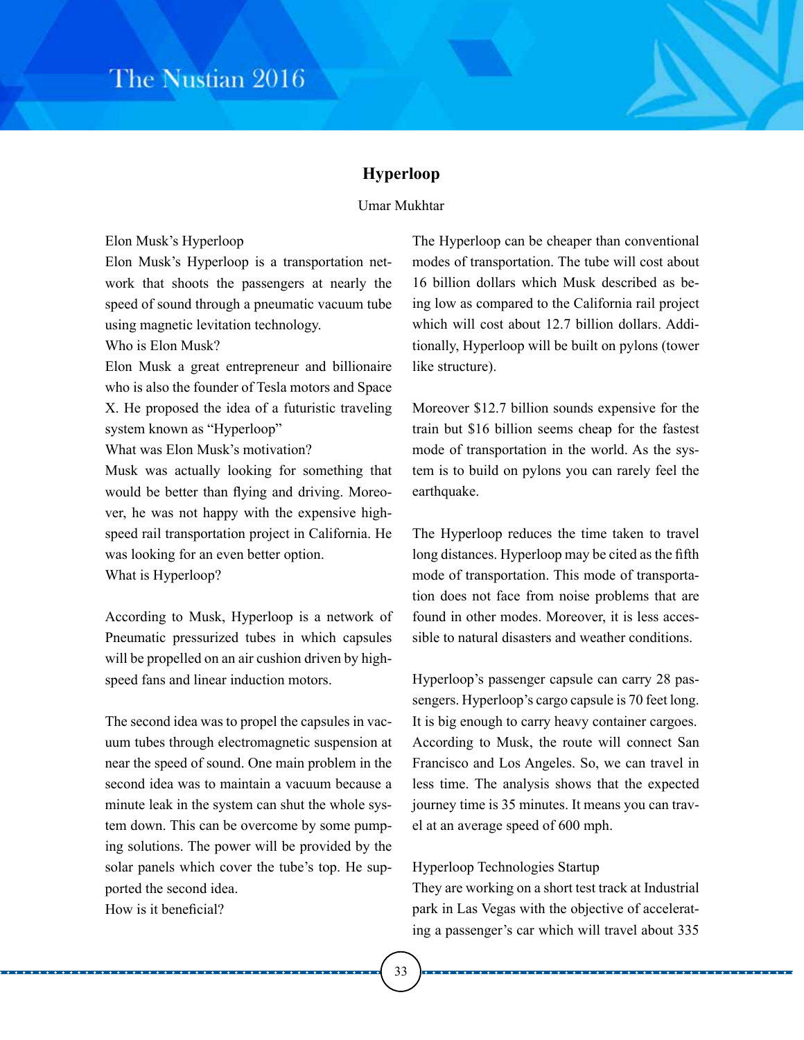# Hyperloop

Umar Mukhtar

Elon Musk's Hyperloop

Elon Musk's Hyperloop is a transportation network that shoots the passengers at nearly the speed of sound through a pneumatic vacuum tube using magnetic levitation technology.

Who is Elon Musk?

Elon Musk a great entrepreneur and billionaire who is also the founder of Tesla motors and Space X. He proposed the idea of a futuristic traveling system known as "Hyperloop"

What was Elon Musk's motivation?

Musk was actually looking for something that would be better than flying and driving. Moreover, he was not happy with the expensive high-speed rail transportation project in California. He was looking for an even better option.

What is Hyperloop?

According to Musk, Hyperloop is a network of Pneumatic pressurized tubes in which capsules will be propelled on an air cushion driven by high-speed fans and linear induction motors.

The second idea was to propel the capsules in vacuum tubes through electromagnetic suspension at near the speed of sound. One main problem in the second idea was to maintain a vacuum because a minute leak in the system can shut the whole system down. This can be overcome by some pumping solutions. The power will be provided by the solar panels which cover the tube's top. He supported the second idea.

How is it beneficial?

The Hyperloop can be cheaper than conventional modes of transportation. The tube will cost about 16 billion dollars which Musk described as being low as compared to the California rail project which will cost about 12.7 billion dollars. Additionally, Hyperloop will be built on pylons (tower like structure).

Moreover $12.7 billion sounds expensive for the train but $16 billion seems cheap for the fastest mode of transportation in the world. As the system is to build on pylons you can rarely feel the earthquake.

The Hyperloop reduces the time taken to travel long distances. Hyperloop may be cited as the fifth mode of transportation. This mode of transportation does not face from noise problems that are found in other modes. Moreover, it is less accessible to natural disasters and weather conditions.

Hyperloop's passenger capsule can carry 28 passengers. Hyperloop's cargo capsule is 70 feet long. It is big enough to carry heavy container cargoes. According to Musk, the route will connect San Francisco and Los Angeles. So, we can travel in less time. The analysis shows that the expected journey time is 35 minutes. It means you can travel at an average speed of 600 mph.

Hyperloop Technologies Startup

They are working on a short test track at Industrial park in Las Vegas with the objective of accelerating a passenger's car which will travel about 335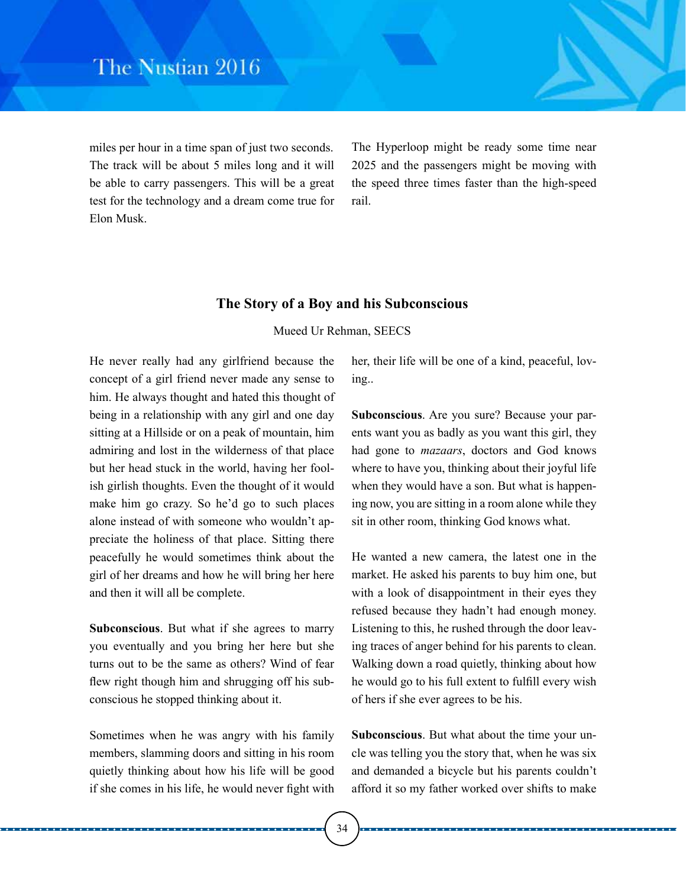miles per hour in a time span of just two seconds. The track will be about 5 miles long and it will be able to carry passengers. This will be a great test for the technology and a dream come true for Elon Musk.

The Hyperloop might be ready some time near 2025 and the passengers might be moving with the speed three times faster than the high-speed rail.

## The Story of a Boy and his Subconscious

Mueed Ur Rehman, SEECS

He never really had any girlfriend because the concept of a girl friend never made any sense to him. He always thought and hated this thought of being in a relationship with any girl and one day sitting at a Hillside or on a peak of mountain, him admiring and lost in the wilderness of that place but her head stuck in the world, having her foolish girlish thoughts. Even the thought of it would make him go crazy. So he'd go to such places alone instead of with someone who wouldn't appreciate the holiness of that place. Sitting there peacefully he would sometimes think about the girl of her dreams and how he will bring her here and then it will all be complete.

**Subconscious**. But what if she agrees to marry you eventually and you bring her here but she turns out to be the same as others? Wind of fear flew right though him and shrugging off his subconscious he stopped thinking about it.

Sometimes when he was angry with his family members, slamming doors and sitting in his room quietly thinking about how his life will be good if she comes in his life, he would never fight with her, their life will be one of a kind, peaceful, loving..

**Subconscious**. Are you sure? Because your parents want you as badly as you want this girl, they had gone to *mazaars*, doctors and God knows where to have you, thinking about their joyful life when they would have a son. But what is happening now, you are sitting in a room alone while they sit in other room, thinking God knows what.

He wanted a new camera, the latest one in the market. He asked his parents to buy him one, but with a look of disappointment in their eyes they refused because they hadn't had enough money. Listening to this, he rushed through the door leaving traces of anger behind for his parents to clean. Walking down a road quietly, thinking about how he would go to his full extent to fulfill every wish of hers if she ever agrees to be his.

**Subconscious**. But what about the time your uncle was telling you the story that, when he was six and demanded a bicycle but his parents couldn't afford it so my father worked over shifts to make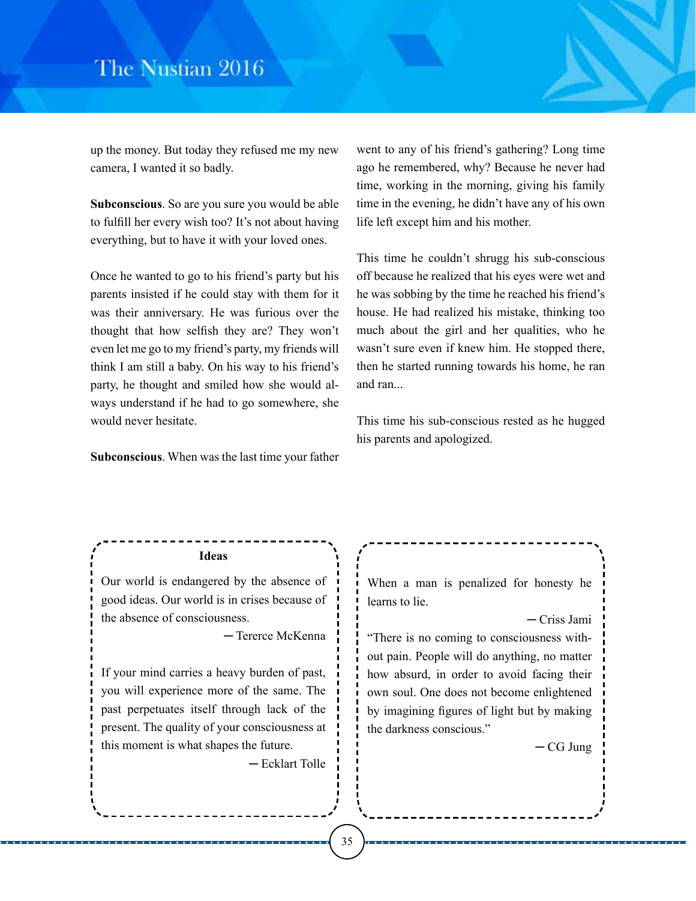up the money. But today they refused me my new camera, I wanted it so badly.

**Subconscious**. So are you sure you would be able to fulfill her every wish too? It's not about having everything, but to have it with your loved ones.

Once he wanted to go to his friend's party but his parents insisted if he could stay with them for it was their anniversary. He was furious over the thought that how selfish they are? They won't even let me go to my friend's party, my friends will think I am still a baby. On his way to his friend's party, he thought and smiled how she would always understand if he had to go somewhere, she would never hesitate.

**Subconscious**. When was the last time your father went to any of his friend's gathering? Long time ago he remembered, why? Because he never had time, working in the morning, giving his family time in the evening, he didn't have any of his own life left except him and his mother.

This time he couldn't shrugg his sub-conscious off because he realized that his eyes were wet and he was sobbing by the time he reached his friend's house. He had realized his mistake, thinking too much about the girl and her qualities, who he wasn't sure even if knew him. He stopped there, then he started running towards his home, he ran and ran...

This time his sub-conscious rested as he hugged his parents and apologized.

---

**Ideas**

Our world is endangered by the absence of good ideas. Our world is in crises because of the absence of consciousness.

— Tererce McKenna

If your mind carries a heavy burden of past, you will experience more of the same. The past perpetuates itself through lack of the present. The quality of your consciousness at this moment is what shapes the future.

— Ecklart Tolle

---

When a man is penalized for honesty he learns to lie.

— Criss Jami

"There is no coming to consciousness without pain. People will do anything, no matter how absurd, in order to avoid facing their own soul. One does not become enlightened by imagining figures of light but by making the darkness conscious."

— CG Jung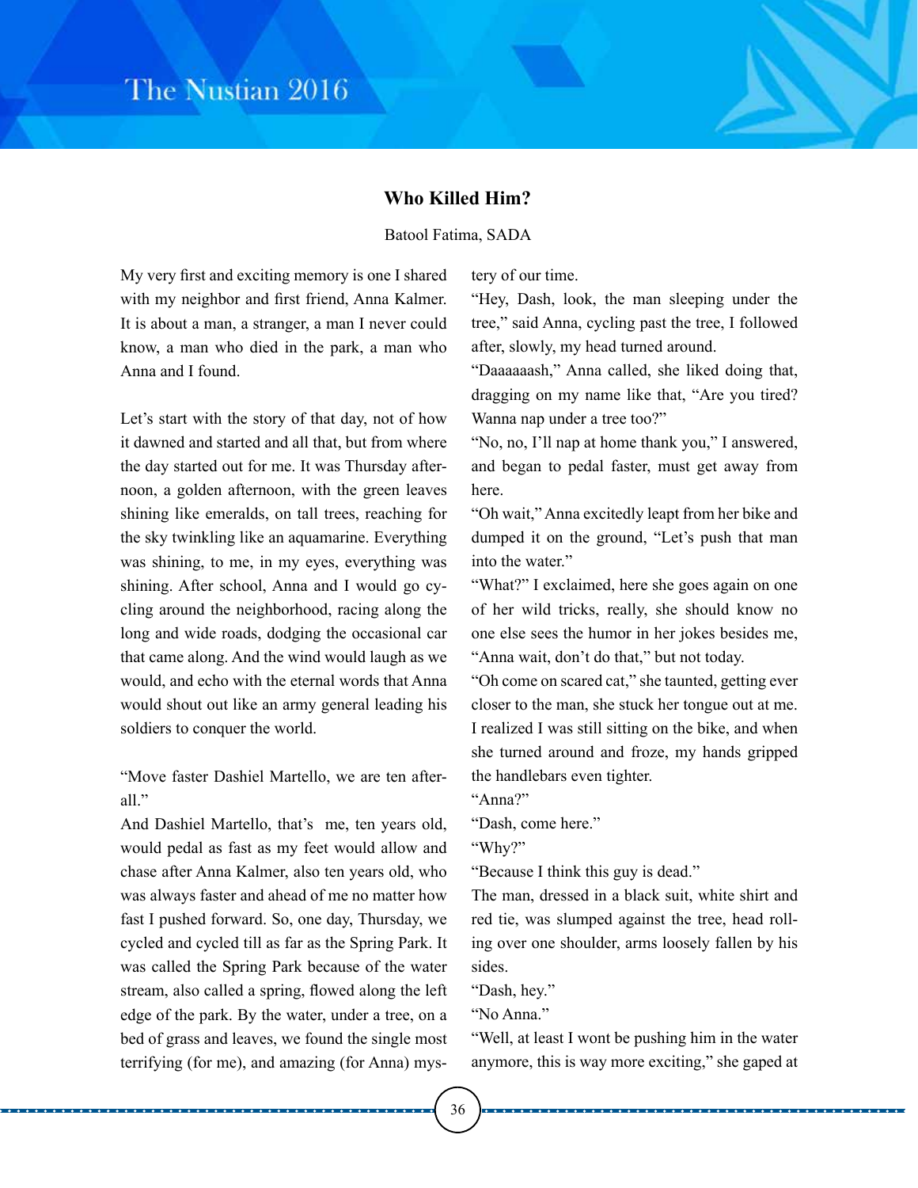## Who Killed Him?

Batool Fatima, SADA

My very first and exciting memory is one I shared with my neighbor and first friend, Anna Kalmer. It is about a man, a stranger, a man I never could know, a man who died in the park, a man who Anna and I found.

Let's start with the story of that day, not of how it dawned and started and all that, but from where the day started out for me. It was Thursday afternoon, a golden afternoon, with the green leaves shining like emeralds, on tall trees, reaching for the sky twinkling like an aquamarine. Everything was shining, to me, in my eyes, everything was shining. After school, Anna and I would go cycling around the neighborhood, racing along the long and wide roads, dodging the occasional car that came along. And the wind would laugh as we would, and echo with the eternal words that Anna would shout out like an army general leading his soldiers to conquer the world.

"Move faster Dashiel Martello, we are ten after-all."

And Dashiel Martello, that's me, ten years old, would pedal as fast as my feet would allow and chase after Anna Kalmer, also ten years old, who was always faster and ahead of me no matter how fast I pushed forward. So, one day, Thursday, we cycled and cycled till as far as the Spring Park. It was called the Spring Park because of the water stream, also called a spring, flowed along the left edge of the park. By the water, under a tree, on a bed of grass and leaves, we found the single most terrifying (for me), and amazing (for Anna) mystery of our time.

"Hey, Dash, look, the man sleeping under the tree," said Anna, cycling past the tree, I followed after, slowly, my head turned around.

"Daaaaaash," Anna called, she liked doing that, dragging on my name like that, "Are you tired? Wanna nap under a tree too?"

"No, no, I'll nap at home thank you," I answered, and began to pedal faster, must get away from here.

"Oh wait," Anna excitedly leapt from her bike and dumped it on the ground, "Let's push that man into the water."

"What?" I exclaimed, here she goes again on one of her wild tricks, really, she should know no one else sees the humor in her jokes besides me, "Anna wait, don't do that," but not today.

"Oh come on scared cat," she taunted, getting ever closer to the man, she stuck her tongue out at me. I realized I was still sitting on the bike, and when she turned around and froze, my hands gripped the handlebars even tighter.

"Anna?"

"Dash, come here."

"Why?"

"Because I think this guy is dead."

The man, dressed in a black suit, white shirt and red tie, was slumped against the tree, head rolling over one shoulder, arms loosely fallen by his sides.

"Dash, hey."

"No Anna."

"Well, at least I wont be pushing him in the water anymore, this is way more exciting," she gaped at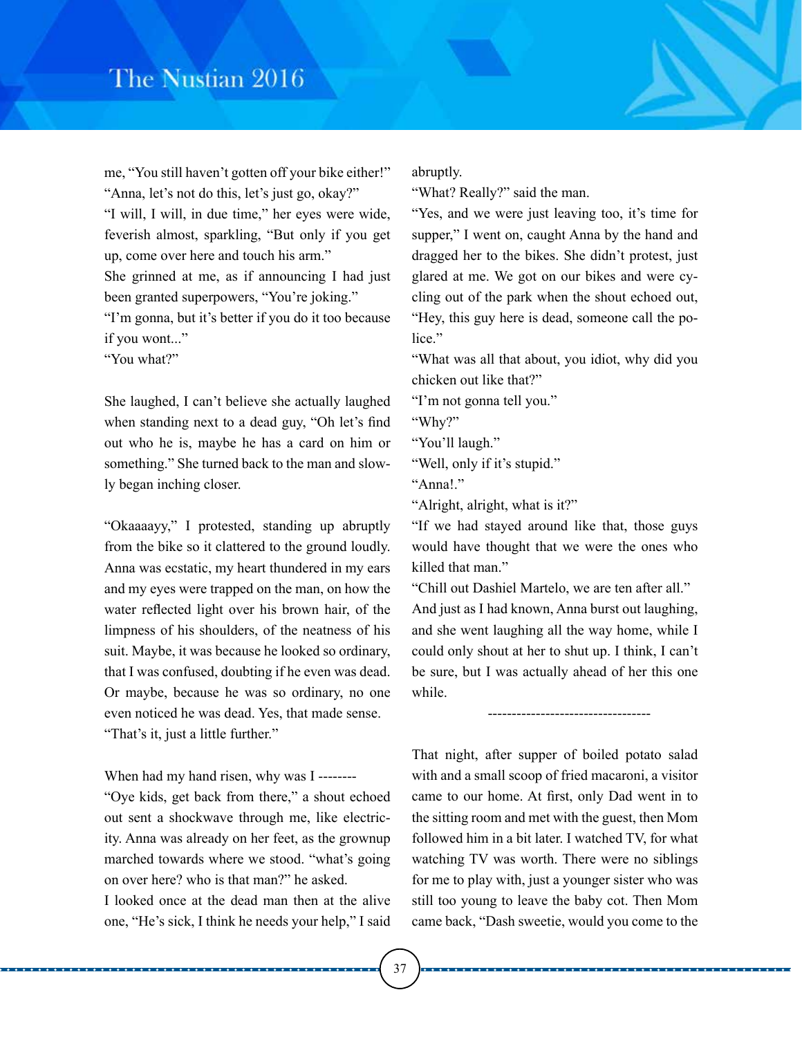me, "You still haven't gotten off your bike either!"
"Anna, let's not do this, let's just go, okay?"
"I will, I will, in due time," her eyes were wide, feverish almost, sparkling, "But only if you get up, come over here and touch his arm."
She grinned at me, as if announcing I had just been granted superpowers, "You're joking."
"I'm gonna, but it's better if you do it too because if you wont..."
"You what?"

She laughed, I can't believe she actually laughed when standing next to a dead guy, "Oh let's find out who he is, maybe he has a card on him or something." She turned back to the man and slowly began inching closer.

"Okaaaayy," I protested, standing up abruptly from the bike so it clattered to the ground loudly. Anna was ecstatic, my heart thundered in my ears and my eyes were trapped on the man, on how the water reflected light over his brown hair, of the limpness of his shoulders, of the neatness of his suit. Maybe, it was because he looked so ordinary, that I was confused, doubting if he even was dead. Or maybe, because he was so ordinary, no one even noticed he was dead. Yes, that made sense.
"That's it, just a little further."

When had my hand risen, why was I --------
"Oye kids, get back from there," a shout echoed out sent a shockwave through me, like electricity. Anna was already on her feet, as the grownup marched towards where we stood. "what's going on over here? who is that man?" he asked.
I looked once at the dead man then at the alive one, "He's sick, I think he needs your help," I said abruptly.
"What? Really?" said the man.
"Yes, and we were just leaving too, it's time for supper," I went on, caught Anna by the hand and dragged her to the bikes. She didn't protest, just glared at me. We got on our bikes and were cycling out of the park when the shout echoed out, "Hey, this guy here is dead, someone call the police."
"What was all that about, you idiot, why did you chicken out like that?"
"I'm not gonna tell you."
"Why?"
"You'll laugh."
"Well, only if it's stupid."
"Anna!."
"Alright, alright, what is it?"
"If we had stayed around like that, those guys would have thought that we were the ones who killed that man."
"Chill out Dashiel Martelo, we are ten after all."
And just as I had known, Anna burst out laughing, and she went laughing all the way home, while I could only shout at her to shut up. I think, I can't be sure, but I was actually ahead of her this one while.

----------------------------------

That night, after supper of boiled potato salad with and a small scoop of fried macaroni, a visitor came to our home. At first, only Dad went in to the sitting room and met with the guest, then Mom followed him in a bit later. I watched TV, for what watching TV was worth. There were no siblings for me to play with, just a younger sister who was still too young to leave the baby cot. Then Mom came back, "Dash sweetie, would you come to the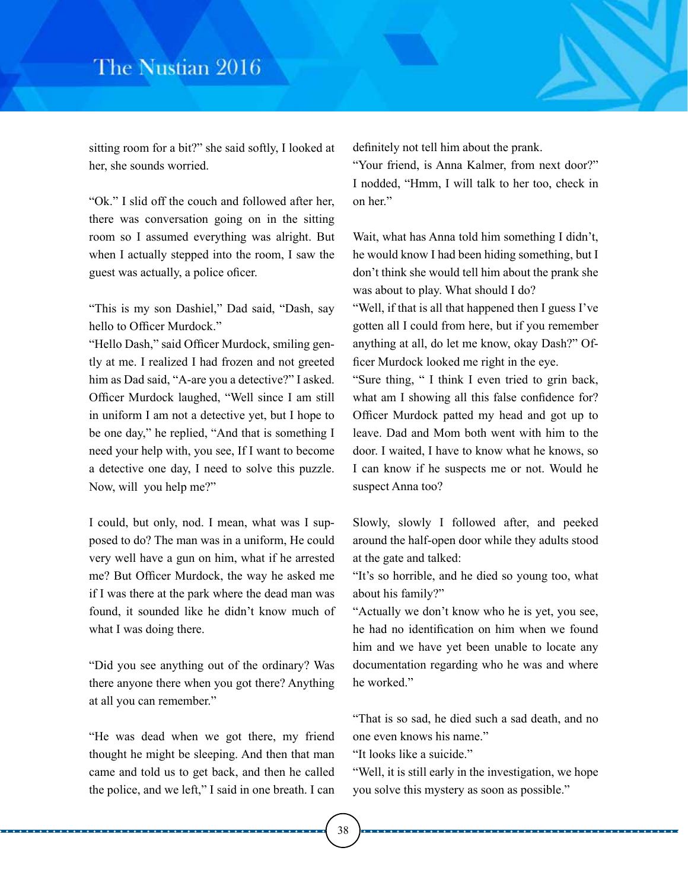sitting room for a bit?" she said softly, I looked at her, she sounds worried.

"Ok." I slid off the couch and followed after her, there was conversation going on in the sitting room so I assumed everything was alright. But when I actually stepped into the room, I saw the guest was actually, a police oficer.

"This is my son Dashiel," Dad said, "Dash, say hello to Officer Murdock."

"Hello Dash," said Officer Murdock, smiling gently at me. I realized I had frozen and not greeted him as Dad said, "A-are you a detective?" I asked. Officer Murdock laughed, "Well since I am still in uniform I am not a detective yet, but I hope to be one day," he replied, "And that is something I need your help with, you see, If I want to become a detective one day, I need to solve this puzzle. Now, will you help me?"

I could, but only, nod. I mean, what was I supposed to do? The man was in a uniform, He could very well have a gun on him, what if he arrested me? But Officer Murdock, the way he asked me if I was there at the park where the dead man was found, it sounded like he didn't know much of what I was doing there.

"Did you see anything out of the ordinary? Was there anyone there when you got there? Anything at all you can remember."

"He was dead when we got there, my friend thought he might be sleeping. And then that man came and told us to get back, and then he called the police, and we left," I said in one breath. I can definitely not tell him about the prank.

"Your friend, is Anna Kalmer, from next door?" I nodded, "Hmm, I will talk to her too, check in on her."

Wait, what has Anna told him something I didn't, he would know I had been hiding something, but I don't think she would tell him about the prank she was about to play. What should I do?

"Well, if that is all that happened then I guess I've gotten all I could from here, but if you remember anything at all, do let me know, okay Dash?" Officer Murdock looked me right in the eye.

"Sure thing, " I think I even tried to grin back, what am I showing all this false confidence for? Officer Murdock patted my head and got up to leave. Dad and Mom both went with him to the door. I waited, I have to know what he knows, so I can know if he suspects me or not. Would he suspect Anna too?

Slowly, slowly I followed after, and peeked around the half-open door while they adults stood at the gate and talked:

"It's so horrible, and he died so young too, what about his family?"

"Actually we don't know who he is yet, you see, he had no identification on him when we found him and we have yet been unable to locate any documentation regarding who he was and where he worked."

"That is so sad, he died such a sad death, and no one even knows his name."

"It looks like a suicide."

"Well, it is still early in the investigation, we hope you solve this mystery as soon as possible."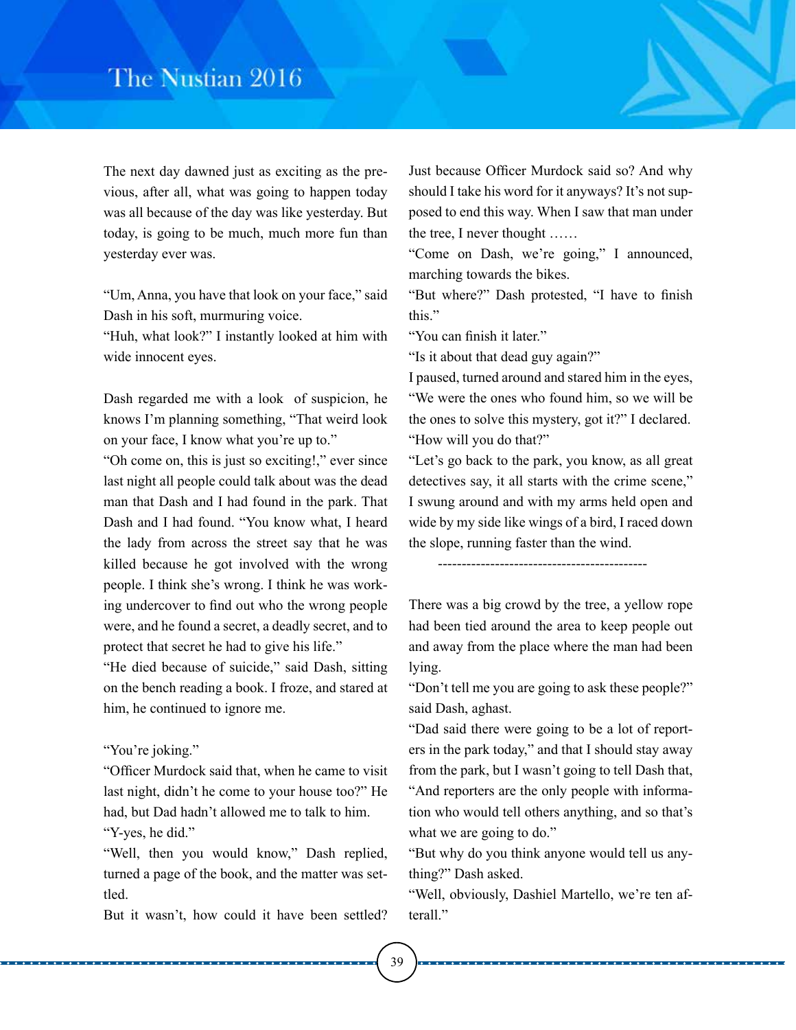The next day dawned just as exciting as the previous, after all, what was going to happen today was all because of the day was like yesterday. But today, is going to be much, much more fun than yesterday ever was.

"Um, Anna, you have that look on your face," said Dash in his soft, murmuring voice.
"Huh, what look?" I instantly looked at him with wide innocent eyes.

Dash regarded me with a look of suspicion, he knows I'm planning something, "That weird look on your face, I know what you're up to."
"Oh come on, this is just so exciting!," ever since last night all people could talk about was the dead man that Dash and I had found in the park. That Dash and I had found. "You know what, I heard the lady from across the street say that he was killed because he got involved with the wrong people. I think she's wrong. I think he was working undercover to find out who the wrong people were, and he found a secret, a deadly secret, and to protect that secret he had to give his life."
"He died because of suicide," said Dash, sitting on the bench reading a book. I froze, and stared at him, he continued to ignore me.

"You're joking."
"Officer Murdock said that, when he came to visit last night, didn't he come to your house too?" He had, but Dad hadn't allowed me to talk to him.
"Y-yes, he did."
"Well, then you would know," Dash replied, turned a page of the book, and the matter was settled.
But it wasn't, how could it have been settled? Just because Officer Murdock said so? And why should I take his word for it anyways? It's not supposed to end this way. When I saw that man under the tree, I never thought ……
"Come on Dash, we're going," I announced, marching towards the bikes.
"But where?" Dash protested, "I have to finish this."
"You can finish it later."
"Is it about that dead guy again?"
I paused, turned around and stared him in the eyes, "We were the ones who found him, so we will be the ones to solve this mystery, got it?" I declared.
"How will you do that?"
"Let's go back to the park, you know, as all great detectives say, it all starts with the crime scene," I swung around and with my arms held open and wide by my side like wings of a bird, I raced down the slope, running faster than the wind.

--------------------------------------------

There was a big crowd by the tree, a yellow rope had been tied around the area to keep people out and away from the place where the man had been lying.
"Don't tell me you are going to ask these people?" said Dash, aghast.
"Dad said there were going to be a lot of reporters in the park today," and that I should stay away from the park, but I wasn't going to tell Dash that, "And reporters are the only people with information who would tell others anything, and so that's what we are going to do."
"But why do you think anyone would tell us anything?" Dash asked.
"Well, obviously, Dashiel Martello, we're ten afterall."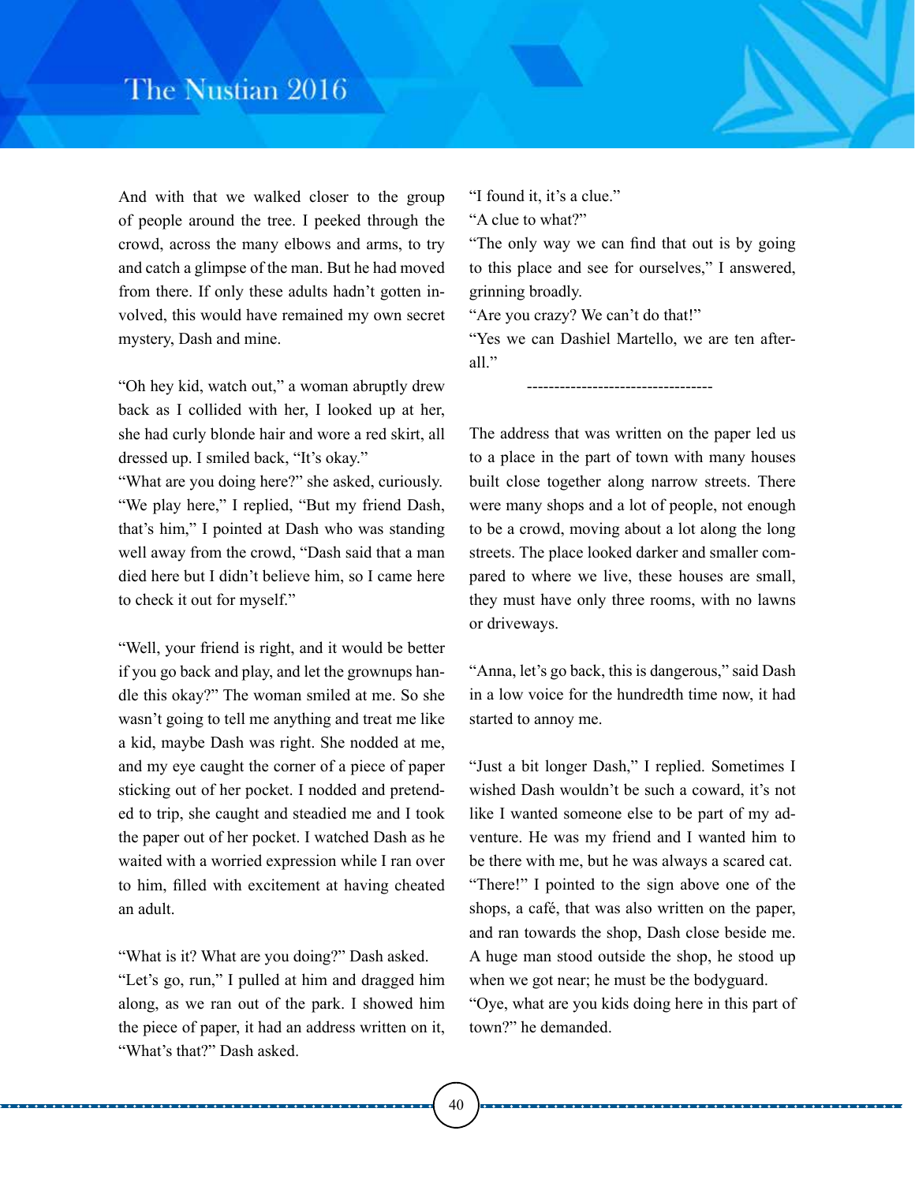And with that we walked closer to the group of people around the tree. I peeked through the crowd, across the many elbows and arms, to try and catch a glimpse of the man. But he had moved from there. If only these adults hadn't gotten involved, this would have remained my own secret mystery, Dash and mine.

"Oh hey kid, watch out," a woman abruptly drew back as I collided with her, I looked up at her, she had curly blonde hair and wore a red skirt, all dressed up. I smiled back, "It's okay."
"What are you doing here?" she asked, curiously.
"We play here," I replied, "But my friend Dash, that's him," I pointed at Dash who was standing well away from the crowd, "Dash said that a man died here but I didn't believe him, so I came here to check it out for myself."

"Well, your friend is right, and it would be better if you go back and play, and let the grownups handle this okay?" The woman smiled at me. So she wasn't going to tell me anything and treat me like a kid, maybe Dash was right. She nodded at me, and my eye caught the corner of a piece of paper sticking out of her pocket. I nodded and pretended to trip, she caught and steadied me and I took the paper out of her pocket. I watched Dash as he waited with a worried expression while I ran over to him, filled with excitement at having cheated an adult.

"What is it? What are you doing?" Dash asked.
"Let's go, run," I pulled at him and dragged him along, as we ran out of the park. I showed him the piece of paper, it had an address written on it,
"What's that?" Dash asked.
"I found it, it's a clue."
"A clue to what?"
"The only way we can find that out is by going to this place and see for ourselves," I answered, grinning broadly.
"Are you crazy? We can't do that!"
"Yes we can Dashiel Martello, we are ten afterall."

----------------------------------

The address that was written on the paper led us to a place in the part of town with many houses built close together along narrow streets. There were many shops and a lot of people, not enough to be a crowd, moving about a lot along the long streets. The place looked darker and smaller compared to where we live, these houses are small, they must have only three rooms, with no lawns or driveways.

"Anna, let's go back, this is dangerous," said Dash in a low voice for the hundredth time now, it had started to annoy me.

"Just a bit longer Dash," I replied. Sometimes I wished Dash wouldn't be such a coward, it's not like I wanted someone else to be part of my adventure. He was my friend and I wanted him to be there with me, but he was always a scared cat.
"There!" I pointed to the sign above one of the shops, a café, that was also written on the paper, and ran towards the shop, Dash close beside me. A huge man stood outside the shop, he stood up when we got near; he must be the bodyguard.
"Oye, what are you kids doing here in this part of town?" he demanded.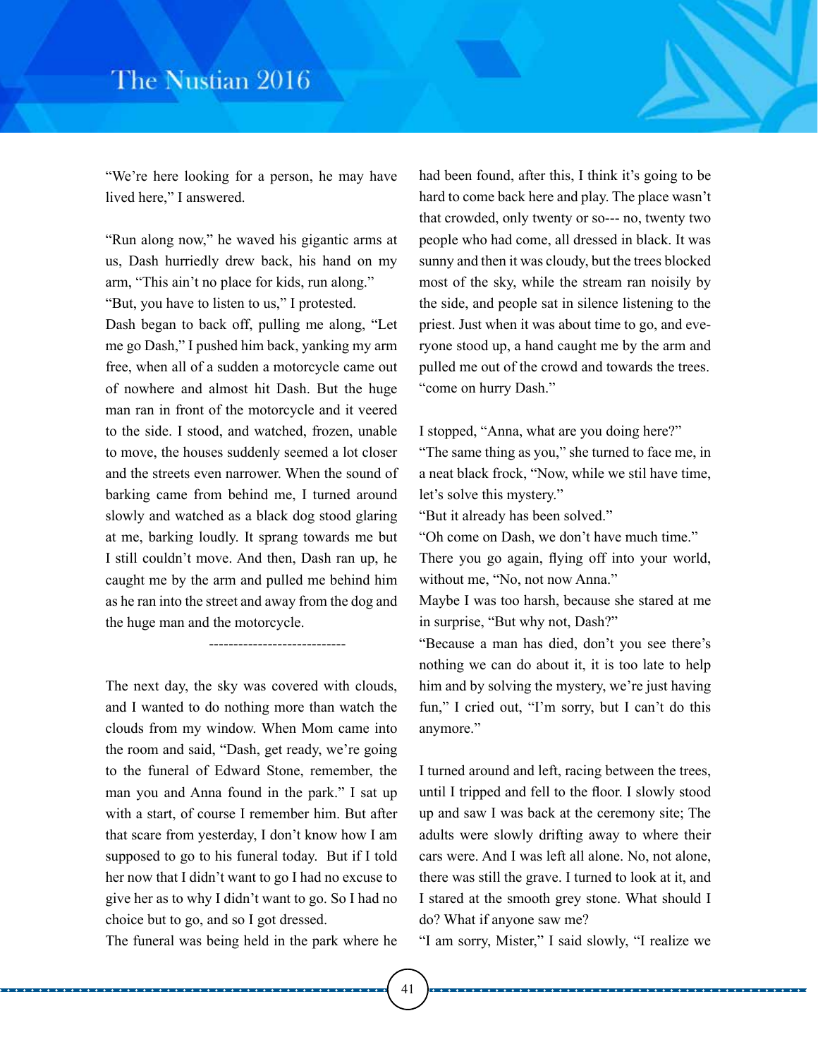"We're here looking for a person, he may have lived here," I answered.

"Run along now," he waved his gigantic arms at us, Dash hurriedly drew back, his hand on my arm, "This ain't no place for kids, run along."
"But, you have to listen to us," I protested.
Dash began to back off, pulling me along, "Let me go Dash," I pushed him back, yanking my arm free, when all of a sudden a motorcycle came out of nowhere and almost hit Dash. But the huge man ran in front of the motorcycle and it veered to the side. I stood, and watched, frozen, unable to move, the houses suddenly seemed a lot closer and the streets even narrower. When the sound of barking came from behind me, I turned around slowly and watched as a black dog stood glaring at me, barking loudly. It sprang towards me but I still couldn't move. And then, Dash ran up, he caught me by the arm and pulled me behind him as he ran into the street and away from the dog and the huge man and the motorcycle.

---------------------------

The next day, the sky was covered with clouds, and I wanted to do nothing more than watch the clouds from my window. When Mom came into the room and said, "Dash, get ready, we're going to the funeral of Edward Stone, remember, the man you and Anna found in the park." I sat up with a start, of course I remember him. But after that scare from yesterday, I don't know how I am supposed to go to his funeral today. But if I told her now that I didn't want to go I had no excuse to give her as to why I didn't want to go. So I had no choice but to go, and so I got dressed.
The funeral was being held in the park where he had been found, after this, I think it's going to be hard to come back here and play. The place wasn't that crowded, only twenty or so--- no, twenty two people who had come, all dressed in black. It was sunny and then it was cloudy, but the trees blocked most of the sky, while the stream ran noisily by the side, and people sat in silence listening to the priest. Just when it was about time to go, and everyone stood up, a hand caught me by the arm and pulled me out of the crowd and towards the trees. "come on hurry Dash."

I stopped, "Anna, what are you doing here?"
"The same thing as you," she turned to face me, in a neat black frock, "Now, while we stil have time, let's solve this mystery."
"But it already has been solved."
"Oh come on Dash, we don't have much time."
There you go again, flying off into your world, without me, "No, not now Anna."
Maybe I was too harsh, because she stared at me in surprise, "But why not, Dash?"
"Because a man has died, don't you see there's nothing we can do about it, it is too late to help him and by solving the mystery, we're just having fun," I cried out, "I'm sorry, but I can't do this anymore."

I turned around and left, racing between the trees, until I tripped and fell to the floor. I slowly stood up and saw I was back at the ceremony site; The adults were slowly drifting away to where their cars were. And I was left all alone. No, not alone, there was still the grave. I turned to look at it, and I stared at the smooth grey stone. What should I do? What if anyone saw me?
"I am sorry, Mister," I said slowly, "I realize we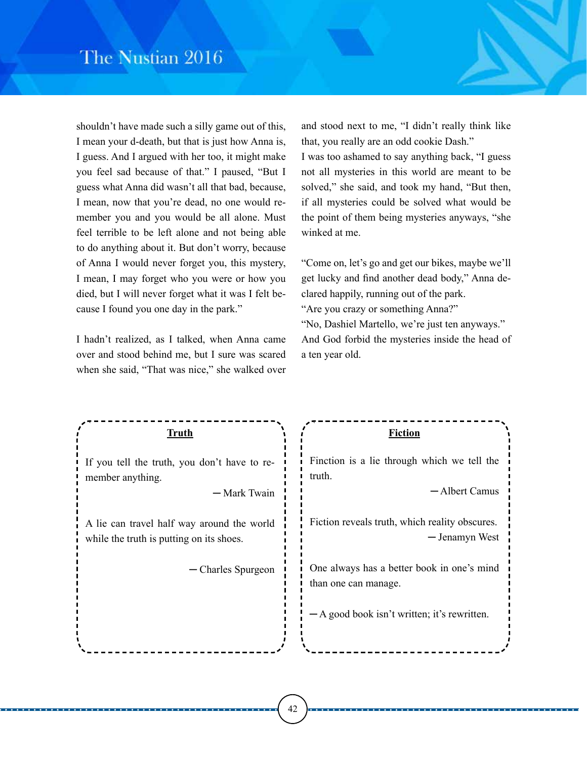shouldn't have made such a silly game out of this, I mean your d-death, but that is just how Anna is, I guess. And I argued with her too, it might make you feel sad because of that." I paused, "But I guess what Anna did wasn't all that bad, because, I mean, now that you're dead, no one would remember you and you would be all alone. Must feel terrible to be left alone and not being able to do anything about it. But don't worry, because of Anna I would never forget you, this mystery, I mean, I may forget who you were or how you died, but I will never forget what it was I felt because I found you one day in the park."

I hadn't realized, as I talked, when Anna came over and stood behind me, but I sure was scared when she said, "That was nice," she walked over and stood next to me, "I didn't really think like that, you really are an odd cookie Dash."

I was too ashamed to say anything back, "I guess not all mysteries in this world are meant to be solved," she said, and took my hand, "But then, if all mysteries could be solved what would be the point of them being mysteries anyways, "she winked at me.

"Come on, let's go and get our bikes, maybe we'll get lucky and find another dead body," Anna declared happily, running out of the park.

"Are you crazy or something Anna?"

"No, Dashiel Martello, we're just ten anyways."

And God forbid the mysteries inside the head of a ten year old.

**Truth**

If you tell the truth, you don't have to remember anything.

— Mark Twain

A lie can travel half way around the world while the truth is putting on its shoes.

— Charles Spurgeon

**Fiction**

Finction is a lie through which we tell the truth.

— Albert Camus

Fiction reveals truth, which reality obscures.

— Jenamyn West

One always has a better book in one's mind than one can manage.

— A good book isn't written; it's rewritten.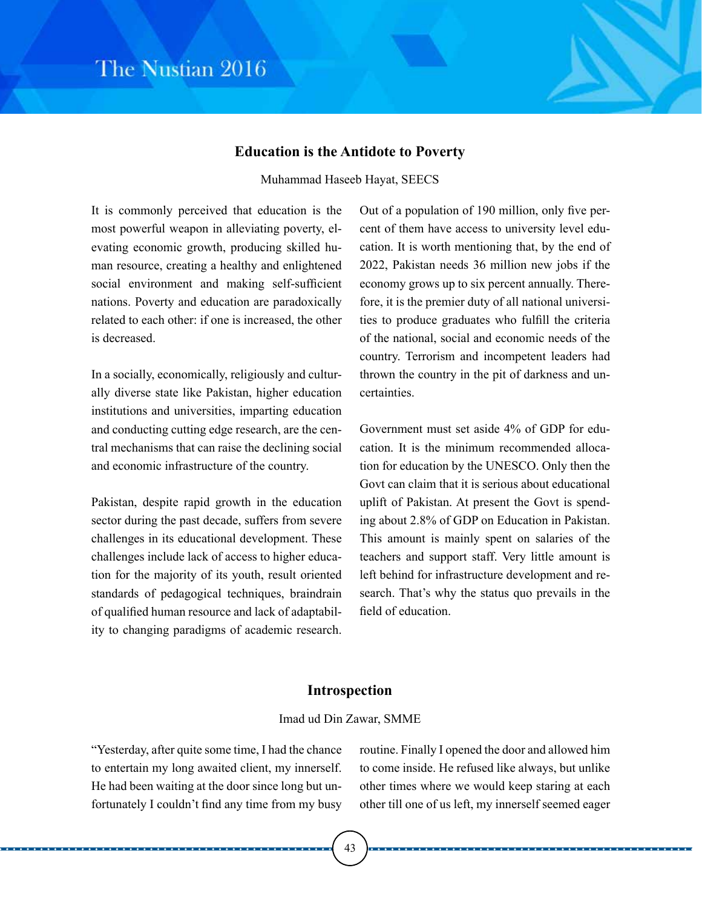## Education is the Antidote to Poverty

Muhammad Haseeb Hayat, SEECS

It is commonly perceived that education is the most powerful weapon in alleviating poverty, elevating economic growth, producing skilled human resource, creating a healthy and enlightened social environment and making self-sufficient nations. Poverty and education are paradoxically related to each other: if one is increased, the other is decreased.

In a socially, economically, religiously and culturally diverse state like Pakistan, higher education institutions and universities, imparting education and conducting cutting edge research, are the central mechanisms that can raise the declining social and economic infrastructure of the country.

Pakistan, despite rapid growth in the education sector during the past decade, suffers from severe challenges in its educational development. These challenges include lack of access to higher education for the majority of its youth, result oriented standards of pedagogical techniques, braindrain of qualified human resource and lack of adaptability to changing paradigms of academic research. Out of a population of 190 million, only five percent of them have access to university level education. It is worth mentioning that, by the end of 2022, Pakistan needs 36 million new jobs if the economy grows up to six percent annually. Therefore, it is the premier duty of all national universities to produce graduates who fulfill the criteria of the national, social and economic needs of the country. Terrorism and incompetent leaders had thrown the country in the pit of darkness and uncertainties.

Government must set aside 4% of GDP for education. It is the minimum recommended allocation for education by the UNESCO. Only then the Govt can claim that it is serious about educational uplift of Pakistan. At present the Govt is spending about 2.8% of GDP on Education in Pakistan. This amount is mainly spent on salaries of the teachers and support staff. Very little amount is left behind for infrastructure development and research. That's why the status quo prevails in the field of education.

## Introspection

Imad ud Din Zawar, SMME

"Yesterday, after quite some time, I had the chance to entertain my long awaited client, my innerself. He had been waiting at the door since long but unfortunately I couldn't find any time from my busy routine. Finally I opened the door and allowed him to come inside. He refused like always, but unlike other times where we would keep staring at each other till one of us left, my innerself seemed eager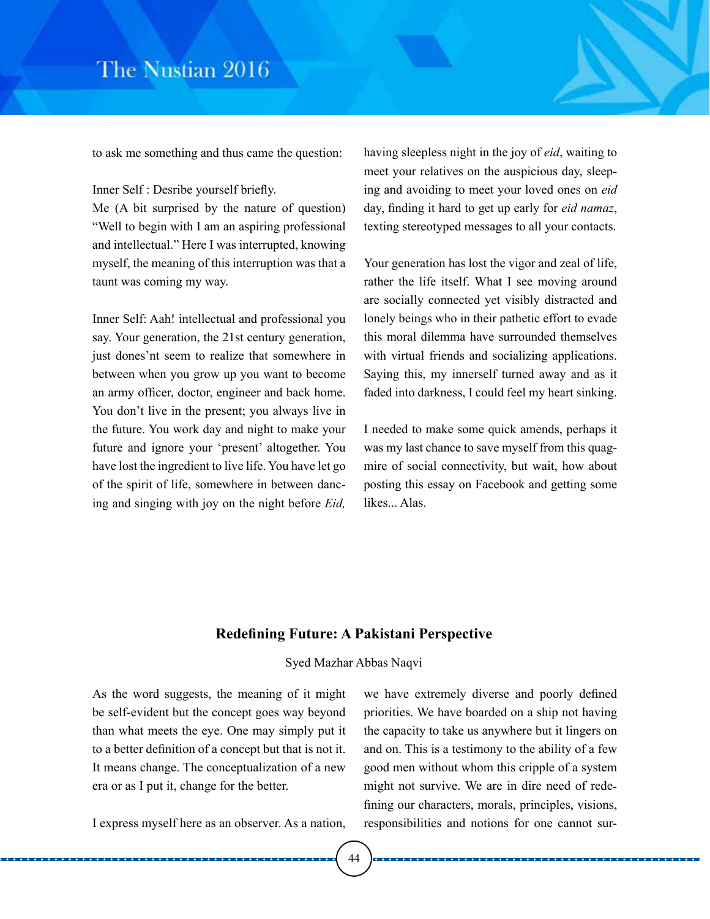to ask me something and thus came the question:

Inner Self : Desribe yourself briefly.

Me (A bit surprised by the nature of question) "Well to begin with I am an aspiring professional and intellectual." Here I was interrupted, knowing myself, the meaning of this interruption was that a taunt was coming my way.

Inner Self: Aah! intellectual and professional you say. Your generation, the 21st century generation, just dones'nt seem to realize that somewhere in between when you grow up you want to become an army officer, doctor, engineer and back home. You don't live in the present; you always live in the future. You work day and night to make your future and ignore your 'present' altogether. You have lost the ingredient to live life. You have let go of the spirit of life, somewhere in between dancing and singing with joy on the night before *Eid,* having sleepless night in the joy of *eid*, waiting to meet your relatives on the auspicious day, sleeping and avoiding to meet your loved ones on *eid* day, finding it hard to get up early for *eid namaz*, texting stereotyped messages to all your contacts.

Your generation has lost the vigor and zeal of life, rather the life itself. What I see moving around are socially connected yet visibly distracted and lonely beings who in their pathetic effort to evade this moral dilemma have surrounded themselves with virtual friends and socializing applications. Saying this, my innerself turned away and as it faded into darkness, I could feel my heart sinking.

I needed to make some quick amends, perhaps it was my last chance to save myself from this quagmire of social connectivity, but wait, how about posting this essay on Facebook and getting some likes... Alas.

## Redefining Future: A Pakistani Perspective

Syed Mazhar Abbas Naqvi

As the word suggests, the meaning of it might be self-evident but the concept goes way beyond than what meets the eye. One may simply put it to a better definition of a concept but that is not it. It means change. The conceptualization of a new era or as I put it, change for the better.

I express myself here as an observer. As a nation, we have extremely diverse and poorly defined priorities. We have boarded on a ship not having the capacity to take us anywhere but it lingers on and on. This is a testimony to the ability of a few good men without whom this cripple of a system might not survive. We are in dire need of redefining our characters, morals, principles, visions, responsibilities and notions for one cannot sur-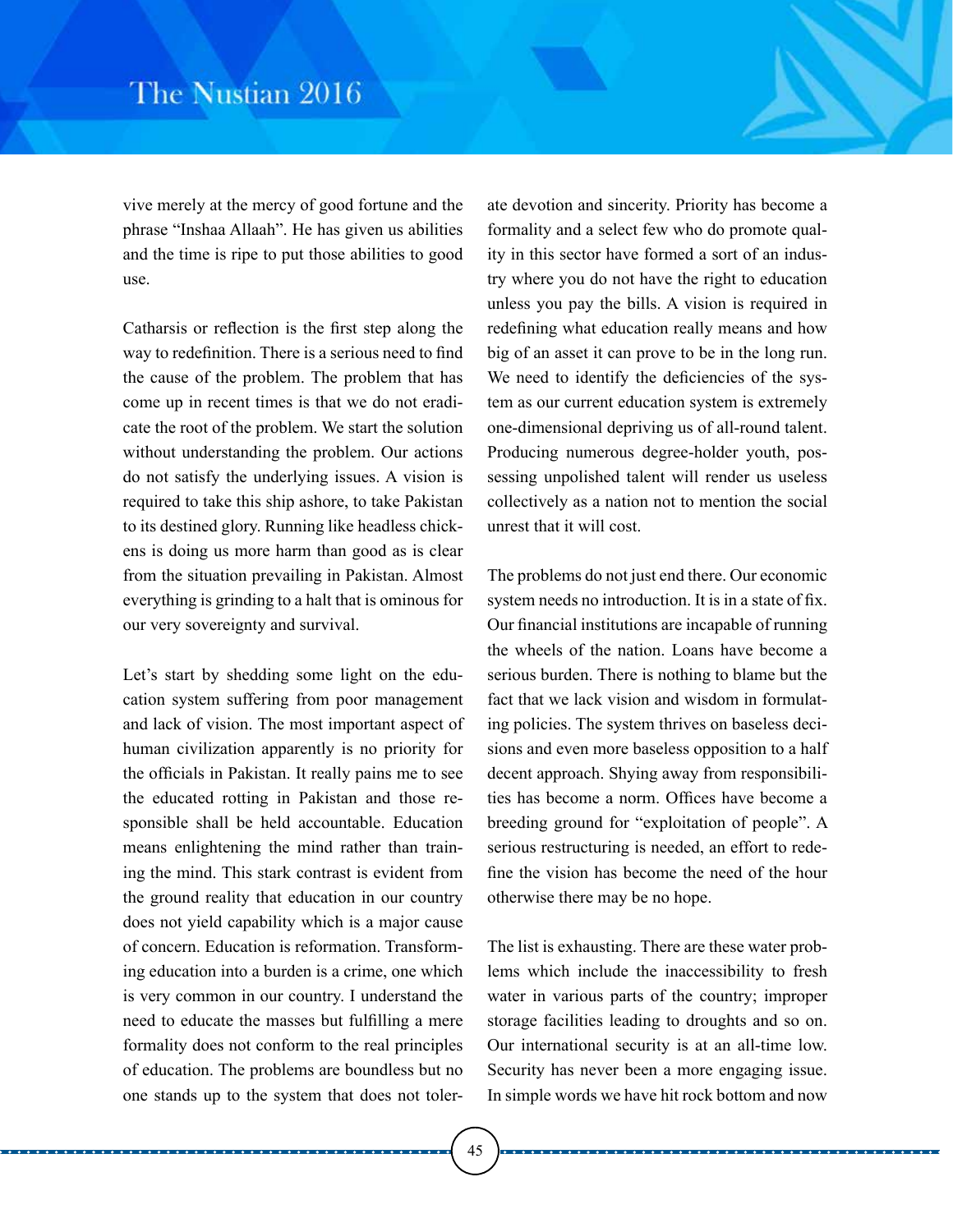vive merely at the mercy of good fortune and the phrase "Inshaa Allaah". He has given us abilities and the time is ripe to put those abilities to good use.

Catharsis or reflection is the first step along the way to redefinition. There is a serious need to find the cause of the problem. The problem that has come up in recent times is that we do not eradicate the root of the problem. We start the solution without understanding the problem. Our actions do not satisfy the underlying issues. A vision is required to take this ship ashore, to take Pakistan to its destined glory. Running like headless chickens is doing us more harm than good as is clear from the situation prevailing in Pakistan. Almost everything is grinding to a halt that is ominous for our very sovereignty and survival.

Let's start by shedding some light on the education system suffering from poor management and lack of vision. The most important aspect of human civilization apparently is no priority for the officials in Pakistan. It really pains me to see the educated rotting in Pakistan and those responsible shall be held accountable. Education means enlightening the mind rather than training the mind. This stark contrast is evident from the ground reality that education in our country does not yield capability which is a major cause of concern. Education is reformation. Transforming education into a burden is a crime, one which is very common in our country. I understand the need to educate the masses but fulfilling a mere formality does not conform to the real principles of education. The problems are boundless but no one stands up to the system that does not tolerate devotion and sincerity. Priority has become a formality and a select few who do promote quality in this sector have formed a sort of an industry where you do not have the right to education unless you pay the bills. A vision is required in redefining what education really means and how big of an asset it can prove to be in the long run. We need to identify the deficiencies of the system as our current education system is extremely one-dimensional depriving us of all-round talent. Producing numerous degree-holder youth, possessing unpolished talent will render us useless collectively as a nation not to mention the social unrest that it will cost.

The problems do not just end there. Our economic system needs no introduction. It is in a state of fix. Our financial institutions are incapable of running the wheels of the nation. Loans have become a serious burden. There is nothing to blame but the fact that we lack vision and wisdom in formulating policies. The system thrives on baseless decisions and even more baseless opposition to a half decent approach. Shying away from responsibilities has become a norm. Offices have become a breeding ground for "exploitation of people". A serious restructuring is needed, an effort to redefine the vision has become the need of the hour otherwise there may be no hope.

The list is exhausting. There are these water problems which include the inaccessibility to fresh water in various parts of the country; improper storage facilities leading to droughts and so on. Our international security is at an all-time low. Security has never been a more engaging issue. In simple words we have hit rock bottom and now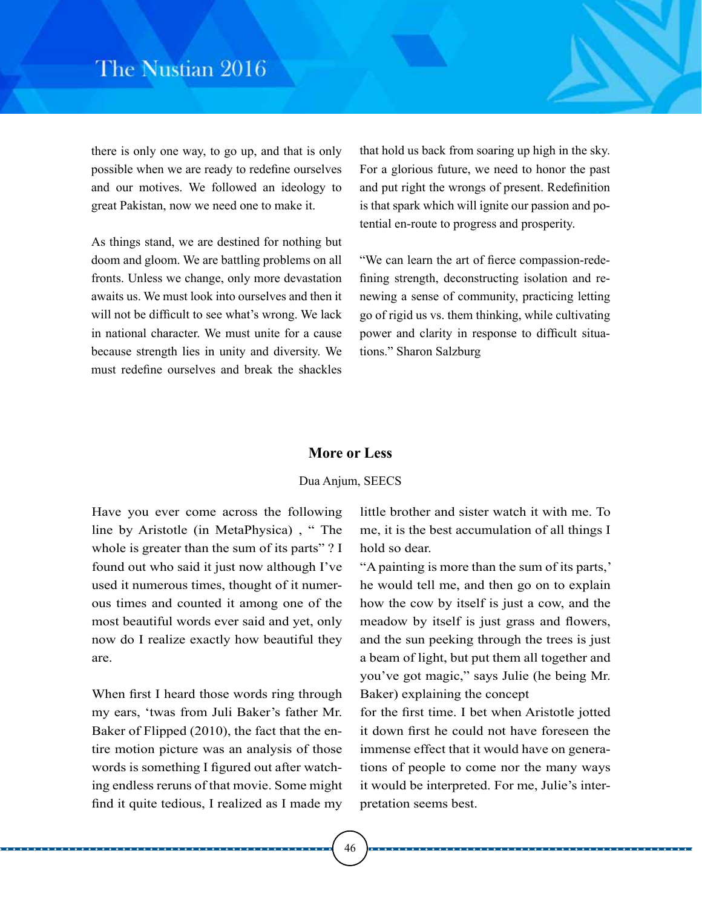there is only one way, to go up, and that is only possible when we are ready to redefine ourselves and our motives. We followed an ideology to great Pakistan, now we need one to make it.

As things stand, we are destined for nothing but doom and gloom. We are battling problems on all fronts. Unless we change, only more devastation awaits us. We must look into ourselves and then it will not be difficult to see what's wrong. We lack in national character. We must unite for a cause because strength lies in unity and diversity. We must redefine ourselves and break the shackles that hold us back from soaring up high in the sky. For a glorious future, we need to honor the past and put right the wrongs of present. Redefinition is that spark which will ignite our passion and potential en-route to progress and prosperity.

"We can learn the art of fierce compassion-redefining strength, deconstructing isolation and renewing a sense of community, practicing letting go of rigid us vs. them thinking, while cultivating power and clarity in response to difficult situations." Sharon Salzburg

## More or Less

Dua Anjum, SEECS

Have you ever come across the following line by Aristotle (in MetaPhysica) , " The whole is greater than the sum of its parts" ? I found out who said it just now although I've used it numerous times, thought of it numerous times and counted it among one of the most beautiful words ever said and yet, only now do I realize exactly how beautiful they are.

When first I heard those words ring through my ears, 'twas from Juli Baker's father Mr. Baker of Flipped (2010), the fact that the entire motion picture was an analysis of those words is something I figured out after watching endless reruns of that movie. Some might find it quite tedious, I realized as I made my little brother and sister watch it with me. To me, it is the best accumulation of all things I hold so dear.

"A painting is more than the sum of its parts,' he would tell me, and then go on to explain how the cow by itself is just a cow, and the meadow by itself is just grass and flowers, and the sun peeking through the trees is just a beam of light, but put them all together and you've got magic," says Julie (he being Mr. Baker) explaining the concept for the first time. I bet when Aristotle jotted it down first he could not have foreseen the immense effect that it would have on generations of people to come nor the many ways it would be interpreted. For me, Julie's interpretation seems best.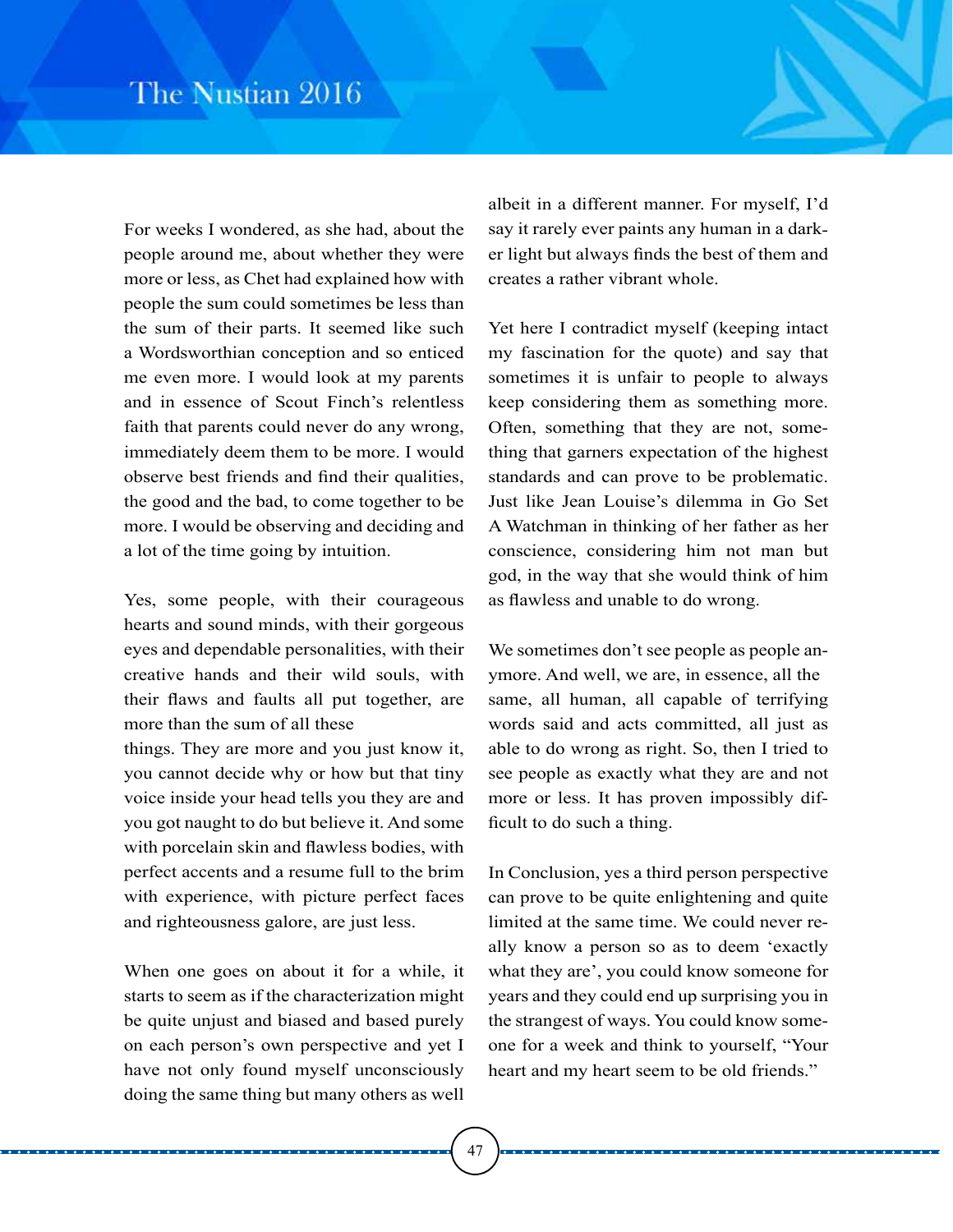For weeks I wondered, as she had, about the people around me, about whether they were more or less, as Chet had explained how with people the sum could sometimes be less than the sum of their parts. It seemed like such a Wordsworthian conception and so enticed me even more. I would look at my parents and in essence of Scout Finch's relentless faith that parents could never do any wrong, immediately deem them to be more. I would observe best friends and find their qualities, the good and the bad, to come together to be more. I would be observing and deciding and a lot of the time going by intuition.

Yes, some people, with their courageous hearts and sound minds, with their gorgeous eyes and dependable personalities, with their creative hands and their wild souls, with their flaws and faults all put together, are more than the sum of all these things. They are more and you just know it, you cannot decide why or how but that tiny voice inside your head tells you they are and you got naught to do but believe it. And some with porcelain skin and flawless bodies, with perfect accents and a resume full to the brim with experience, with picture perfect faces and righteousness galore, are just less.

When one goes on about it for a while, it starts to seem as if the characterization might be quite unjust and biased and based purely on each person's own perspective and yet I have not only found myself unconsciously doing the same thing but many others as well albeit in a different manner. For myself, I'd say it rarely ever paints any human in a darker light but always finds the best of them and creates a rather vibrant whole.

Yet here I contradict myself (keeping intact my fascination for the quote) and say that sometimes it is unfair to people to always keep considering them as something more. Often, something that they are not, something that garners expectation of the highest standards and can prove to be problematic. Just like Jean Louise's dilemma in Go Set A Watchman in thinking of her father as her conscience, considering him not man but god, in the way that she would think of him as flawless and unable to do wrong.

We sometimes don't see people as people anymore. And well, we are, in essence, all the same, all human, all capable of terrifying words said and acts committed, all just as able to do wrong as right. So, then I tried to see people as exactly what they are and not more or less. It has proven impossibly difficult to do such a thing.

In Conclusion, yes a third person perspective can prove to be quite enlightening and quite limited at the same time. We could never really know a person so as to deem 'exactly what they are', you could know someone for years and they could end up surprising you in the strangest of ways. You could know someone for a week and think to yourself, "Your heart and my heart seem to be old friends."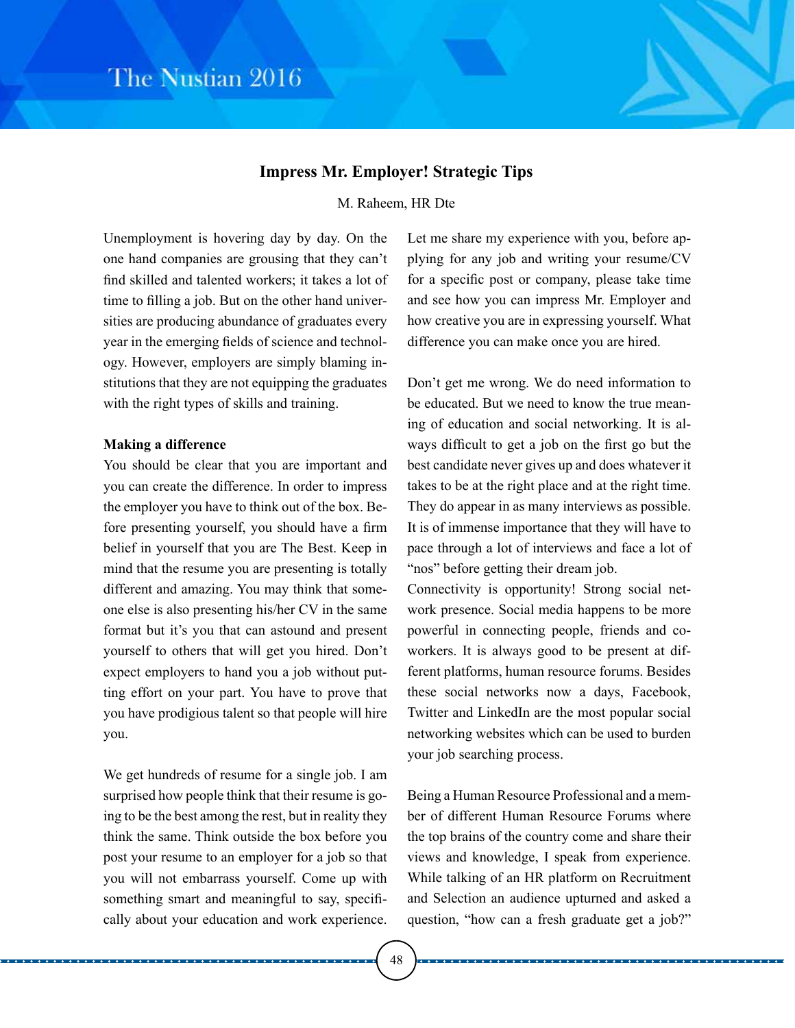## Impress Mr. Employer! Strategic Tips

M. Raheem, HR Dte

Unemployment is hovering day by day. On the one hand companies are grousing that they can't find skilled and talented workers; it takes a lot of time to filling a job. But on the other hand universities are producing abundance of graduates every year in the emerging fields of science and technology. However, employers are simply blaming institutions that they are not equipping the graduates with the right types of skills and training.

**Making a difference**

You should be clear that you are important and you can create the difference. In order to impress the employer you have to think out of the box. Before presenting yourself, you should have a firm belief in yourself that you are The Best. Keep in mind that the resume you are presenting is totally different and amazing. You may think that someone else is also presenting his/her CV in the same format but it's you that can astound and present yourself to others that will get you hired. Don't expect employers to hand you a job without putting effort on your part. You have to prove that you have prodigious talent so that people will hire you.

We get hundreds of resume for a single job. I am surprised how people think that their resume is going to be the best among the rest, but in reality they think the same. Think outside the box before you post your resume to an employer for a job so that you will not embarrass yourself. Come up with something smart and meaningful to say, specifically about your education and work experience. Let me share my experience with you, before applying for any job and writing your resume/CV for a specific post or company, please take time and see how you can impress Mr. Employer and how creative you are in expressing yourself. What difference you can make once you are hired.

Don't get me wrong. We do need information to be educated. But we need to know the true meaning of education and social networking. It is always difficult to get a job on the first go but the best candidate never gives up and does whatever it takes to be at the right place and at the right time. They do appear in as many interviews as possible. It is of immense importance that they will have to pace through a lot of interviews and face a lot of "nos" before getting their dream job.

Connectivity is opportunity! Strong social network presence. Social media happens to be more powerful in connecting people, friends and coworkers. It is always good to be present at different platforms, human resource forums. Besides these social networks now a days, Facebook, Twitter and LinkedIn are the most popular social networking websites which can be used to burden your job searching process.

Being a Human Resource Professional and a member of different Human Resource Forums where the top brains of the country come and share their views and knowledge, I speak from experience. While talking of an HR platform on Recruitment and Selection an audience upturned and asked a question, "how can a fresh graduate get a job?"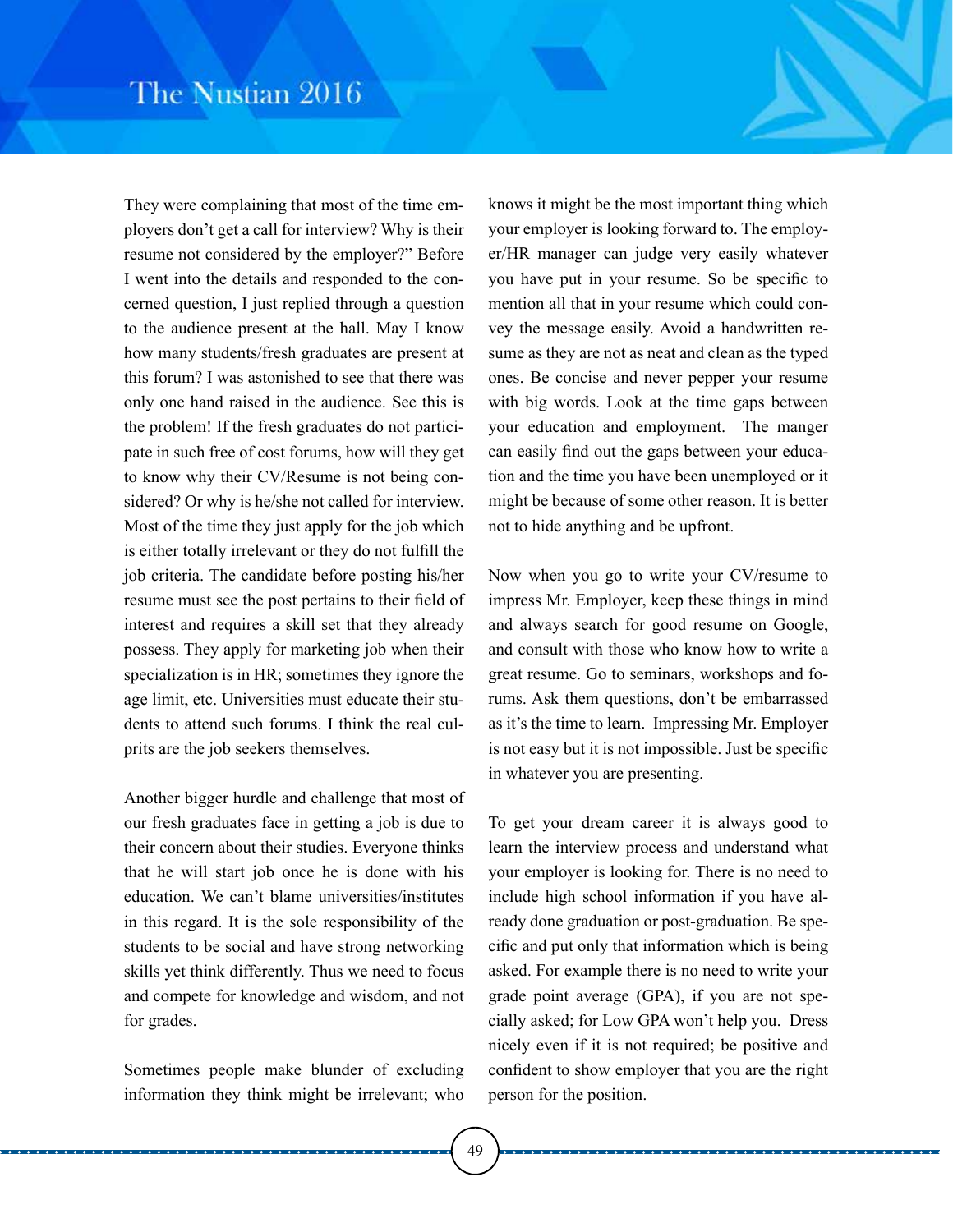They were complaining that most of the time employers don't get a call for interview? Why is their resume not considered by the employer?" Before I went into the details and responded to the concerned question, I just replied through a question to the audience present at the hall. May I know how many students/fresh graduates are present at this forum? I was astonished to see that there was only one hand raised in the audience. See this is the problem! If the fresh graduates do not participate in such free of cost forums, how will they get to know why their CV/Resume is not being considered? Or why is he/she not called for interview. Most of the time they just apply for the job which is either totally irrelevant or they do not fulfill the job criteria. The candidate before posting his/her resume must see the post pertains to their field of interest and requires a skill set that they already possess. They apply for marketing job when their specialization is in HR; sometimes they ignore the age limit, etc. Universities must educate their students to attend such forums. I think the real culprits are the job seekers themselves.

Another bigger hurdle and challenge that most of our fresh graduates face in getting a job is due to their concern about their studies. Everyone thinks that he will start job once he is done with his education. We can't blame universities/institutes in this regard. It is the sole responsibility of the students to be social and have strong networking skills yet think differently. Thus we need to focus and compete for knowledge and wisdom, and not for grades.

Sometimes people make blunder of excluding information they think might be irrelevant; who knows it might be the most important thing which your employer is looking forward to. The employer/HR manager can judge very easily whatever you have put in your resume. So be specific to mention all that in your resume which could convey the message easily. Avoid a handwritten resume as they are not as neat and clean as the typed ones. Be concise and never pepper your resume with big words. Look at the time gaps between your education and employment. The manger can easily find out the gaps between your education and the time you have been unemployed or it might be because of some other reason. It is better not to hide anything and be upfront.

Now when you go to write your CV/resume to impress Mr. Employer, keep these things in mind and always search for good resume on Google, and consult with those who know how to write a great resume. Go to seminars, workshops and forums. Ask them questions, don't be embarrassed as it's the time to learn. Impressing Mr. Employer is not easy but it is not impossible. Just be specific in whatever you are presenting.

To get your dream career it is always good to learn the interview process and understand what your employer is looking for. There is no need to include high school information if you have already done graduation or post-graduation. Be specific and put only that information which is being asked. For example there is no need to write your grade point average (GPA), if you are not specially asked; for Low GPA won't help you. Dress nicely even if it is not required; be positive and confident to show employer that you are the right person for the position.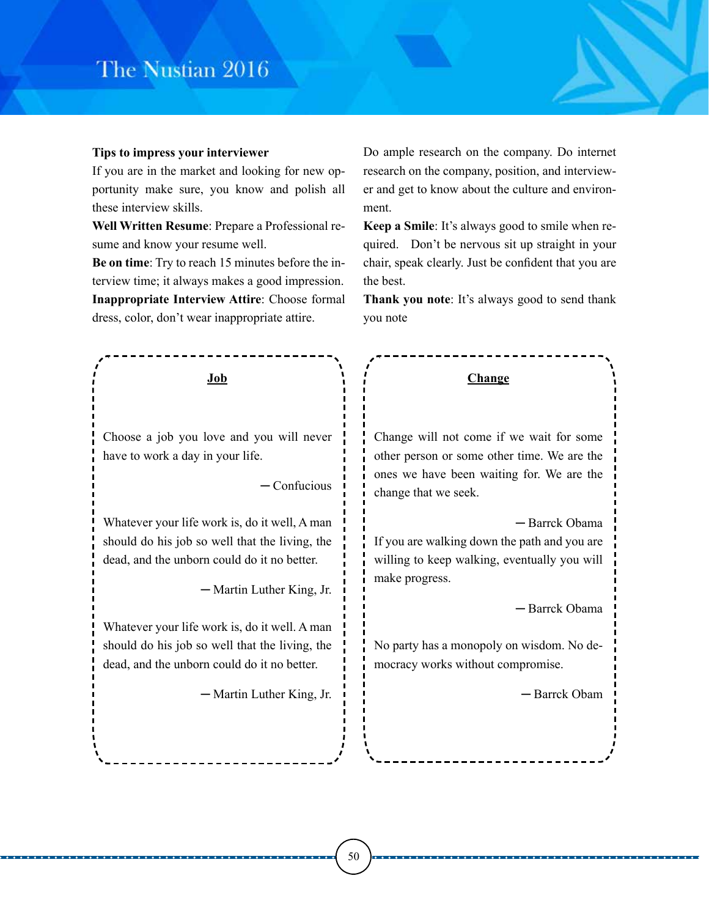**Tips to impress your interviewer**

If you are in the market and looking for new opportunity make sure, you know and polish all these interview skills.

**Well Written Resume**: Prepare a Professional resume and know your resume well.

**Be on time**: Try to reach 15 minutes before the interview time; it always makes a good impression.

**Inappropriate Interview Attire**: Choose formal dress, color, don't wear inappropriate attire.

Do ample research on the company. Do internet research on the company, position, and interviewer and get to know about the culture and environment.

**Keep a Smile**: It's always good to smile when required. Don't be nervous sit up straight in your chair, speak clearly. Just be confident that you are the best.

**Thank you note**: It's always good to send thank you note

**Job**

Choose a job you love and you will never have to work a day in your life.

― Confucious

Whatever your life work is, do it well, A man should do his job so well that the living, the dead, and the unborn could do it no better.

― Martin Luther King, Jr.

Whatever your life work is, do it well. A man should do his job so well that the living, the dead, and the unborn could do it no better.

― Martin Luther King, Jr.

**Change**

Change will not come if we wait for some other person or some other time. We are the ones we have been waiting for. We are the change that we seek.

― Barrck Obama

If you are walking down the path and you are willing to keep walking, eventually you will make progress.

― Barrck Obama

No party has a monopoly on wisdom. No democracy works without compromise.

― Barrck Obam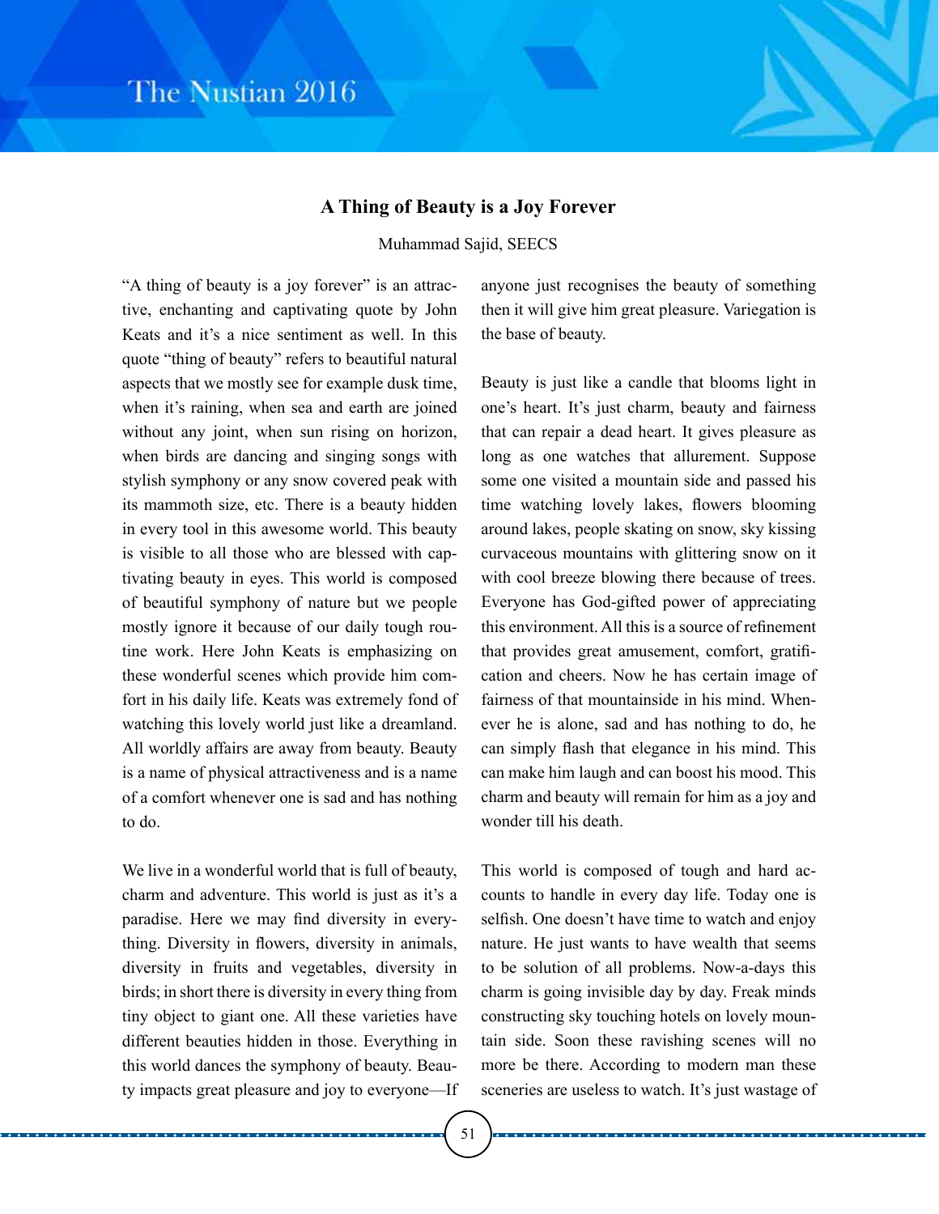## A Thing of Beauty is a Joy Forever

Muhammad Sajid, SEECS

"A thing of beauty is a joy forever" is an attractive, enchanting and captivating quote by John Keats and it's a nice sentiment as well. In this quote "thing of beauty" refers to beautiful natural aspects that we mostly see for example dusk time, when it's raining, when sea and earth are joined without any joint, when sun rising on horizon, when birds are dancing and singing songs with stylish symphony or any snow covered peak with its mammoth size, etc. There is a beauty hidden in every tool in this awesome world. This beauty is visible to all those who are blessed with captivating beauty in eyes. This world is composed of beautiful symphony of nature but we people mostly ignore it because of our daily tough routine work. Here John Keats is emphasizing on these wonderful scenes which provide him comfort in his daily life. Keats was extremely fond of watching this lovely world just like a dreamland. All worldly affairs are away from beauty. Beauty is a name of physical attractiveness and is a name of a comfort whenever one is sad and has nothing to do.

We live in a wonderful world that is full of beauty, charm and adventure. This world is just as it's a paradise. Here we may find diversity in everything. Diversity in flowers, diversity in animals, diversity in fruits and vegetables, diversity in birds; in short there is diversity in every thing from tiny object to giant one. All these varieties have different beauties hidden in those. Everything in this world dances the symphony of beauty. Beauty impacts great pleasure and joy to everyone—If anyone just recognises the beauty of something then it will give him great pleasure. Variegation is the base of beauty.

Beauty is just like a candle that blooms light in one's heart. It's just charm, beauty and fairness that can repair a dead heart. It gives pleasure as long as one watches that allurement. Suppose some one visited a mountain side and passed his time watching lovely lakes, flowers blooming around lakes, people skating on snow, sky kissing curvaceous mountains with glittering snow on it with cool breeze blowing there because of trees. Everyone has God-gifted power of appreciating this environment. All this is a source of refinement that provides great amusement, comfort, gratification and cheers. Now he has certain image of fairness of that mountainside in his mind. Whenever he is alone, sad and has nothing to do, he can simply flash that elegance in his mind. This can make him laugh and can boost his mood. This charm and beauty will remain for him as a joy and wonder till his death.

This world is composed of tough and hard accounts to handle in every day life. Today one is selfish. One doesn't have time to watch and enjoy nature. He just wants to have wealth that seems to be solution of all problems. Now-a-days this charm is going invisible day by day. Freak minds constructing sky touching hotels on lovely mountain side. Soon these ravishing scenes will no more be there. According to modern man these sceneries are useless to watch. It's just wastage of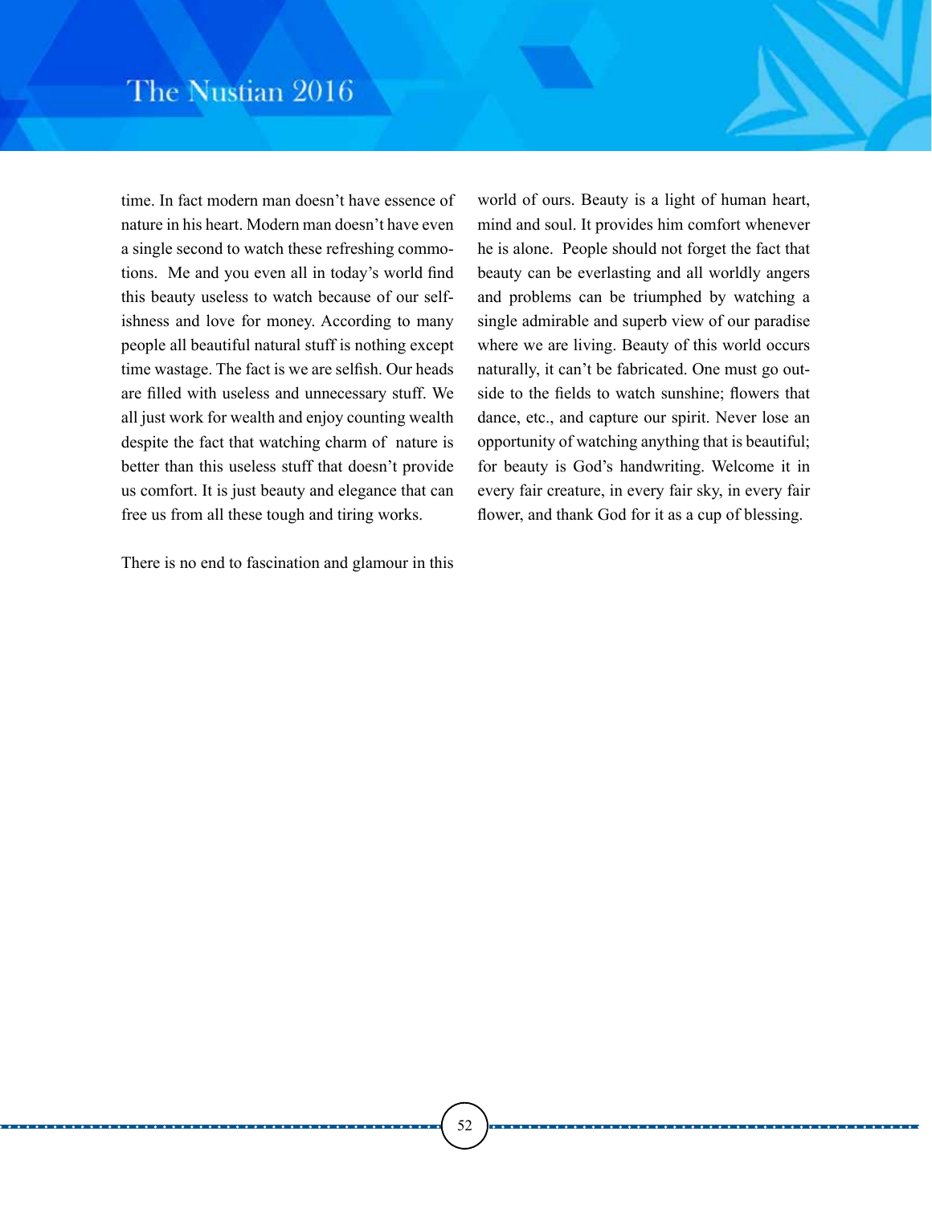time. In fact modern man doesn't have essence of nature in his heart. Modern man doesn't have even a single second to watch these refreshing commotions. Me and you even all in today's world find this beauty useless to watch because of our selfishness and love for money. According to many people all beautiful natural stuff is nothing except time wastage. The fact is we are selfish. Our heads are filled with useless and unnecessary stuff. We all just work for wealth and enjoy counting wealth despite the fact that watching charm of nature is better than this useless stuff that doesn't provide us comfort. It is just beauty and elegance that can free us from all these tough and tiring works.

There is no end to fascination and glamour in this world of ours. Beauty is a light of human heart, mind and soul. It provides him comfort whenever he is alone. People should not forget the fact that beauty can be everlasting and all worldly angers and problems can be triumphed by watching a single admirable and superb view of our paradise where we are living. Beauty of this world occurs naturally, it can't be fabricated. One must go outside to the fields to watch sunshine; flowers that dance, etc., and capture our spirit. Never lose an opportunity of watching anything that is beautiful; for beauty is God's handwriting. Welcome it in every fair creature, in every fair sky, in every fair flower, and thank God for it as a cup of blessing.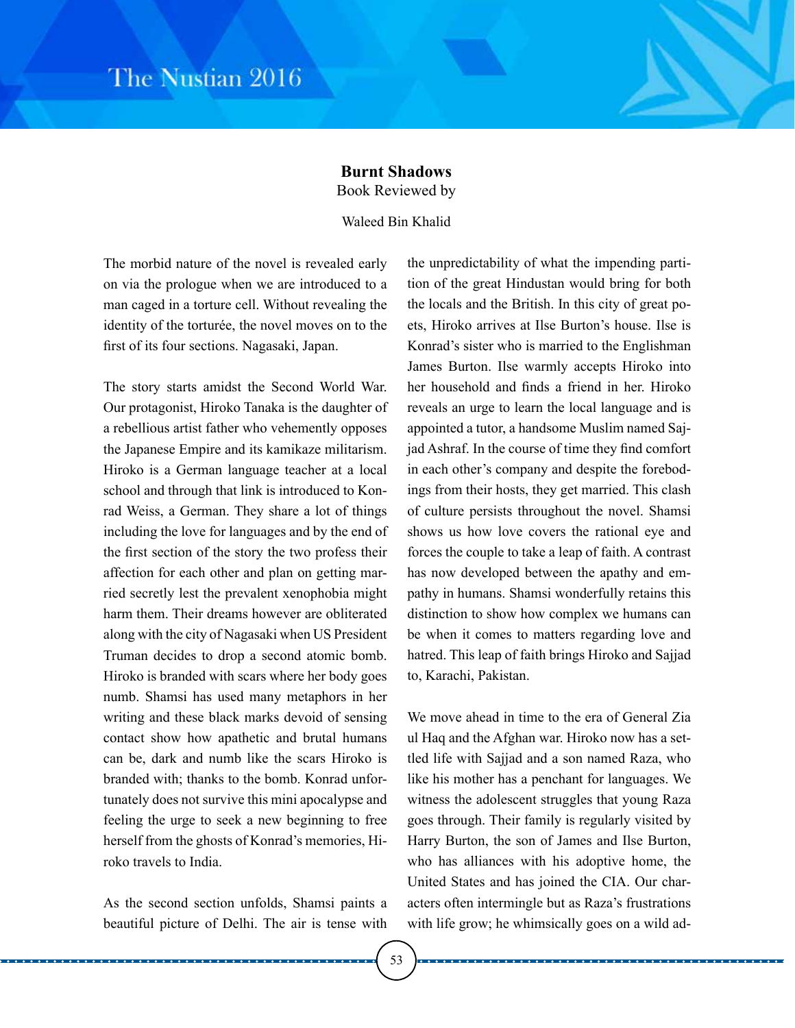## Burnt Shadows

Book Reviewed by

Waleed Bin Khalid

The morbid nature of the novel is revealed early on via the prologue when we are introduced to a man caged in a torture cell. Without revealing the identity of the torturée, the novel moves on to the first of its four sections. Nagasaki, Japan.

The story starts amidst the Second World War. Our protagonist, Hiroko Tanaka is the daughter of a rebellious artist father who vehemently opposes the Japanese Empire and its kamikaze militarism. Hiroko is a German language teacher at a local school and through that link is introduced to Konrad Weiss, a German. They share a lot of things including the love for languages and by the end of the first section of the story the two profess their affection for each other and plan on getting married secretly lest the prevalent xenophobia might harm them. Their dreams however are obliterated along with the city of Nagasaki when US President Truman decides to drop a second atomic bomb. Hiroko is branded with scars where her body goes numb. Shamsi has used many metaphors in her writing and these black marks devoid of sensing contact show how apathetic and brutal humans can be, dark and numb like the scars Hiroko is branded with; thanks to the bomb. Konrad unfortunately does not survive this mini apocalypse and feeling the urge to seek a new beginning to free herself from the ghosts of Konrad's memories, Hiroko travels to India.

As the second section unfolds, Shamsi paints a beautiful picture of Delhi. The air is tense with the unpredictability of what the impending partition of the great Hindustan would bring for both the locals and the British. In this city of great poets, Hiroko arrives at Ilse Burton's house. Ilse is Konrad's sister who is married to the Englishman James Burton. Ilse warmly accepts Hiroko into her household and finds a friend in her. Hiroko reveals an urge to learn the local language and is appointed a tutor, a handsome Muslim named Sajjad Ashraf. In the course of time they find comfort in each other's company and despite the forebodings from their hosts, they get married. This clash of culture persists throughout the novel. Shamsi shows us how love covers the rational eye and forces the couple to take a leap of faith. A contrast has now developed between the apathy and empathy in humans. Shamsi wonderfully retains this distinction to show how complex we humans can be when it comes to matters regarding love and hatred. This leap of faith brings Hiroko and Sajjad to, Karachi, Pakistan.

We move ahead in time to the era of General Zia ul Haq and the Afghan war. Hiroko now has a settled life with Sajjad and a son named Raza, who like his mother has a penchant for languages. We witness the adolescent struggles that young Raza goes through. Their family is regularly visited by Harry Burton, the son of James and Ilse Burton, who has alliances with his adoptive home, the United States and has joined the CIA. Our characters often intermingle but as Raza's frustrations with life grow; he whimsically goes on a wild ad-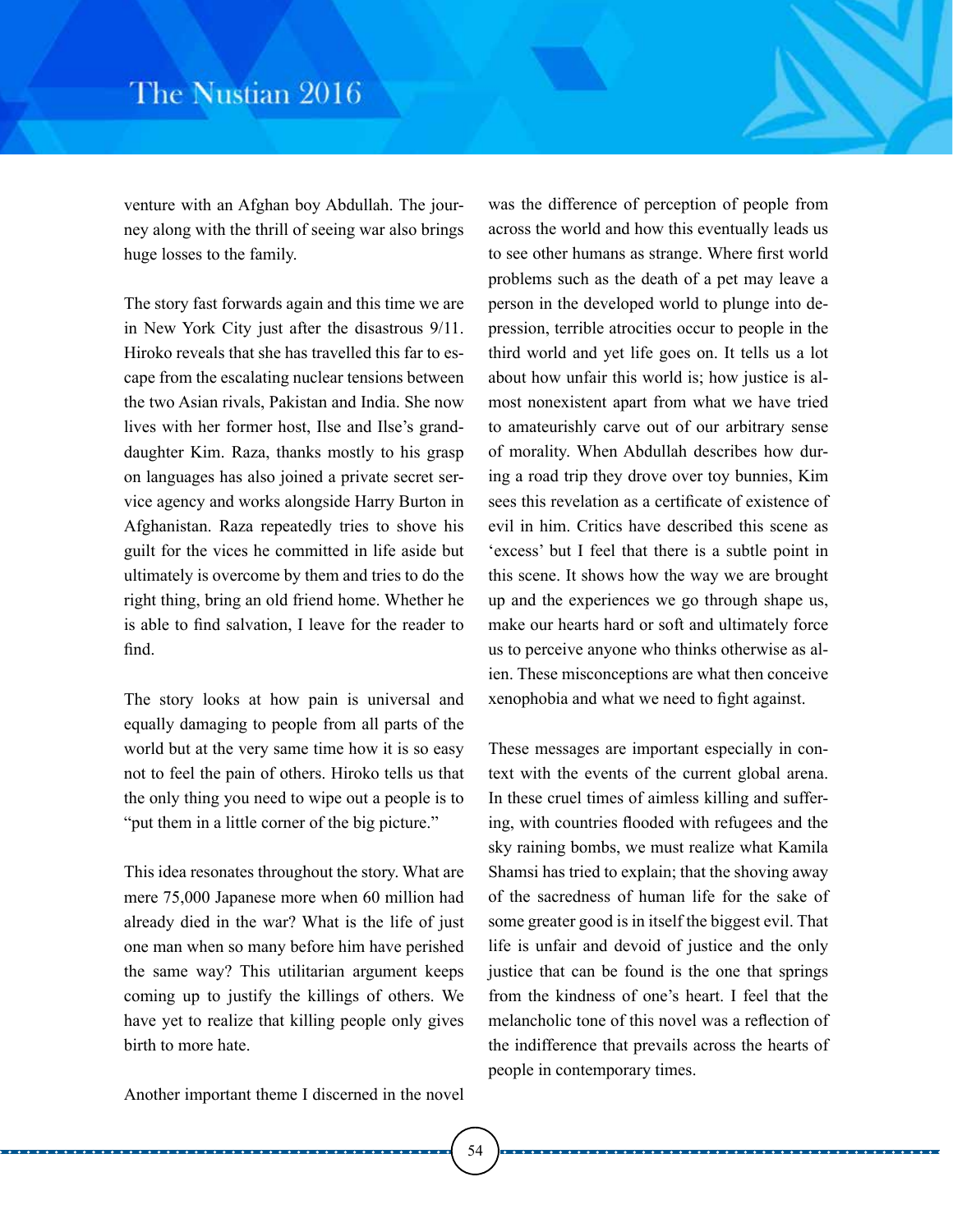venture with an Afghan boy Abdullah. The journey along with the thrill of seeing war also brings huge losses to the family.

The story fast forwards again and this time we are in New York City just after the disastrous 9/11. Hiroko reveals that she has travelled this far to escape from the escalating nuclear tensions between the two Asian rivals, Pakistan and India. She now lives with her former host, Ilse and Ilse's granddaughter Kim. Raza, thanks mostly to his grasp on languages has also joined a private secret service agency and works alongside Harry Burton in Afghanistan. Raza repeatedly tries to shove his guilt for the vices he committed in life aside but ultimately is overcome by them and tries to do the right thing, bring an old friend home. Whether he is able to find salvation, I leave for the reader to find.

The story looks at how pain is universal and equally damaging to people from all parts of the world but at the very same time how it is so easy not to feel the pain of others. Hiroko tells us that the only thing you need to wipe out a people is to "put them in a little corner of the big picture."

This idea resonates throughout the story. What are mere 75,000 Japanese more when 60 million had already died in the war? What is the life of just one man when so many before him have perished the same way? This utilitarian argument keeps coming up to justify the killings of others. We have yet to realize that killing people only gives birth to more hate.

Another important theme I discerned in the novel was the difference of perception of people from across the world and how this eventually leads us to see other humans as strange. Where first world problems such as the death of a pet may leave a person in the developed world to plunge into depression, terrible atrocities occur to people in the third world and yet life goes on. It tells us a lot about how unfair this world is; how justice is almost nonexistent apart from what we have tried to amateurishly carve out of our arbitrary sense of morality. When Abdullah describes how during a road trip they drove over toy bunnies, Kim sees this revelation as a certificate of existence of evil in him. Critics have described this scene as 'excess' but I feel that there is a subtle point in this scene. It shows how the way we are brought up and the experiences we go through shape us, make our hearts hard or soft and ultimately force us to perceive anyone who thinks otherwise as alien. These misconceptions are what then conceive xenophobia and what we need to fight against.

These messages are important especially in context with the events of the current global arena. In these cruel times of aimless killing and suffering, with countries flooded with refugees and the sky raining bombs, we must realize what Kamila Shamsi has tried to explain; that the shoving away of the sacredness of human life for the sake of some greater good is in itself the biggest evil. That life is unfair and devoid of justice and the only justice that can be found is the one that springs from the kindness of one's heart. I feel that the melancholic tone of this novel was a reflection of the indifference that prevails across the hearts of people in contemporary times.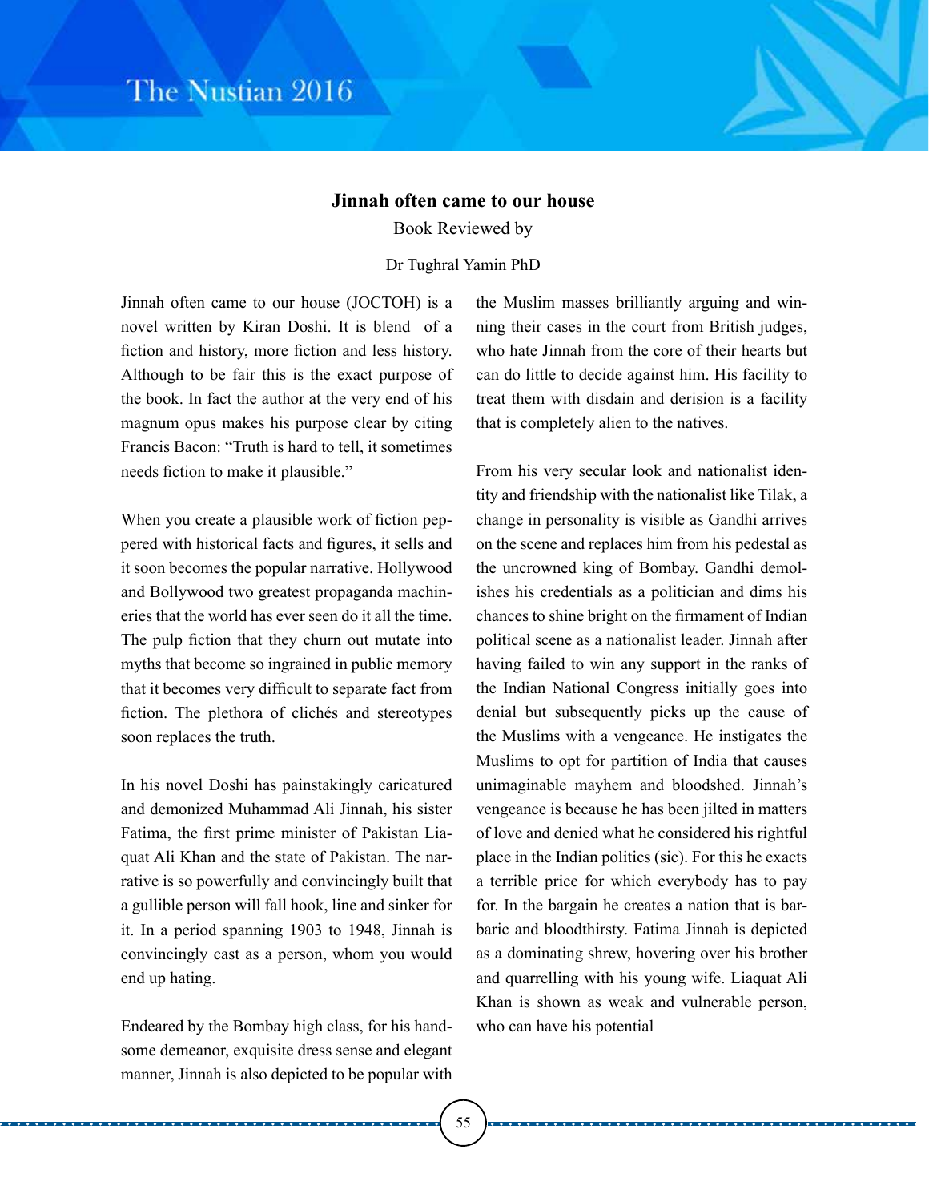## Jinnah often came to our house

Book Reviewed by

Dr Tughral Yamin PhD

Jinnah often came to our house (JOCTOH) is a novel written by Kiran Doshi. It is blend of a fiction and history, more fiction and less history. Although to be fair this is the exact purpose of the book. In fact the author at the very end of his magnum opus makes his purpose clear by citing Francis Bacon: "Truth is hard to tell, it sometimes needs fiction to make it plausible."

When you create a plausible work of fiction peppered with historical facts and figures, it sells and it soon becomes the popular narrative. Hollywood and Bollywood two greatest propaganda machineries that the world has ever seen do it all the time. The pulp fiction that they churn out mutate into myths that become so ingrained in public memory that it becomes very difficult to separate fact from fiction. The plethora of clichés and stereotypes soon replaces the truth.

In his novel Doshi has painstakingly caricatured and demonized Muhammad Ali Jinnah, his sister Fatima, the first prime minister of Pakistan Liaquat Ali Khan and the state of Pakistan. The narrative is so powerfully and convincingly built that a gullible person will fall hook, line and sinker for it. In a period spanning 1903 to 1948, Jinnah is convincingly cast as a person, whom you would end up hating.

Endeared by the Bombay high class, for his handsome demeanor, exquisite dress sense and elegant manner, Jinnah is also depicted to be popular with the Muslim masses brilliantly arguing and winning their cases in the court from British judges, who hate Jinnah from the core of their hearts but can do little to decide against him. His facility to treat them with disdain and derision is a facility that is completely alien to the natives.

From his very secular look and nationalist identity and friendship with the nationalist like Tilak, a change in personality is visible as Gandhi arrives on the scene and replaces him from his pedestal as the uncrowned king of Bombay. Gandhi demolishes his credentials as a politician and dims his chances to shine bright on the firmament of Indian political scene as a nationalist leader. Jinnah after having failed to win any support in the ranks of the Indian National Congress initially goes into denial but subsequently picks up the cause of the Muslims with a vengeance. He instigates the Muslims to opt for partition of India that causes unimaginable mayhem and bloodshed. Jinnah's vengeance is because he has been jilted in matters of love and denied what he considered his rightful place in the Indian politics (sic). For this he exacts a terrible price for which everybody has to pay for. In the bargain he creates a nation that is barbaric and bloodthirsty. Fatima Jinnah is depicted as a dominating shrew, hovering over his brother and quarrelling with his young wife. Liaquat Ali Khan is shown as weak and vulnerable person, who can have his potential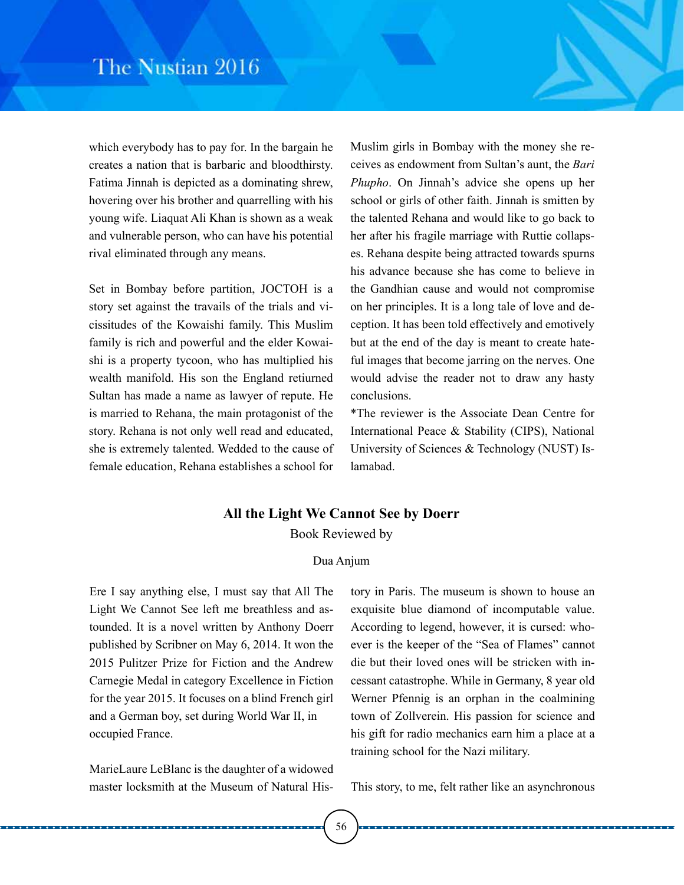which everybody has to pay for. In the bargain he creates a nation that is barbaric and bloodthirsty. Fatima Jinnah is depicted as a dominating shrew, hovering over his brother and quarrelling with his young wife. Liaquat Ali Khan is shown as a weak and vulnerable person, who can have his potential rival eliminated through any means.

Set in Bombay before partition, JOCTOH is a story set against the travails of the trials and vicissitudes of the Kowaishi family. This Muslim family is rich and powerful and the elder Kowaishi is a property tycoon, who has multiplied his wealth manifold. His son the England retiurned Sultan has made a name as lawyer of repute. He is married to Rehana, the main protagonist of the story. Rehana is not only well read and educated, she is extremely talented. Wedded to the cause of female education, Rehana establishes a school for Muslim girls in Bombay with the money she receives as endowment from Sultan's aunt, the *Bari Phupho*. On Jinnah's advice she opens up her school or girls of other faith. Jinnah is smitten by the talented Rehana and would like to go back to her after his fragile marriage with Ruttie collapses. Rehana despite being attracted towards spurns his advance because she has come to believe in the Gandhian cause and would not compromise on her principles. It is a long tale of love and deception. It has been told effectively and emotively but at the end of the day is meant to create hateful images that become jarring on the nerves. One would advise the reader not to draw any hasty conclusions.

*The reviewer is the Associate Dean Centre for International Peace & Stability (CIPS), National University of Sciences & Technology (NUST) Islamabad.

## All the Light We Cannot See by Doerr

Book Reviewed by

Dua Anjum

Ere I say anything else, I must say that All The Light We Cannot See left me breathless and astounded. It is a novel written by Anthony Doerr published by Scribner on May 6, 2014. It won the 2015 Pulitzer Prize for Fiction and the Andrew Carnegie Medal in category Excellence in Fiction for the year 2015. It focuses on a blind French girl and a German boy, set during World War II, in occupied France.

MarieLaure LeBlanc is the daughter of a widowed master locksmith at the Museum of Natural History in Paris. The museum is shown to house an exquisite blue diamond of incomputable value. According to legend, however, it is cursed: whoever is the keeper of the "Sea of Flames" cannot die but their loved ones will be stricken with incessant catastrophe. While in Germany, 8 year old Werner Pfennig is an orphan in the coalmining town of Zollverein. His passion for science and his gift for radio mechanics earn him a place at a training school for the Nazi military.

This story, to me, felt rather like an asynchronous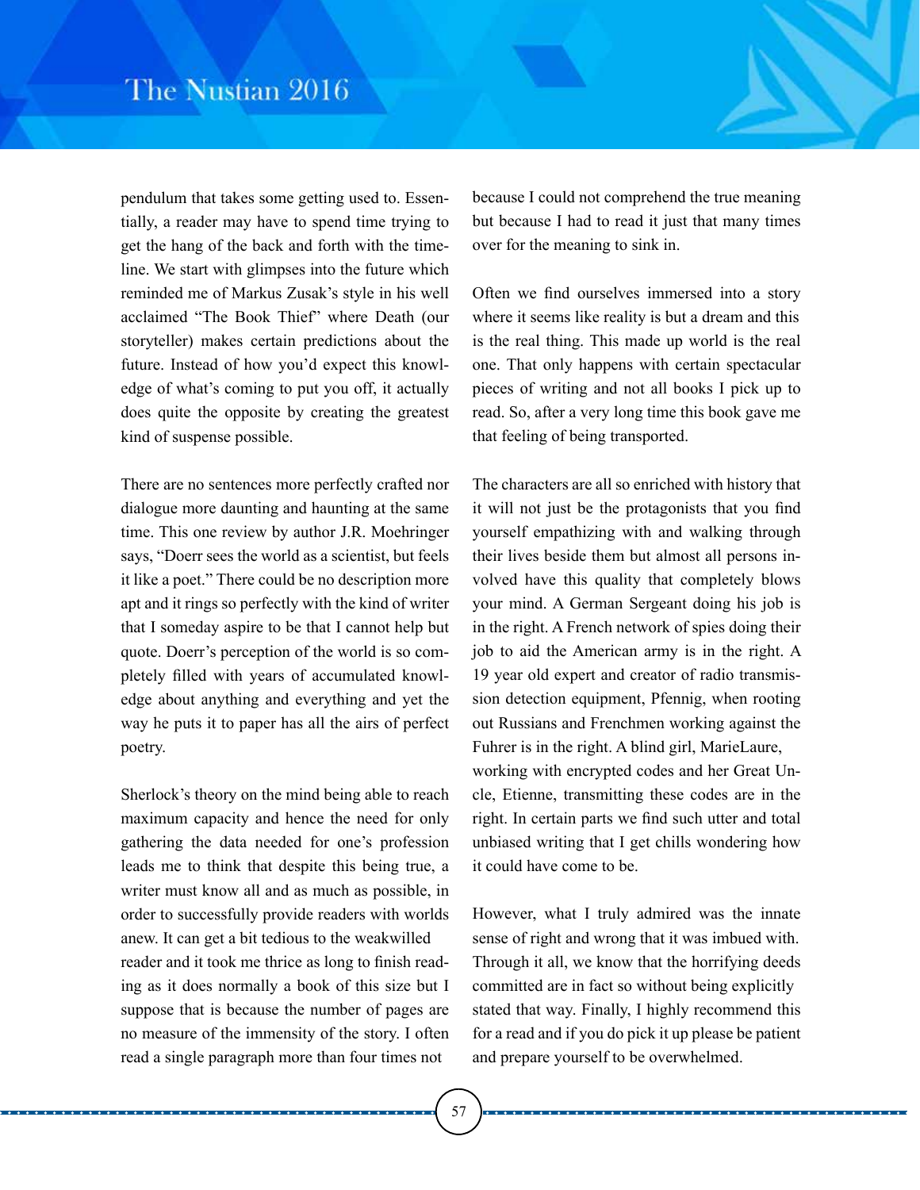pendulum that takes some getting used to. Essentially, a reader may have to spend time trying to get the hang of the back and forth with the timeline. We start with glimpses into the future which reminded me of Markus Zusak's style in his well acclaimed "The Book Thief" where Death (our storyteller) makes certain predictions about the future. Instead of how you'd expect this knowledge of what's coming to put you off, it actually does quite the opposite by creating the greatest kind of suspense possible.

There are no sentences more perfectly crafted nor dialogue more daunting and haunting at the same time. This one review by author J.R. Moehringer says, "Doerr sees the world as a scientist, but feels it like a poet." There could be no description more apt and it rings so perfectly with the kind of writer that I someday aspire to be that I cannot help but quote. Doerr's perception of the world is so completely filled with years of accumulated knowledge about anything and everything and yet the way he puts it to paper has all the airs of perfect poetry.

Sherlock's theory on the mind being able to reach maximum capacity and hence the need for only gathering the data needed for one's profession leads me to think that despite this being true, a writer must know all and as much as possible, in order to successfully provide readers with worlds anew. It can get a bit tedious to the weakwilled reader and it took me thrice as long to finish reading as it does normally a book of this size but I suppose that is because the number of pages are no measure of the immensity of the story. I often read a single paragraph more than four times not because I could not comprehend the true meaning but because I had to read it just that many times over for the meaning to sink in.

Often we find ourselves immersed into a story where it seems like reality is but a dream and this is the real thing. This made up world is the real one. That only happens with certain spectacular pieces of writing and not all books I pick up to read. So, after a very long time this book gave me that feeling of being transported.

The characters are all so enriched with history that it will not just be the protagonists that you find yourself empathizing with and walking through their lives beside them but almost all persons involved have this quality that completely blows your mind. A German Sergeant doing his job is in the right. A French network of spies doing their job to aid the American army is in the right. A 19 year old expert and creator of radio transmission detection equipment, Pfennig, when rooting out Russians and Frenchmen working against the Fuhrer is in the right. A blind girl, MarieLaure, working with encrypted codes and her Great Uncle, Etienne, transmitting these codes are in the right. In certain parts we find such utter and total unbiased writing that I get chills wondering how it could have come to be.

However, what I truly admired was the innate sense of right and wrong that it was imbued with. Through it all, we know that the horrifying deeds committed are in fact so without being explicitly stated that way. Finally, I highly recommend this for a read and if you do pick it up please be patient and prepare yourself to be overwhelmed.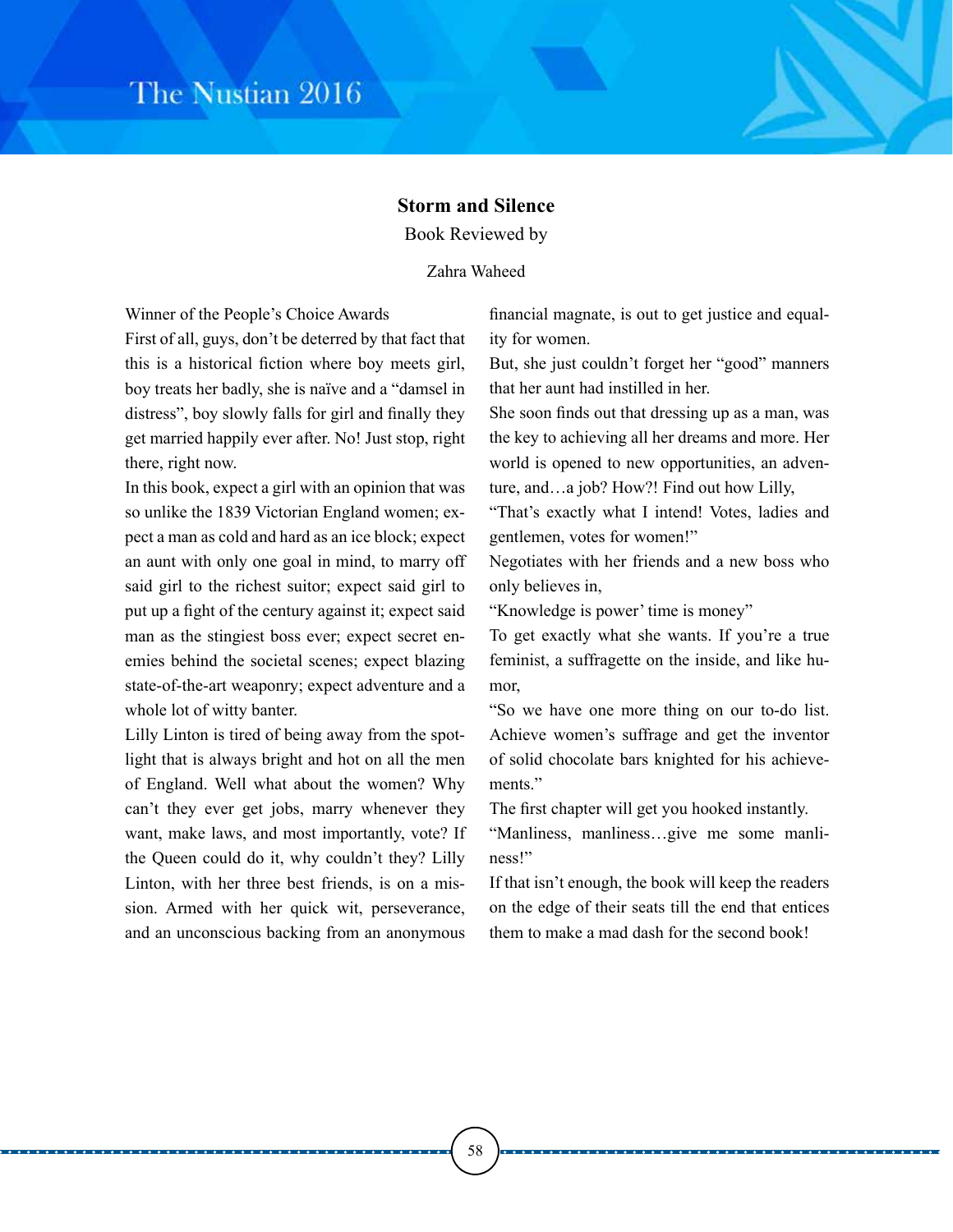## Storm and Silence

Book Reviewed by

Zahra Waheed

Winner of the People's Choice Awards

First of all, guys, don't be deterred by that fact that this is a historical fiction where boy meets girl, boy treats her badly, she is naïve and a "damsel in distress", boy slowly falls for girl and finally they get married happily ever after. No! Just stop, right there, right now.

In this book, expect a girl with an opinion that was so unlike the 1839 Victorian England women; expect a man as cold and hard as an ice block; expect an aunt with only one goal in mind, to marry off said girl to the richest suitor; expect said girl to put up a fight of the century against it; expect said man as the stingiest boss ever; expect secret enemies behind the societal scenes; expect blazing state-of-the-art weaponry; expect adventure and a whole lot of witty banter.

Lilly Linton is tired of being away from the spotlight that is always bright and hot on all the men of England. Well what about the women? Why can't they ever get jobs, marry whenever they want, make laws, and most importantly, vote? If the Queen could do it, why couldn't they? Lilly Linton, with her three best friends, is on a mission. Armed with her quick wit, perseverance, and an unconscious backing from an anonymous financial magnate, is out to get justice and equality for women.

But, she just couldn't forget her "good" manners that her aunt had instilled in her.

She soon finds out that dressing up as a man, was the key to achieving all her dreams and more. Her world is opened to new opportunities, an adventure, and…a job? How?! Find out how Lilly,

"That's exactly what I intend! Votes, ladies and gentlemen, votes for women!"

Negotiates with her friends and a new boss who only believes in,

"Knowledge is power' time is money"

To get exactly what she wants. If you're a true feminist, a suffragette on the inside, and like humor,

"So we have one more thing on our to-do list. Achieve women's suffrage and get the inventor of solid chocolate bars knighted for his achievements."

The first chapter will get you hooked instantly.

"Manliness, manliness…give me some manliness!"

If that isn't enough, the book will keep the readers on the edge of their seats till the end that entices them to make a mad dash for the second book!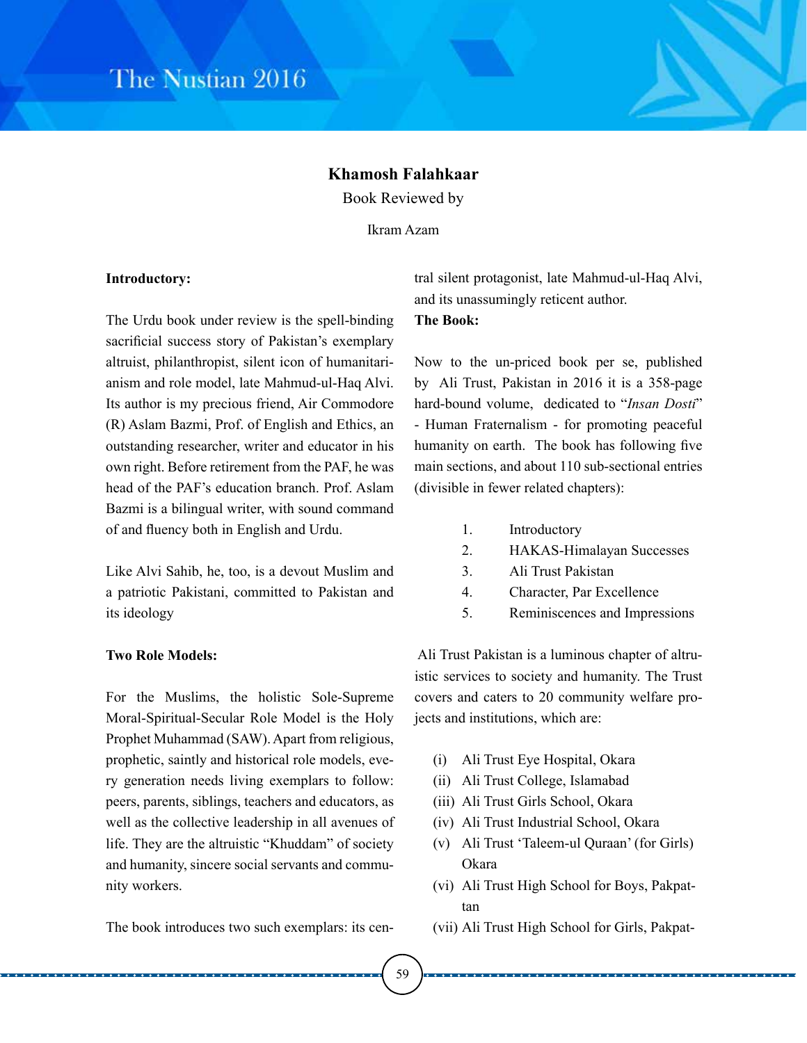## Khamosh Falahkaar

Book Reviewed by

Ikram Azam

**Introductory:**

The Urdu book under review is the spell-binding sacrificial success story of Pakistan's exemplary altruist, philanthropist, silent icon of humanitarianism and role model, late Mahmud-ul-Haq Alvi. Its author is my precious friend, Air Commodore (R) Aslam Bazmi, Prof. of English and Ethics, an outstanding researcher, writer and educator in his own right. Before retirement from the PAF, he was head of the PAF's education branch. Prof. Aslam Bazmi is a bilingual writer, with sound command of and fluency both in English and Urdu.

Like Alvi Sahib, he, too, is a devout Muslim and a patriotic Pakistani, committed to Pakistan and its ideology

**Two Role Models:**

For the Muslims, the holistic Sole-Supreme Moral-Spiritual-Secular Role Model is the Holy Prophet Muhammad (SAW). Apart from religious, prophetic, saintly and historical role models, every generation needs living exemplars to follow: peers, parents, siblings, teachers and educators, as well as the collective leadership in all avenues of life. They are the altruistic "Khuddam" of society and humanity, sincere social servants and community workers.

The book introduces two such exemplars: its central silent protagonist, late Mahmud-ul-Haq Alvi, and its unassumingly reticent author.

**The Book:**

Now to the un-priced book per se, published by Ali Trust, Pakistan in 2016 it is a 358-page hard-bound volume, dedicated to "*Insan Dosti*" - Human Fraternalism - for promoting peaceful humanity on earth. The book has following five main sections, and about 110 sub-sectional entries (divisible in fewer related chapters):

1. Introductory
2. HAKAS-Himalayan Successes
3. Ali Trust Pakistan
4. Character, Par Excellence
5. Reminiscences and Impressions

Ali Trust Pakistan is a luminous chapter of altruistic services to society and humanity. The Trust covers and caters to 20 community welfare projects and institutions, which are:

(i) Ali Trust Eye Hospital, Okara
(ii) Ali Trust College, Islamabad
(iii) Ali Trust Girls School, Okara
(iv) Ali Trust Industrial School, Okara
(v) Ali Trust 'Taleem-ul Quraan' (for Girls) Okara
(vi) Ali Trust High School for Boys, Pakpattan
(vii) Ali Trust High School for Girls, Pakpat-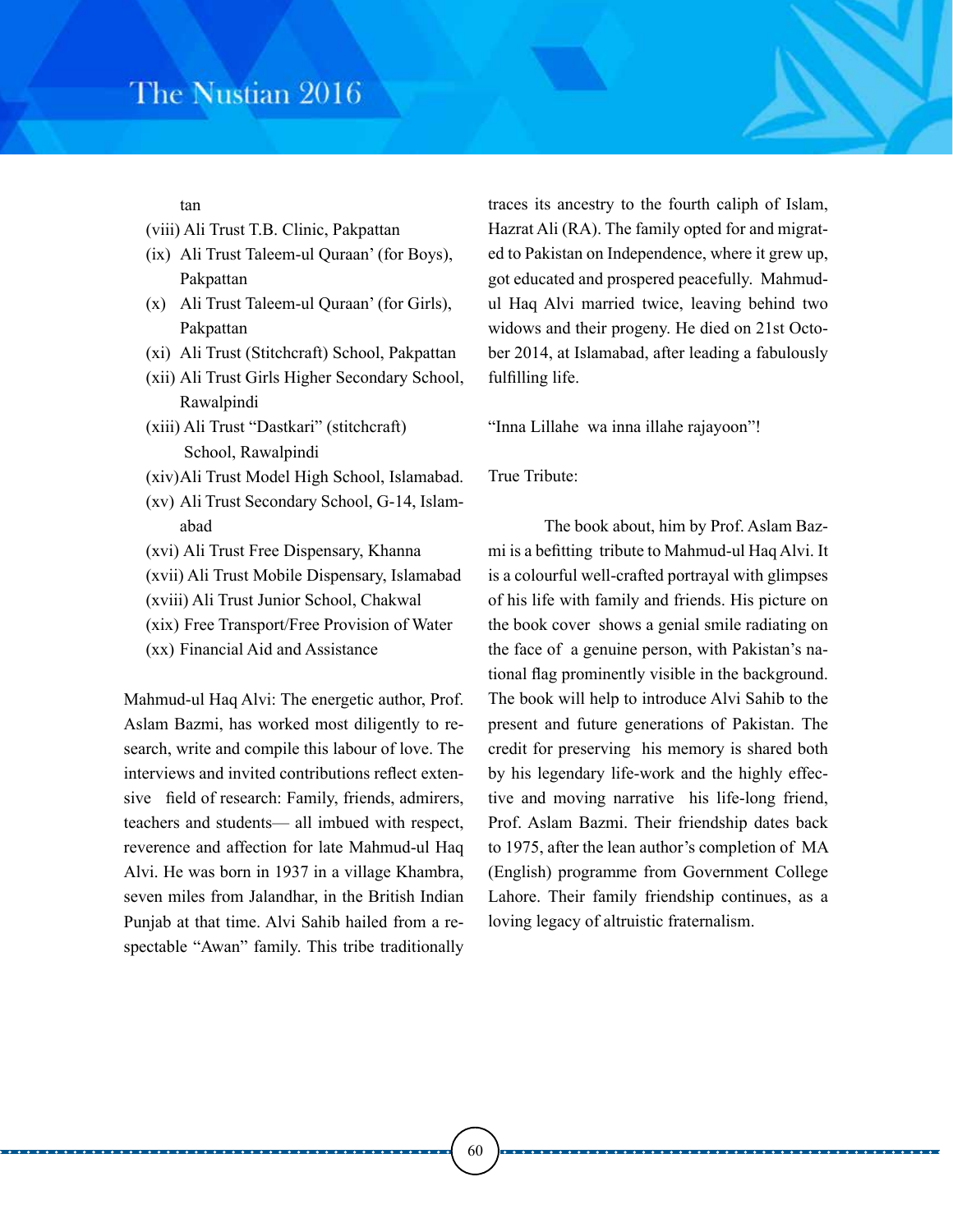tan

(viii) Ali Trust T.B. Clinic, Pakpattan

(ix) Ali Trust Taleem-ul Quraan' (for Boys), Pakpattan

(x) Ali Trust Taleem-ul Quraan' (for Girls), Pakpattan

(xi) Ali Trust (Stitchcraft) School, Pakpattan

(xii) Ali Trust Girls Higher Secondary School, Rawalpindi

(xiii) Ali Trust "Dastkari" (stitchcraft) School, Rawalpindi

(xiv) Ali Trust Model High School, Islamabad.

(xv) Ali Trust Secondary School, G-14, Islamabad

(xvi) Ali Trust Free Dispensary, Khanna

(xvii) Ali Trust Mobile Dispensary, Islamabad

(xviii) Ali Trust Junior School, Chakwal

(xix) Free Transport/Free Provision of Water

(xx) Financial Aid and Assistance

Mahmud-ul Haq Alvi: The energetic author, Prof. Aslam Bazmi, has worked most diligently to research, write and compile this labour of love. The interviews and invited contributions reflect extensive field of research: Family, friends, admirers, teachers and students— all imbued with respect, reverence and affection for late Mahmud-ul Haq Alvi. He was born in 1937 in a village Khambra, seven miles from Jalandhar, in the British Indian Punjab at that time. Alvi Sahib hailed from a respectable "Awan" family. This tribe traditionally traces its ancestry to the fourth caliph of Islam, Hazrat Ali (RA). The family opted for and migrated to Pakistan on Independence, where it grew up, got educated and prospered peacefully. Mahmud-ul Haq Alvi married twice, leaving behind two widows and their progeny. He died on 21st October 2014, at Islamabad, after leading a fabulously fulfilling life.

"Inna Lillahe wa inna illahe rajayoon"!

True Tribute:

The book about, him by Prof. Aslam Bazmi is a befitting tribute to Mahmud-ul Haq Alvi. It is a colourful well-crafted portrayal with glimpses of his life with family and friends. His picture on the book cover shows a genial smile radiating on the face of a genuine person, with Pakistan's national flag prominently visible in the background. The book will help to introduce Alvi Sahib to the present and future generations of Pakistan. The credit for preserving his memory is shared both by his legendary life-work and the highly effective and moving narrative his life-long friend, Prof. Aslam Bazmi. Their friendship dates back to 1975, after the lean author's completion of MA (English) programme from Government College Lahore. Their family friendship continues, as a loving legacy of altruistic fraternalism.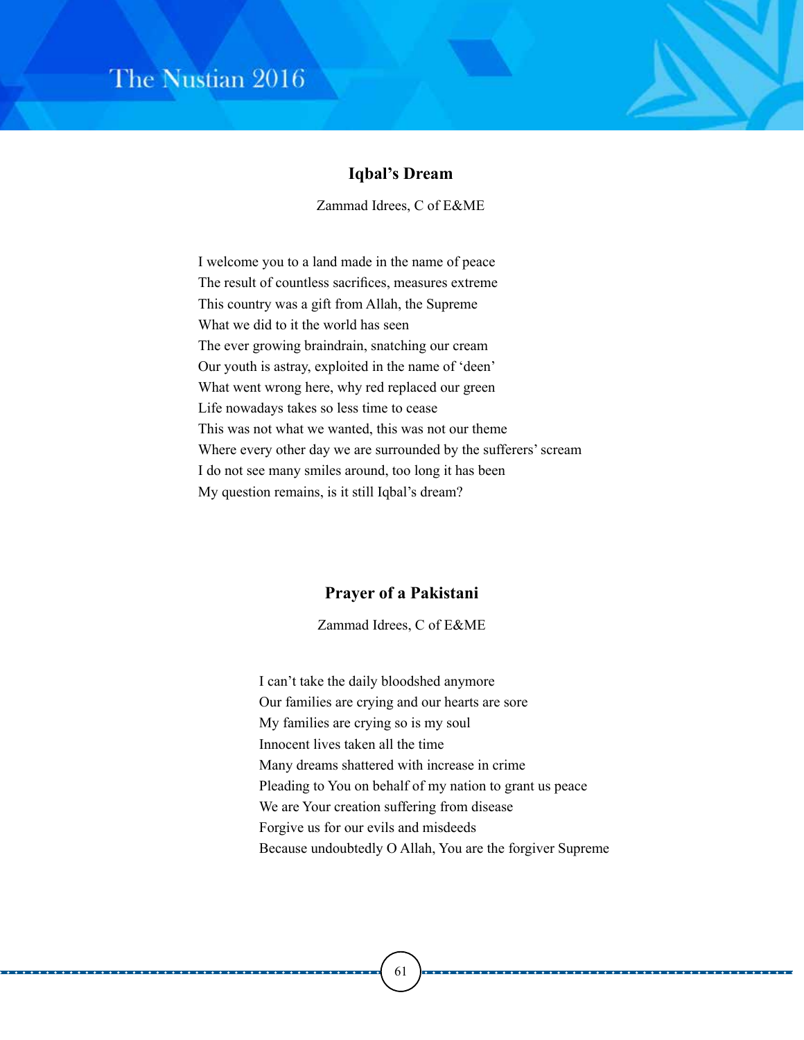## Iqbal's Dream

Zammad Idrees, C of E&ME

I welcome you to a land made in the name of peace  
The result of countless sacrifices, measures extreme  
This country was a gift from Allah, the Supreme  
What we did to it the world has seen  
The ever growing braindrain, snatching our cream  
Our youth is astray, exploited in the name of 'deen'  
What went wrong here, why red replaced our green  
Life nowadays takes so less time to cease  
This was not what we wanted, this was not our theme  
Where every other day we are surrounded by the sufferers' scream  
I do not see many smiles around, too long it has been  
My question remains, is it still Iqbal's dream?

## Prayer of a Pakistani

Zammad Idrees, C of E&ME

I can't take the daily bloodshed anymore  
Our families are crying and our hearts are sore  
My families are crying so is my soul  
Innocent lives taken all the time  
Many dreams shattered with increase in crime  
Pleading to You on behalf of my nation to grant us peace  
We are Your creation suffering from disease  
Forgive us for our evils and misdeeds  
Because undoubtedly O Allah, You are the forgiver Supreme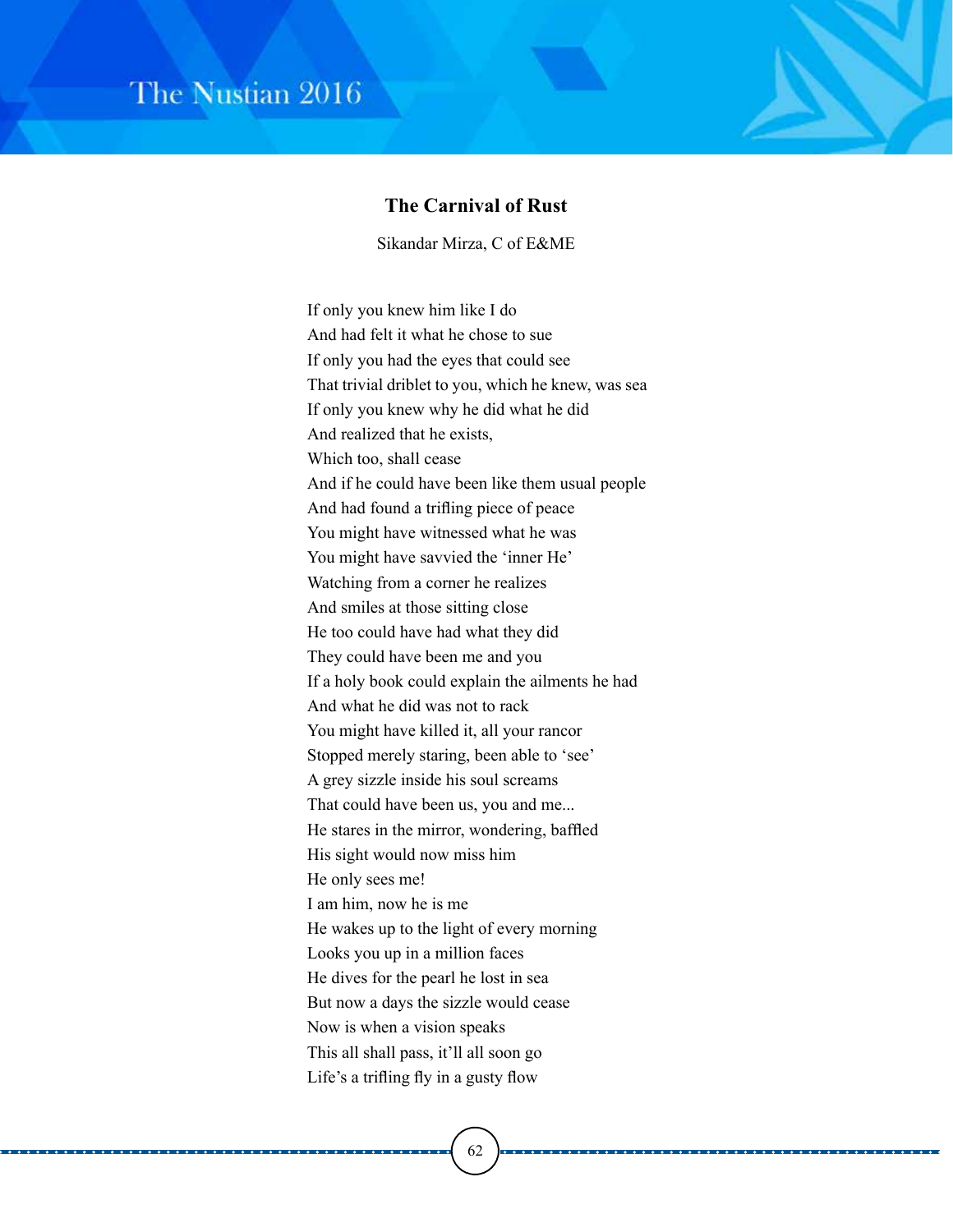## The Carnival of Rust

Sikandar Mirza, C of E&ME

If only you knew him like I do  
And had felt it what he chose to sue  
If only you had the eyes that could see  
That trivial driblet to you, which he knew, was sea  
If only you knew why he did what he did  
And realized that he exists,  
Which too, shall cease  
And if he could have been like them usual people  
And had found a trifling piece of peace  
You might have witnessed what he was  
You might have savvied the 'inner He'  
Watching from a corner he realizes  
And smiles at those sitting close  
He too could have had what they did  
They could have been me and you  
If a holy book could explain the ailments he had  
And what he did was not to rack  
You might have killed it, all your rancor  
Stopped merely staring, been able to 'see'  
A grey sizzle inside his soul screams  
That could have been us, you and me...  
He stares in the mirror, wondering, baffled  
His sight would now miss him  
He only sees me!  
I am him, now he is me  
He wakes up to the light of every morning  
Looks you up in a million faces  
He dives for the pearl he lost in sea  
But now a days the sizzle would cease  
Now is when a vision speaks  
This all shall pass, it'll all soon go  
Life's a trifling fly in a gusty flow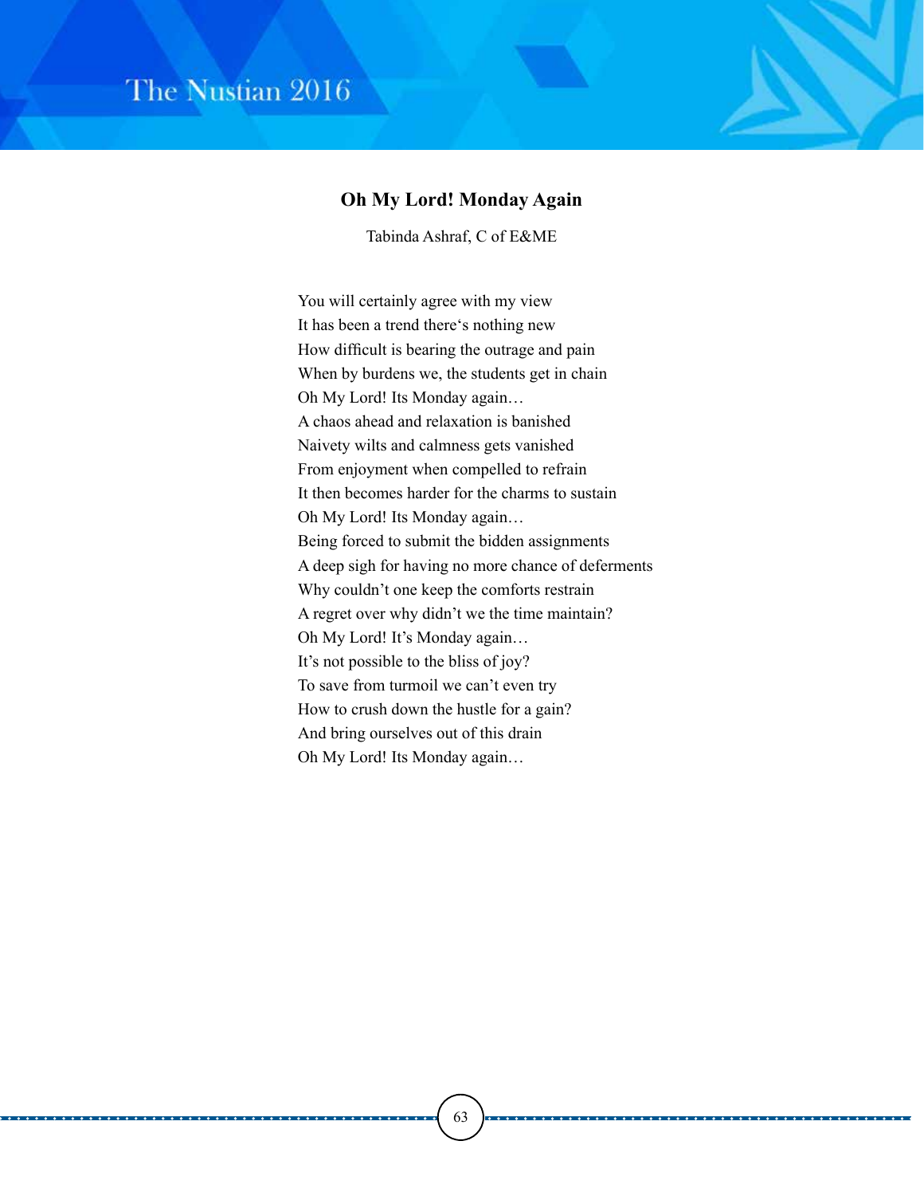## Oh My Lord! Monday Again

Tabinda Ashraf, C of E&ME

You will certainly agree with my view  
It has been a trend there's nothing new  
How difficult is bearing the outrage and pain  
When by burdens we, the students get in chain  
Oh My Lord! Its Monday again…  
A chaos ahead and relaxation is banished  
Naivety wilts and calmness gets vanished  
From enjoyment when compelled to refrain  
It then becomes harder for the charms to sustain  
Oh My Lord! Its Monday again…  
Being forced to submit the bidden assignments  
A deep sigh for having no more chance of deferments  
Why couldn't one keep the comforts restrain  
A regret over why didn't we the time maintain?  
Oh My Lord! It's Monday again…  
It's not possible to the bliss of joy?  
To save from turmoil we can't even try  
How to crush down the hustle for a gain?  
And bring ourselves out of this drain  
Oh My Lord! Its Monday again…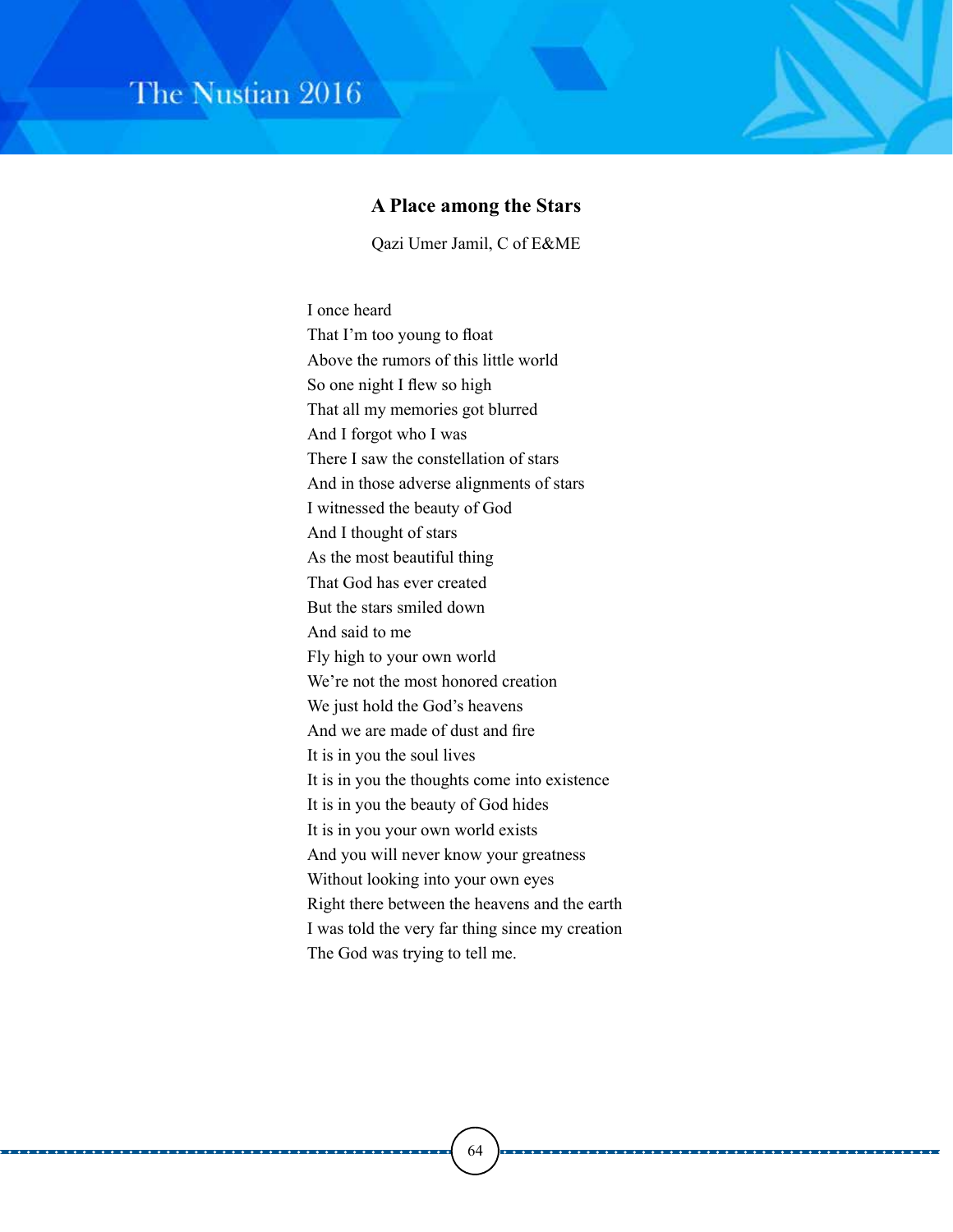## A Place among the Stars

Qazi Umer Jamil, C of E&ME

I once heard  
That I'm too young to float  
Above the rumors of this little world  
So one night I flew so high  
That all my memories got blurred  
And I forgot who I was  
There I saw the constellation of stars  
And in those adverse alignments of stars  
I witnessed the beauty of God  
And I thought of stars  
As the most beautiful thing  
That God has ever created  
But the stars smiled down  
And said to me  
Fly high to your own world  
We're not the most honored creation  
We just hold the God's heavens  
And we are made of dust and fire  
It is in you the soul lives  
It is in you the thoughts come into existence  
It is in you the beauty of God hides  
It is in you your own world exists  
And you will never know your greatness  
Without looking into your own eyes  
Right there between the heavens and the earth  
I was told the very far thing since my creation  
The God was trying to tell me.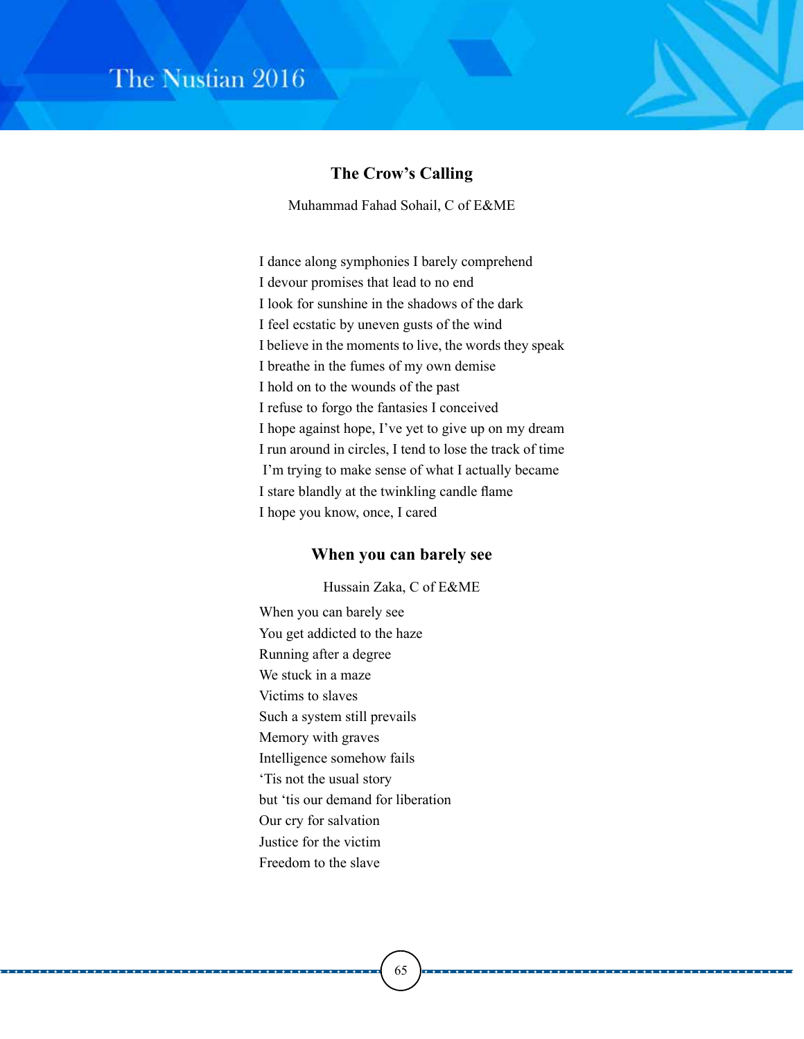## The Crow's Calling

Muhammad Fahad Sohail, C of E&ME

I dance along symphonies I barely comprehend
I devour promises that lead to no end
I look for sunshine in the shadows of the dark
I feel ecstatic by uneven gusts of the wind
I believe in the moments to live, the words they speak
I breathe in the fumes of my own demise
I hold on to the wounds of the past
I refuse to forgo the fantasies I conceived
I hope against hope, I've yet to give up on my dream
I run around in circles, I tend to lose the track of time
I'm trying to make sense of what I actually became
I stare blandly at the twinkling candle flame
I hope you know, once, I cared

## When you can barely see

Hussain Zaka, C of E&ME

When you can barely see
You get addicted to the haze
Running after a degree
We stuck in a maze
Victims to slaves
Such a system still prevails
Memory with graves
Intelligence somehow fails
'Tis not the usual story
but 'tis our demand for liberation
Our cry for salvation
Justice for the victim
Freedom to the slave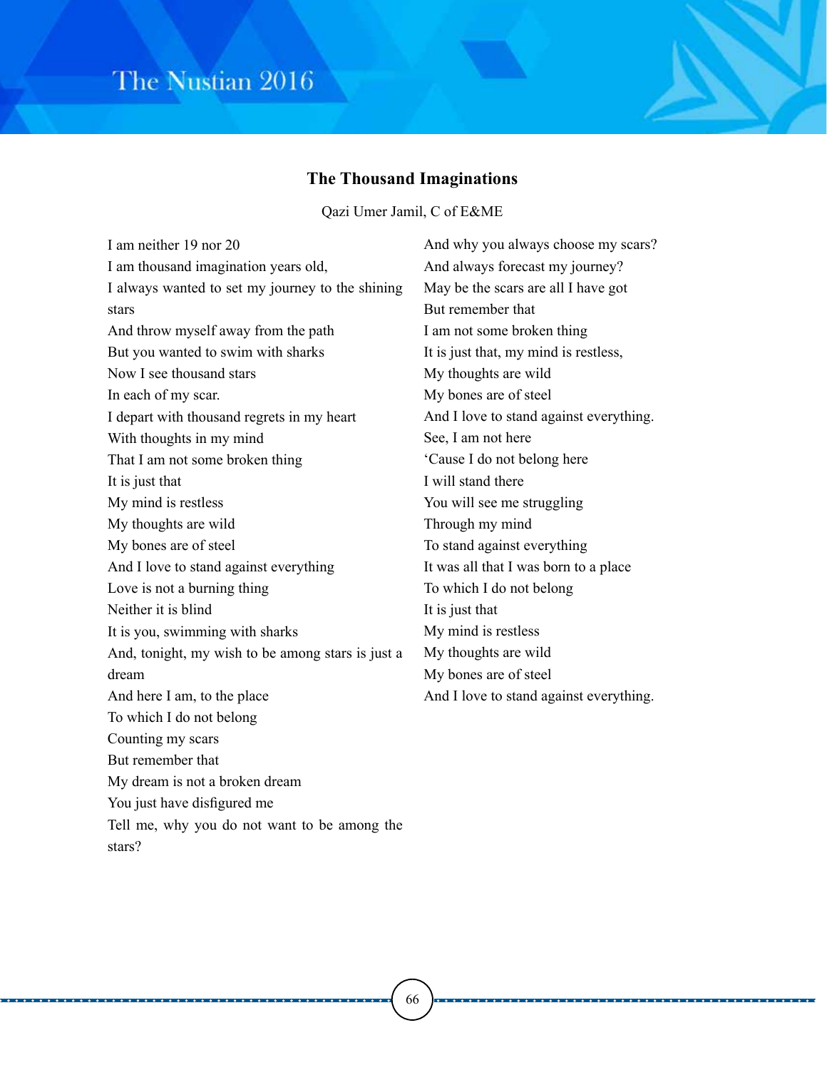## The Thousand Imaginations

Qazi Umer Jamil, C of E&ME

I am neither 19 nor 20
I am thousand imagination years old,
I always wanted to set my journey to the shining stars
And throw myself away from the path
But you wanted to swim with sharks
Now I see thousand stars
In each of my scar.
I depart with thousand regrets in my heart
With thoughts in my mind
That I am not some broken thing
It is just that
My mind is restless
My thoughts are wild
My bones are of steel
And I love to stand against everything
Love is not a burning thing
Neither it is blind
It is you, swimming with sharks
And, tonight, my wish to be among stars is just a dream
And here I am, to the place
To which I do not belong
Counting my scars
But remember that
My dream is not a broken dream
You just have disfigured me
Tell me, why you do not want to be among the stars?
And why you always choose my scars?
And always forecast my journey?
May be the scars are all I have got
But remember that
I am not some broken thing
It is just that, my mind is restless,
My thoughts are wild
My bones are of steel
And I love to stand against everything.
See, I am not here
'Cause I do not belong here
I will stand there
You will see me struggling
Through my mind
To stand against everything
It was all that I was born to a place
To which I do not belong
It is just that
My mind is restless
My thoughts are wild
My bones are of steel
And I love to stand against everything.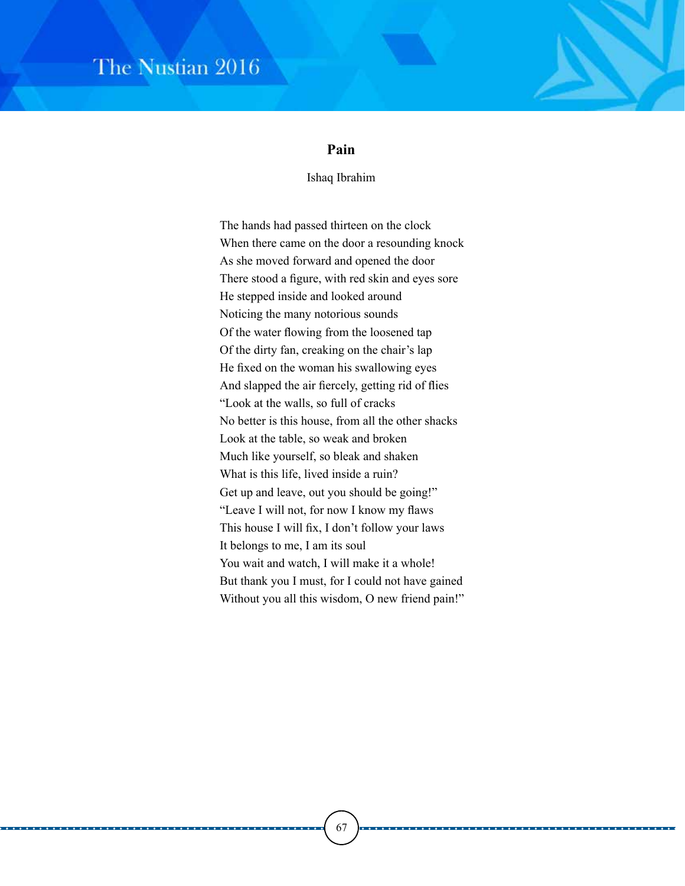## Pain

Ishaq Ibrahim

The hands had passed thirteen on the clock
When there came on the door a resounding knock
As she moved forward and opened the door
There stood a figure, with red skin and eyes sore
He stepped inside and looked around
Noticing the many notorious sounds
Of the water flowing from the loosened tap
Of the dirty fan, creaking on the chair's lap
He fixed on the woman his swallowing eyes
And slapped the air fiercely, getting rid of flies
"Look at the walls, so full of cracks
No better is this house, from all the other shacks
Look at the table, so weak and broken
Much like yourself, so bleak and shaken
What is this life, lived inside a ruin?
Get up and leave, out you should be going!"
"Leave I will not, for now I know my flaws
This house I will fix, I don't follow your laws
It belongs to me, I am its soul
You wait and watch, I will make it a whole!
But thank you I must, for I could not have gained
Without you all this wisdom, O new friend pain!"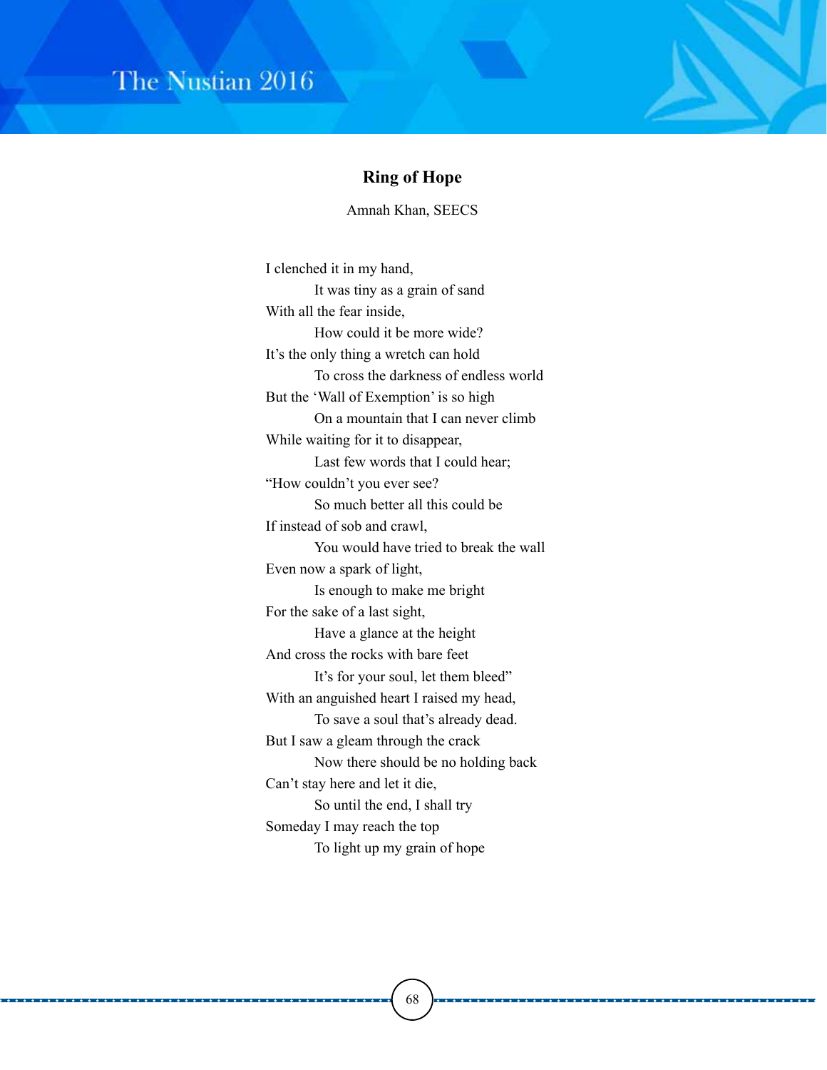## Ring of Hope

Amnah Khan, SEECS

I clenched it in my hand,  
  It was tiny as a grain of sand  
With all the fear inside,  
  How could it be more wide?  
It's the only thing a wretch can hold  
  To cross the darkness of endless world  
But the 'Wall of Exemption' is so high  
  On a mountain that I can never climb  
While waiting for it to disappear,  
  Last few words that I could hear;  
"How couldn't you ever see?  
  So much better all this could be  
If instead of sob and crawl,  
  You would have tried to break the wall  
Even now a spark of light,  
  Is enough to make me bright  
For the sake of a last sight,  
  Have a glance at the height  
And cross the rocks with bare feet  
  It's for your soul, let them bleed"  
With an anguished heart I raised my head,  
  To save a soul that's already dead.  
But I saw a gleam through the crack  
  Now there should be no holding back  
Can't stay here and let it die,  
  So until the end, I shall try  
Someday I may reach the top  
  To light up my grain of hope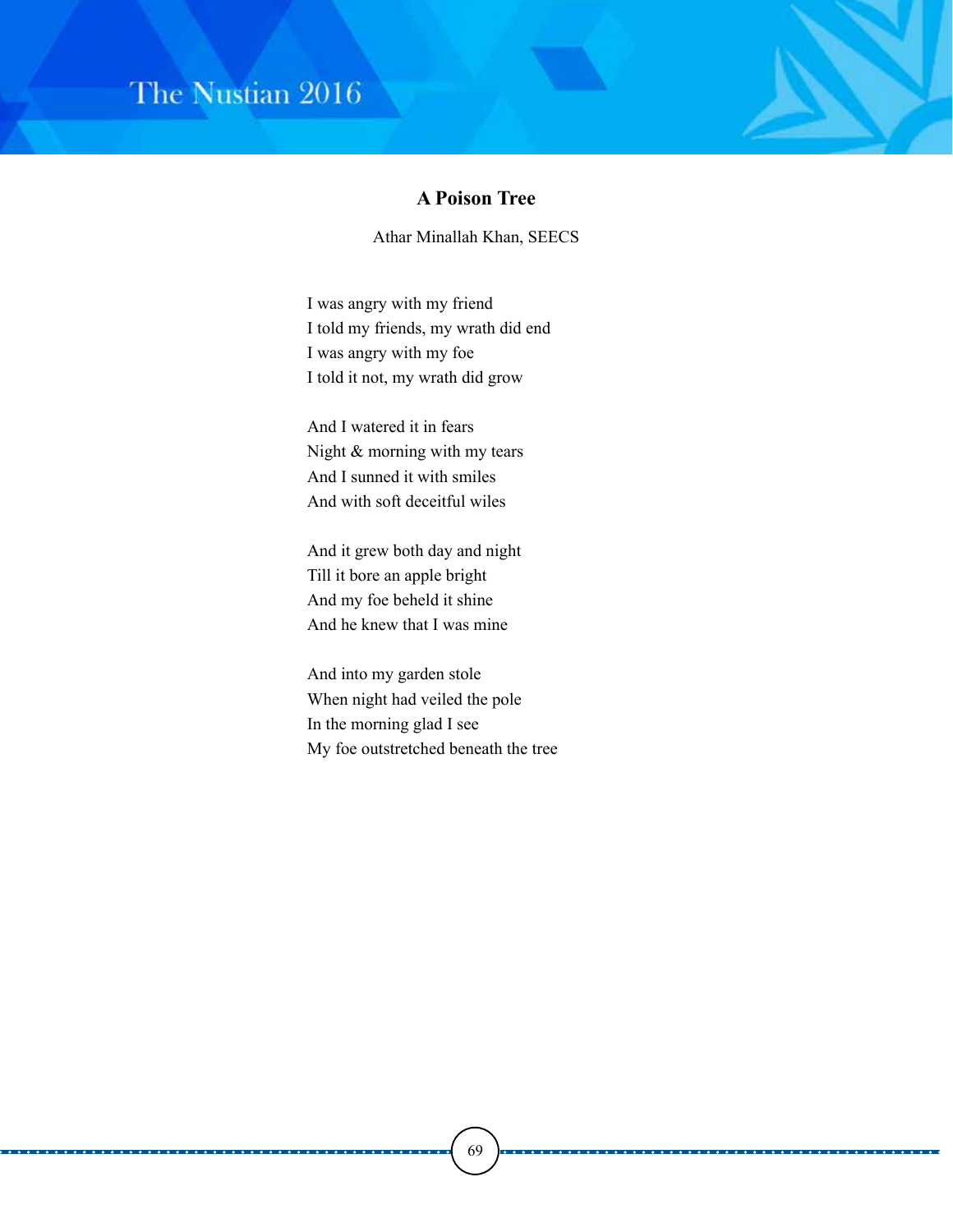## A Poison Tree

Athar Minallah Khan, SEECS

I was angry with my friend  
I told my friends, my wrath did end  
I was angry with my foe  
I told it not, my wrath did grow

And I watered it in fears  
Night & morning with my tears  
And I sunned it with smiles  
And with soft deceitful wiles

And it grew both day and night  
Till it bore an apple bright  
And my foe beheld it shine  
And he knew that I was mine

And into my garden stole  
When night had veiled the pole  
In the morning glad I see  
My foe outstretched beneath the tree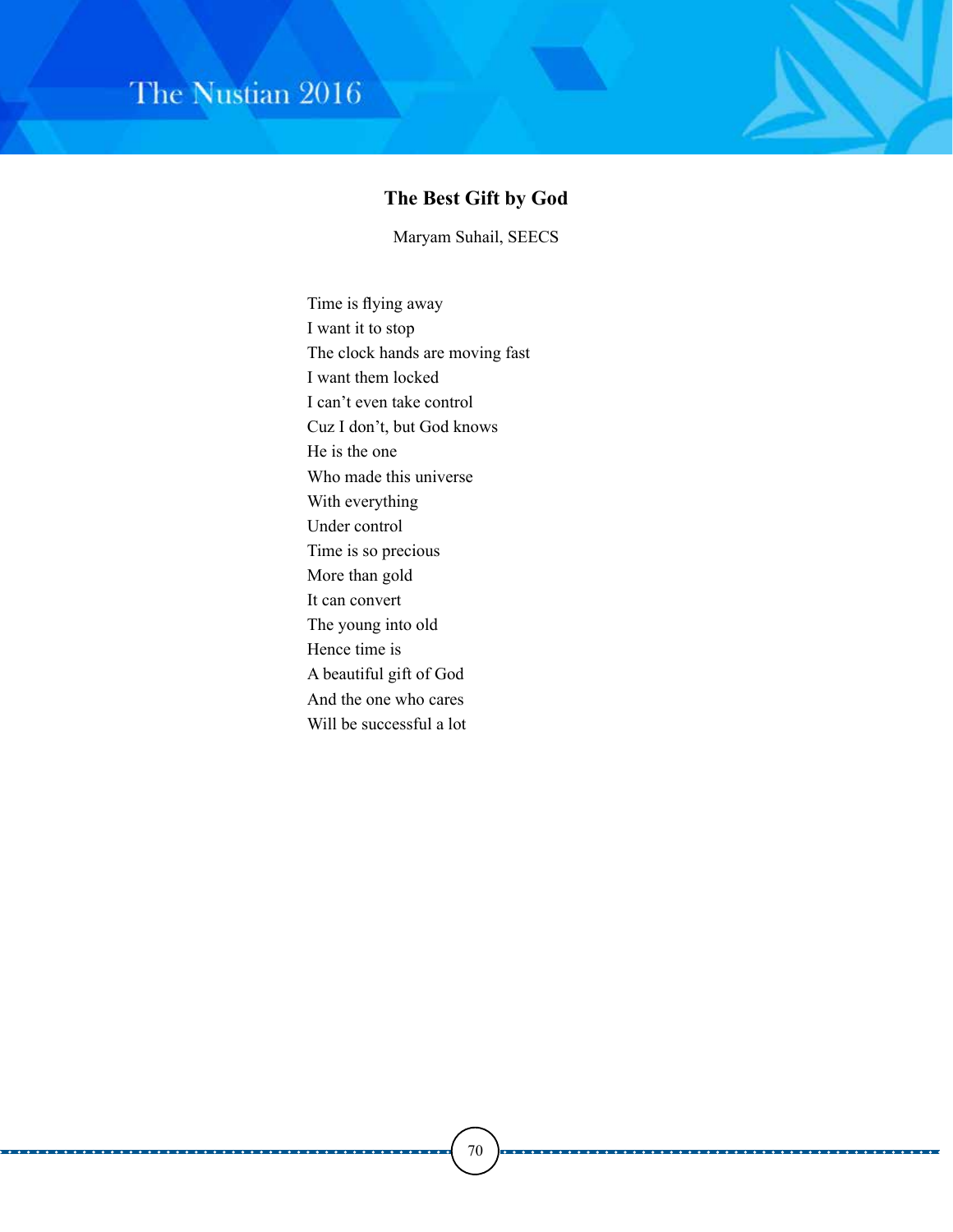## The Best Gift by God

Maryam Suhail, SEECS

Time is flying away  
I want it to stop  
The clock hands are moving fast  
I want them locked  
I can't even take control  
Cuz I don't, but God knows  
He is the one  
Who made this universe  
With everything  
Under control  
Time is so precious  
More than gold  
It can convert  
The young into old  
Hence time is  
A beautiful gift of God  
And the one who cares  
Will be successful a lot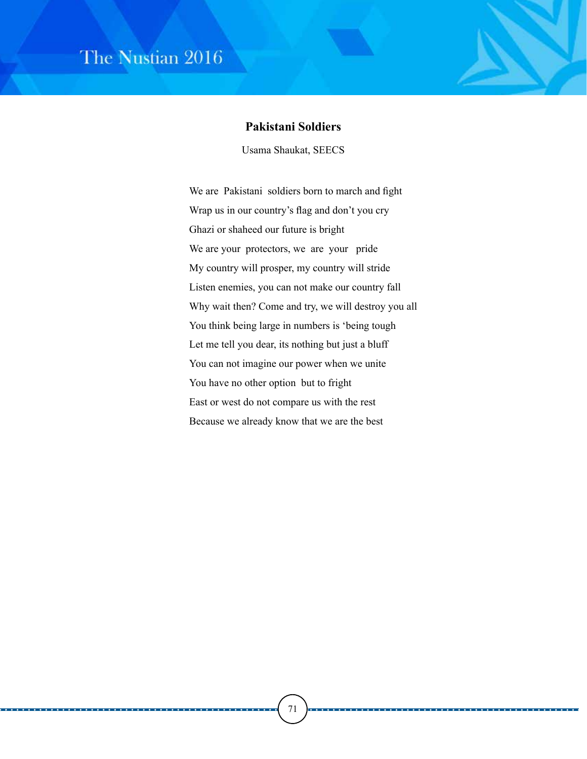## Pakistani Soldiers

Usama Shaukat, SEECS

We are Pakistani soldiers born to march and fight
Wrap us in our country's flag and don't you cry
Ghazi or shaheed our future is bright
We are your protectors, we are your pride
My country will prosper, my country will stride
Listen enemies, you can not make our country fall
Why wait then? Come and try, we will destroy you all
You think being large in numbers is 'being tough
Let me tell you dear, its nothing but just a bluff
You can not imagine our power when we unite
You have no other option but to fright
East or west do not compare us with the rest
Because we already know that we are the best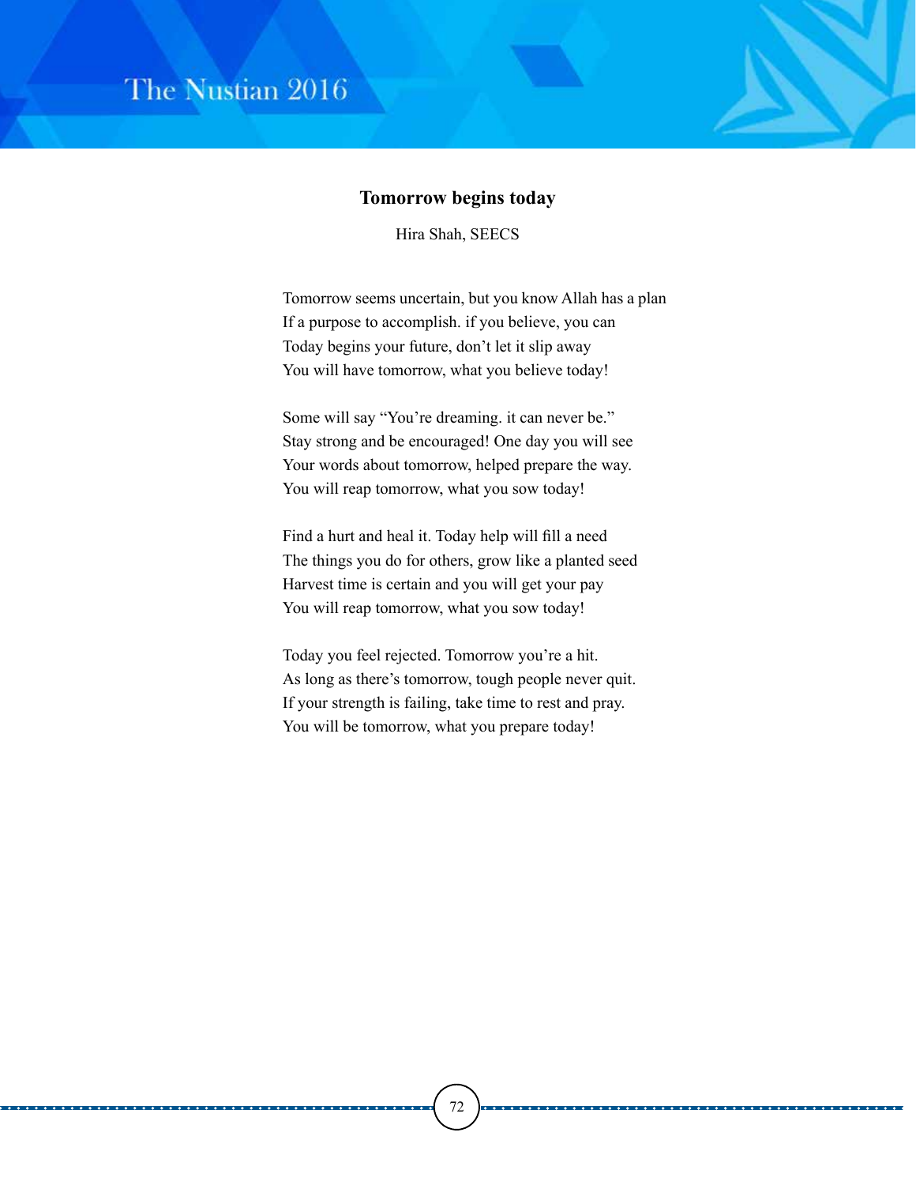## Tomorrow begins today

Hira Shah, SEECS

Tomorrow seems uncertain, but you know Allah has a plan
If a purpose to accomplish. if you believe, you can
Today begins your future, don't let it slip away
You will have tomorrow, what you believe today!

Some will say "You're dreaming. it can never be."
Stay strong and be encouraged! One day you will see
Your words about tomorrow, helped prepare the way.
You will reap tomorrow, what you sow today!

Find a hurt and heal it. Today help will fill a need
The things you do for others, grow like a planted seed
Harvest time is certain and you will get your pay
You will reap tomorrow, what you sow today!

Today you feel rejected. Tomorrow you're a hit.
As long as there's tomorrow, tough people never quit.
If your strength is failing, take time to rest and pray.
You will be tomorrow, what you prepare today!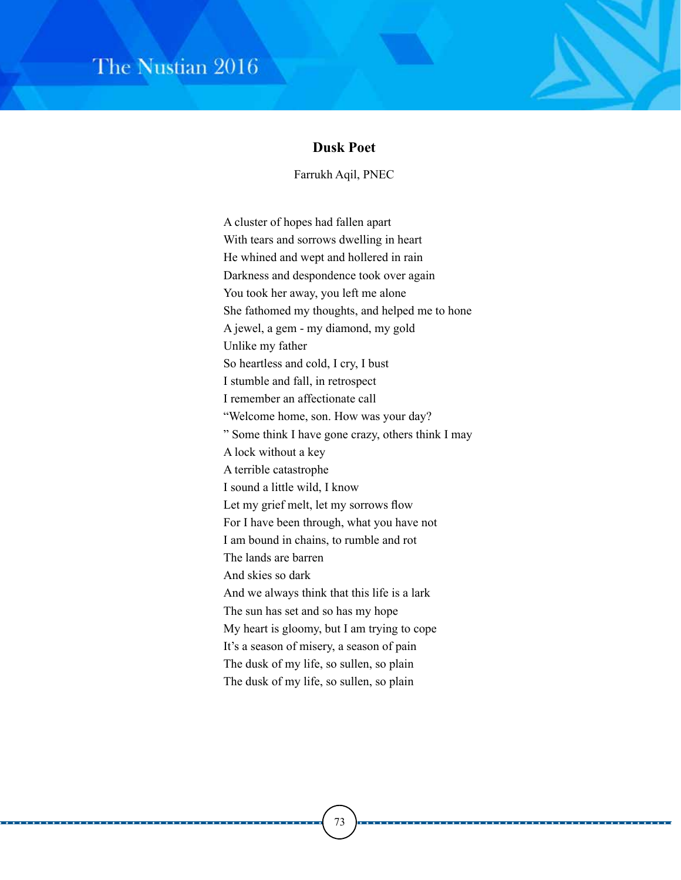## Dusk Poet

Farrukh Aqil, PNEC

A cluster of hopes had fallen apart  
With tears and sorrows dwelling in heart  
He whined and wept and hollered in rain  
Darkness and despondence took over again  
You took her away, you left me alone  
She fathomed my thoughts, and helped me to hone  
A jewel, a gem - my diamond, my gold  
Unlike my father  
So heartless and cold, I cry, I bust  
I stumble and fall, in retrospect  
I remember an affectionate call  
“Welcome home, son. How was your day?  
” Some think I have gone crazy, others think I may  
A lock without a key  
A terrible catastrophe  
I sound a little wild, I know  
Let my grief melt, let my sorrows flow  
For I have been through, what you have not  
I am bound in chains, to rumble and rot  
The lands are barren  
And skies so dark  
And we always think that this life is a lark  
The sun has set and so has my hope  
My heart is gloomy, but I am trying to cope  
It’s a season of misery, a season of pain  
The dusk of my life, so sullen, so plain  
The dusk of my life, so sullen, so plain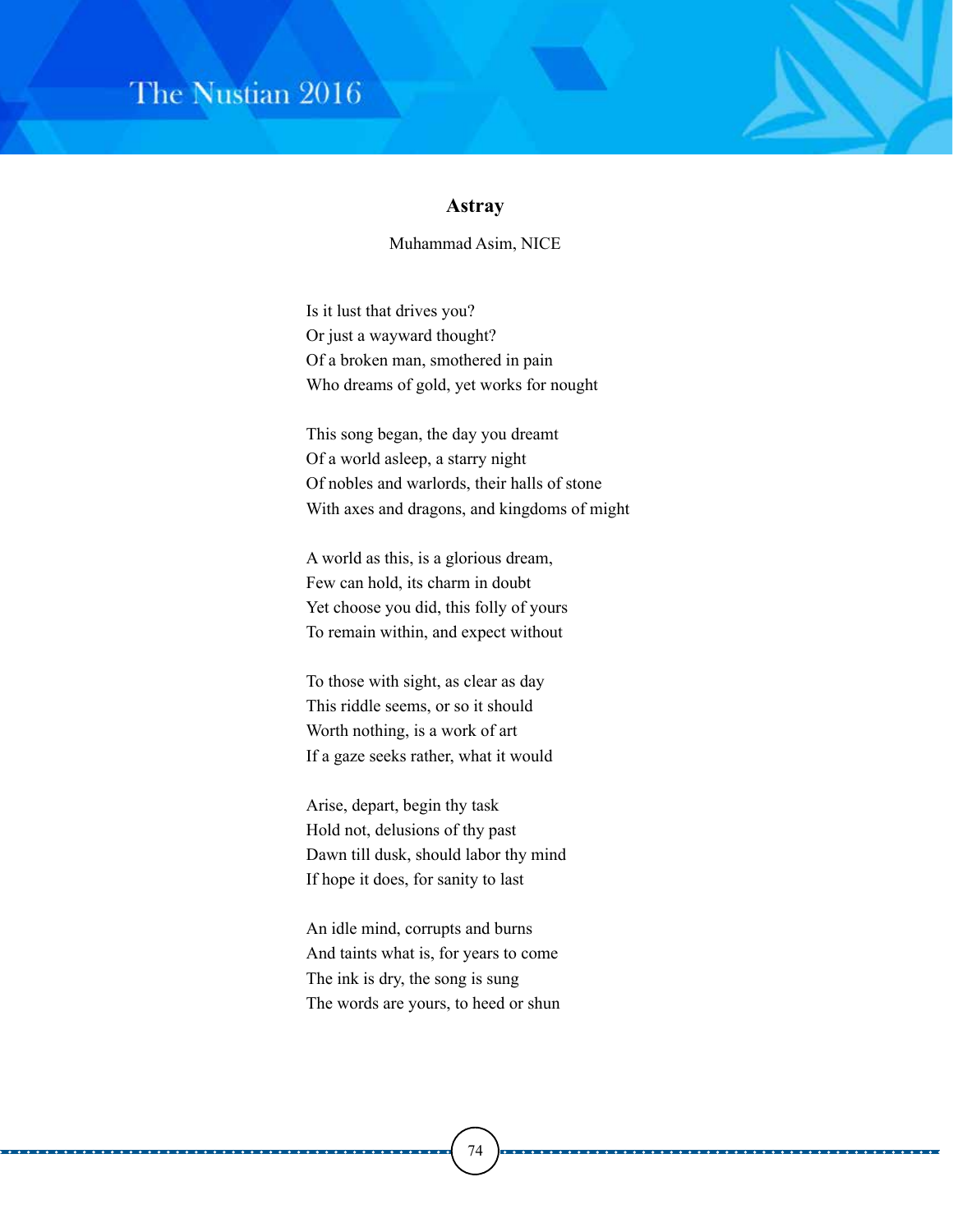## Astray

Muhammad Asim, NICE

Is it lust that drives you?
Or just a wayward thought?
Of a broken man, smothered in pain
Who dreams of gold, yet works for nought

This song began, the day you dreamt
Of a world asleep, a starry night
Of nobles and warlords, their halls of stone
With axes and dragons, and kingdoms of might

A world as this, is a glorious dream,
Few can hold, its charm in doubt
Yet choose you did, this folly of yours
To remain within, and expect without

To those with sight, as clear as day
This riddle seems, or so it should
Worth nothing, is a work of art
If a gaze seeks rather, what it would

Arise, depart, begin thy task
Hold not, delusions of thy past
Dawn till dusk, should labor thy mind
If hope it does, for sanity to last

An idle mind, corrupts and burns
And taints what is, for years to come
The ink is dry, the song is sung
The words are yours, to heed or shun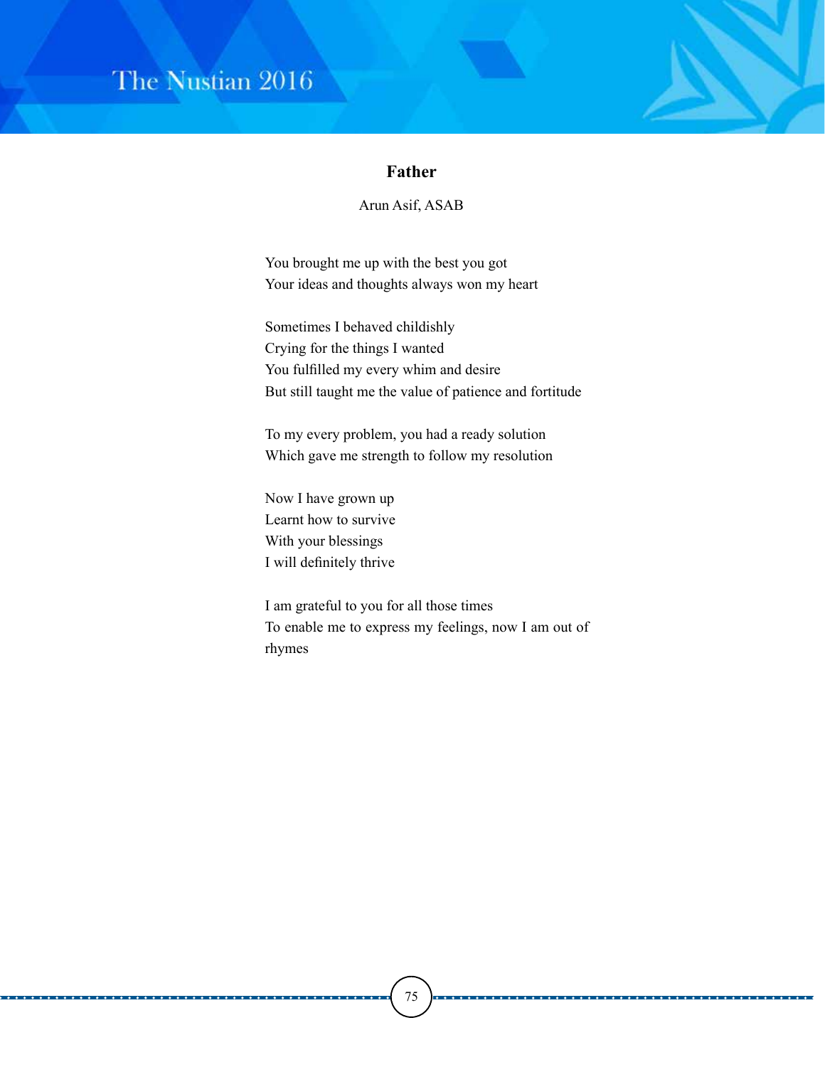# Father

Arun Asif, ASAB

You brought me up with the best you got
Your ideas and thoughts always won my heart

Sometimes I behaved childishly
Crying for the things I wanted
You fulfilled my every whim and desire
But still taught me the value of patience and fortitude

To my every problem, you had a ready solution
Which gave me strength to follow my resolution

Now I have grown up
Learnt how to survive
With your blessings
I will definitely thrive

I am grateful to you for all those times
To enable me to express my feelings, now I am out of rhymes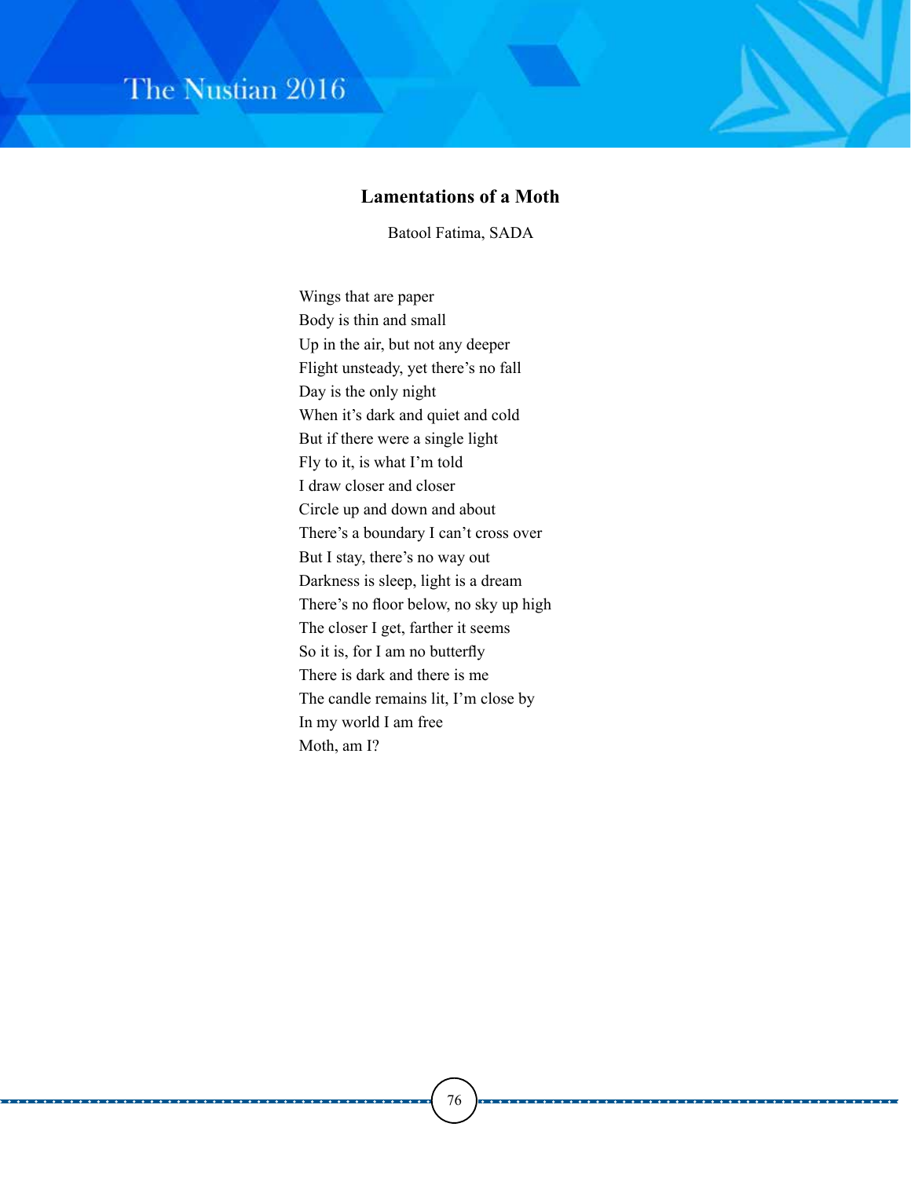## Lamentations of a Moth

Batool Fatima, SADA

Wings that are paper
Body is thin and small
Up in the air, but not any deeper
Flight unsteady, yet there's no fall
Day is the only night
When it's dark and quiet and cold
But if there were a single light
Fly to it, is what I'm told
I draw closer and closer
Circle up and down and about
There's a boundary I can't cross over
But I stay, there's no way out
Darkness is sleep, light is a dream
There's no floor below, no sky up high
The closer I get, farther it seems
So it is, for I am no butterfly
There is dark and there is me
The candle remains lit, I'm close by
In my world I am free
Moth, am I?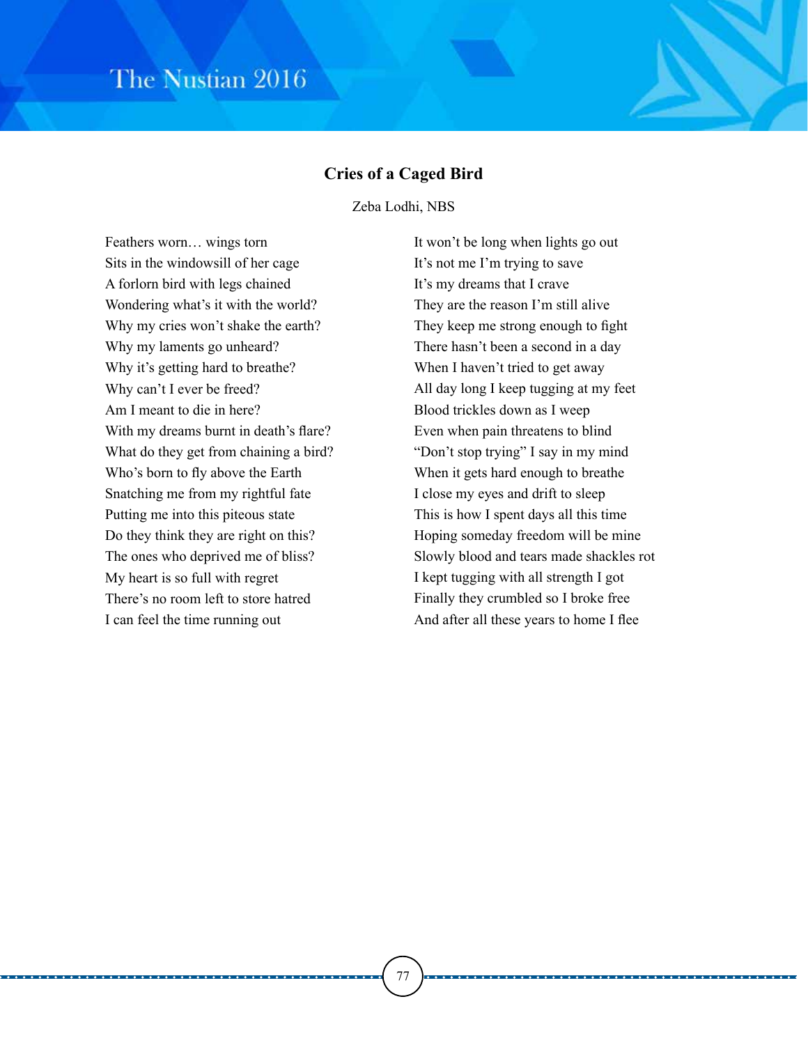## Cries of a Caged Bird

Zeba Lodhi, NBS

Feathers worn… wings torn
Sits in the windowsill of her cage
A forlorn bird with legs chained
Wondering what's it with the world?
Why my cries won't shake the earth?
Why my laments go unheard?
Why it's getting hard to breathe?
Why can't I ever be freed?
Am I meant to die in here?
With my dreams burnt in death's flare?
What do they get from chaining a bird?
Who's born to fly above the Earth
Snatching me from my rightful fate
Putting me into this piteous state
Do they think they are right on this?
The ones who deprived me of bliss?
My heart is so full with regret
There's no room left to store hatred
I can feel the time running out
It won't be long when lights go out
It's not me I'm trying to save
It's my dreams that I crave
They are the reason I'm still alive
They keep me strong enough to fight
There hasn't been a second in a day
When I haven't tried to get away
All day long I keep tugging at my feet
Blood trickles down as I weep
Even when pain threatens to blind
"Don't stop trying" I say in my mind
When it gets hard enough to breathe
I close my eyes and drift to sleep
This is how I spent days all this time
Hoping someday freedom will be mine
Slowly blood and tears made shackles rot
I kept tugging with all strength I got
Finally they crumbled so I broke free
And after all these years to home I flee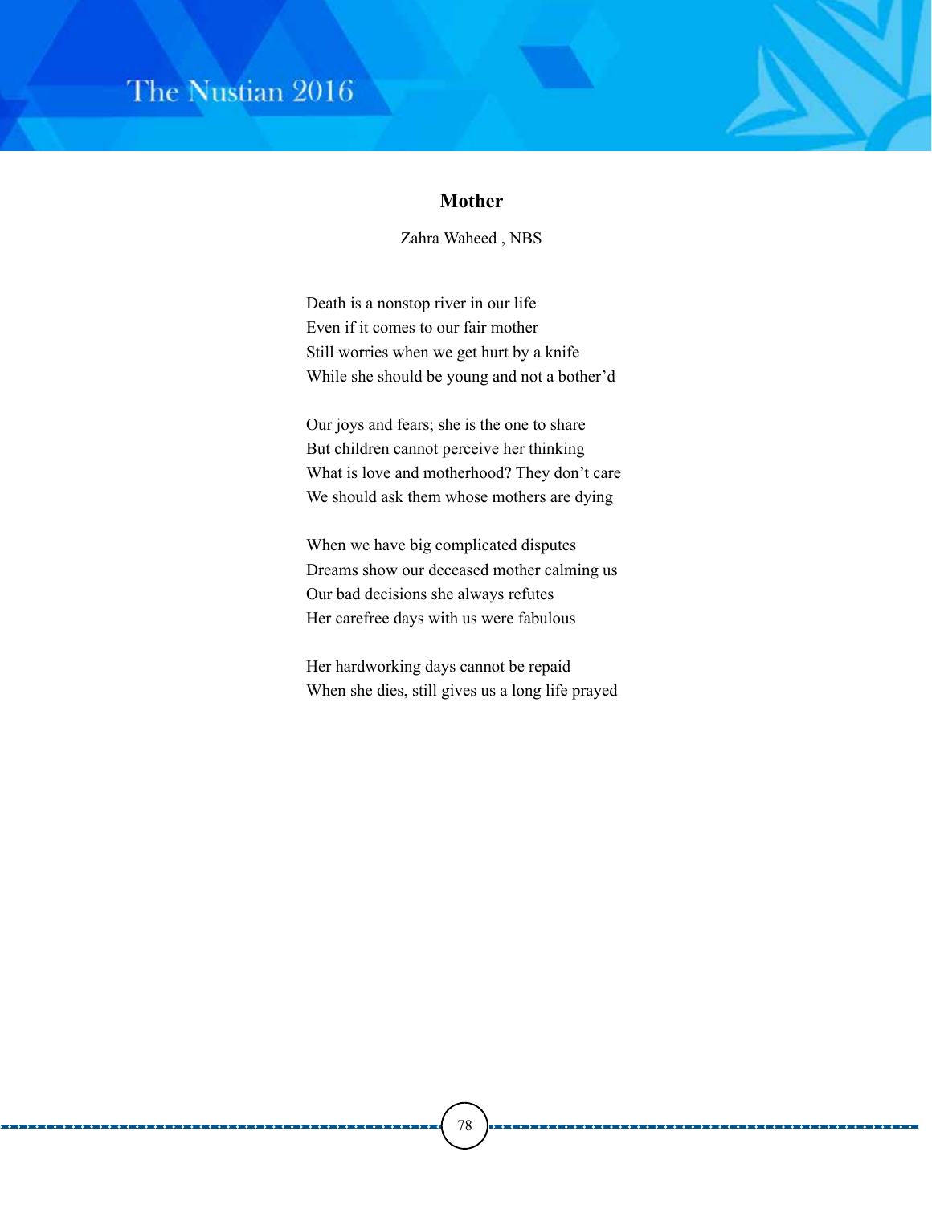## Mother

Zahra Waheed , NBS

Death is a nonstop river in our life
Even if it comes to our fair mother
Still worries when we get hurt by a knife
While she should be young and not a bother'd

Our joys and fears; she is the one to share
But children cannot perceive her thinking
What is love and motherhood? They don't care
We should ask them whose mothers are dying

When we have big complicated disputes
Dreams show our deceased mother calming us
Our bad decisions she always refutes
Her carefree days with us were fabulous

Her hardworking days cannot be repaid
When she dies, still gives us a long life prayed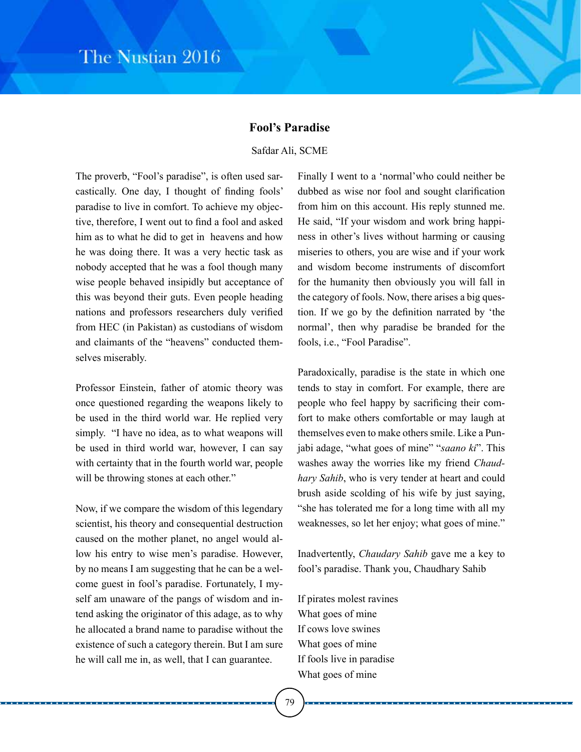## Fool's Paradise

Safdar Ali, SCME

The proverb, "Fool's paradise", is often used sarcastically. One day, I thought of finding fools' paradise to live in comfort. To achieve my objective, therefore, I went out to find a fool and asked him as to what he did to get in heavens and how he was doing there. It was a very hectic task as nobody accepted that he was a fool though many wise people behaved insipidly but acceptance of this was beyond their guts. Even people heading nations and professors researchers duly verified from HEC (in Pakistan) as custodians of wisdom and claimants of the "heavens" conducted themselves miserably.

Professor Einstein, father of atomic theory was once questioned regarding the weapons likely to be used in the third world war. He replied very simply. "I have no idea, as to what weapons will be used in third world war, however, I can say with certainty that in the fourth world war, people will be throwing stones at each other."

Now, if we compare the wisdom of this legendary scientist, his theory and consequential destruction caused on the mother planet, no angel would allow his entry to wise men's paradise. However, by no means I am suggesting that he can be a welcome guest in fool's paradise. Fortunately, I myself am unaware of the pangs of wisdom and intend asking the originator of this adage, as to why he allocated a brand name to paradise without the existence of such a category therein. But I am sure he will call me in, as well, that I can guarantee.

Finally I went to a 'normal'who could neither be dubbed as wise nor fool and sought clarification from him on this account. His reply stunned me. He said, "If your wisdom and work bring happiness in other's lives without harming or causing miseries to others, you are wise and if your work and wisdom become instruments of discomfort for the humanity then obviously you will fall in the category of fools. Now, there arises a big question. If we go by the definition narrated by 'the normal', then why paradise be branded for the fools, i.e., "Fool Paradise".

Paradoxically, paradise is the state in which one tends to stay in comfort. For example, there are people who feel happy by sacrificing their comfort to make others comfortable or may laugh at themselves even to make others smile. Like a Punjabi adage, "what goes of mine" "*saano ki*". This washes away the worries like my friend *Chaudhary Sahib*, who is very tender at heart and could brush aside scolding of his wife by just saying, "she has tolerated me for a long time with all my weaknesses, so let her enjoy; what goes of mine."

Inadvertently, *Chaudary Sahib* gave me a key to fool's paradise. Thank you, Chaudhary Sahib

If pirates molest ravines  
What goes of mine  
If cows love swines  
What goes of mine  
If fools live in paradise  
What goes of mine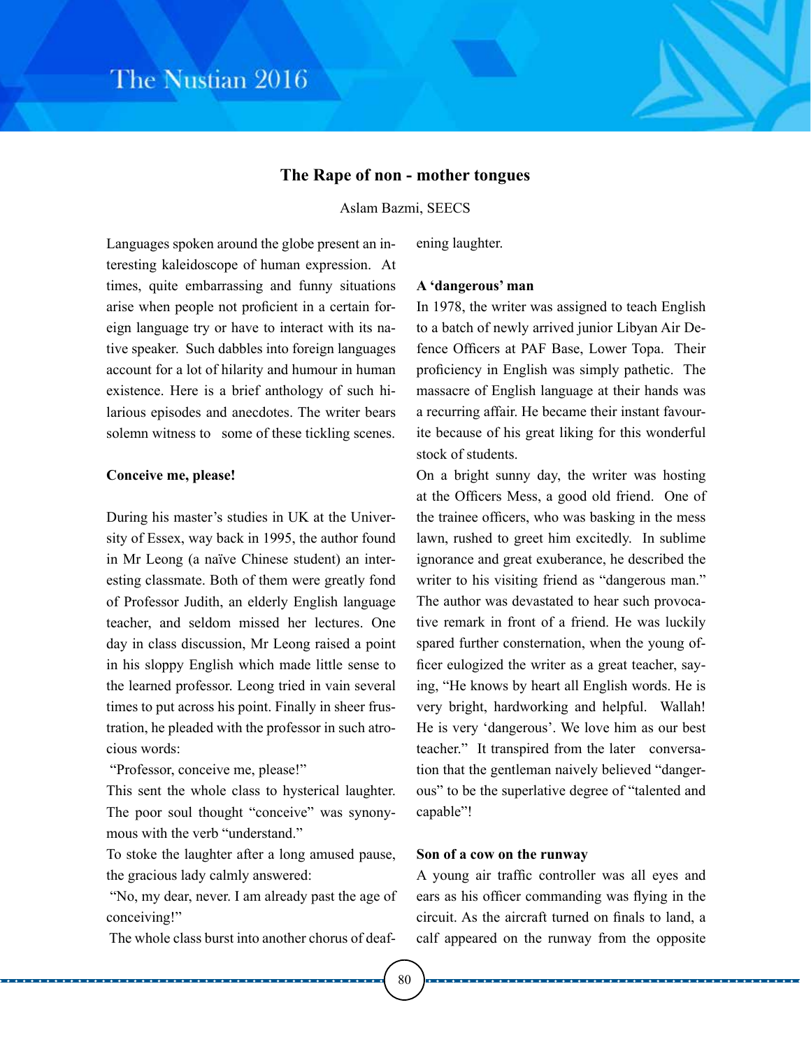## The Rape of non - mother tongues

Aslam Bazmi, SEECS

Languages spoken around the globe present an interesting kaleidoscope of human expression. At times, quite embarrassing and funny situations arise when people not proficient in a certain foreign language try or have to interact with its native speaker. Such dabbles into foreign languages account for a lot of hilarity and humour in human existence. Here is a brief anthology of such hilarious episodes and anecdotes. The writer bears solemn witness to some of these tickling scenes.

**Conceive me, please!**

During his master's studies in UK at the University of Essex, way back in 1995, the author found in Mr Leong (a naïve Chinese student) an interesting classmate. Both of them were greatly fond of Professor Judith, an elderly English language teacher, and seldom missed her lectures. One day in class discussion, Mr Leong raised a point in his sloppy English which made little sense to the learned professor. Leong tried in vain several times to put across his point. Finally in sheer frustration, he pleaded with the professor in such atrocious words:

"Professor, conceive me, please!"

This sent the whole class to hysterical laughter. The poor soul thought "conceive" was synonymous with the verb "understand."

To stoke the laughter after a long amused pause, the gracious lady calmly answered:

"No, my dear, never. I am already past the age of conceiving!"

The whole class burst into another chorus of deafening laughter.

**A 'dangerous' man**

In 1978, the writer was assigned to teach English to a batch of newly arrived junior Libyan Air Defence Officers at PAF Base, Lower Topa. Their proficiency in English was simply pathetic. The massacre of English language at their hands was a recurring affair. He became their instant favourite because of his great liking for this wonderful stock of students.

On a bright sunny day, the writer was hosting at the Officers Mess, a good old friend. One of the trainee officers, who was basking in the mess lawn, rushed to greet him excitedly. In sublime ignorance and great exuberance, he described the writer to his visiting friend as "dangerous man." The author was devastated to hear such provocative remark in front of a friend. He was luckily spared further consternation, when the young officer eulogized the writer as a great teacher, saying, "He knows by heart all English words. He is very bright, hardworking and helpful. Wallah! He is very 'dangerous'. We love him as our best teacher." It transpired from the later conversation that the gentleman naively believed "dangerous" to be the superlative degree of "talented and capable"!

**Son of a cow on the runway**

A young air traffic controller was all eyes and ears as his officer commanding was flying in the circuit. As the aircraft turned on finals to land, a calf appeared on the runway from the opposite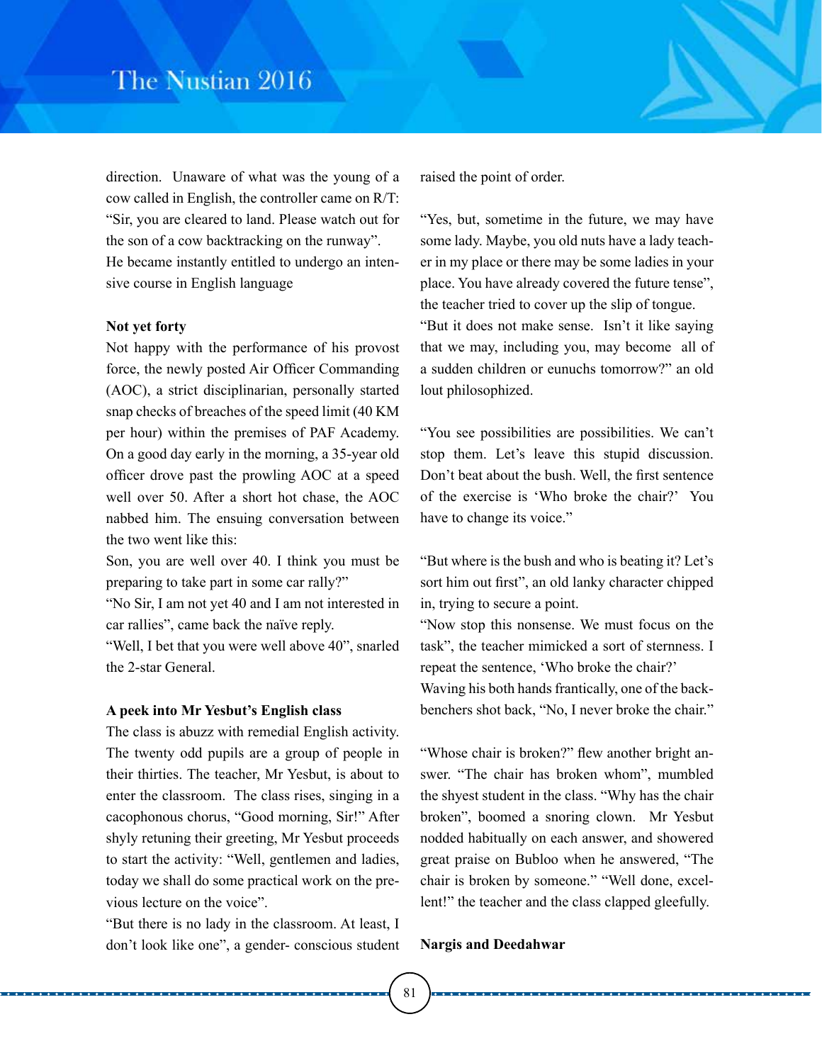direction. Unaware of what was the young of a cow called in English, the controller came on R/T: "Sir, you are cleared to land. Please watch out for the son of a cow backtracking on the runway". He became instantly entitled to undergo an intensive course in English language

**Not yet forty**

Not happy with the performance of his provost force, the newly posted Air Officer Commanding (AOC), a strict disciplinarian, personally started snap checks of breaches of the speed limit (40 KM per hour) within the premises of PAF Academy. On a good day early in the morning, a 35-year old officer drove past the prowling AOC at a speed well over 50. After a short hot chase, the AOC nabbed him. The ensuing conversation between the two went like this:

Son, you are well over 40. I think you must be preparing to take part in some car rally?"

"No Sir, I am not yet 40 and I am not interested in car rallies", came back the naïve reply.

"Well, I bet that you were well above 40", snarled the 2-star General.

**A peek into Mr Yesbut's English class**

The class is abuzz with remedial English activity. The twenty odd pupils are a group of people in their thirties. The teacher, Mr Yesbut, is about to enter the classroom. The class rises, singing in a cacophonous chorus, "Good morning, Sir!" After shyly retuning their greeting, Mr Yesbut proceeds to start the activity: "Well, gentlemen and ladies, today we shall do some practical work on the previous lecture on the voice".

"But there is no lady in the classroom. At least, I don't look like one", a gender- conscious student raised the point of order.

"Yes, but, sometime in the future, we may have some lady. Maybe, you old nuts have a lady teacher in my place or there may be some ladies in your place. You have already covered the future tense", the teacher tried to cover up the slip of tongue.

"But it does not make sense. Isn't it like saying that we may, including you, may become all of a sudden children or eunuchs tomorrow?" an old lout philosophized.

"You see possibilities are possibilities. We can't stop them. Let's leave this stupid discussion. Don't beat about the bush. Well, the first sentence of the exercise is 'Who broke the chair?' You have to change its voice."

"But where is the bush and who is beating it? Let's sort him out first", an old lanky character chipped in, trying to secure a point.

"Now stop this nonsense. We must focus on the task", the teacher mimicked a sort of sternness. I repeat the sentence, 'Who broke the chair?'

Waving his both hands frantically, one of the backbenchers shot back, "No, I never broke the chair."

"Whose chair is broken?" flew another bright answer. "The chair has broken whom", mumbled the shyest student in the class. "Why has the chair broken", boomed a snoring clown. Mr Yesbut nodded habitually on each answer, and showered great praise on Bubloo when he answered, "The chair is broken by someone." "Well done, excellent!" the teacher and the class clapped gleefully.

**Nargis and Deedahwar**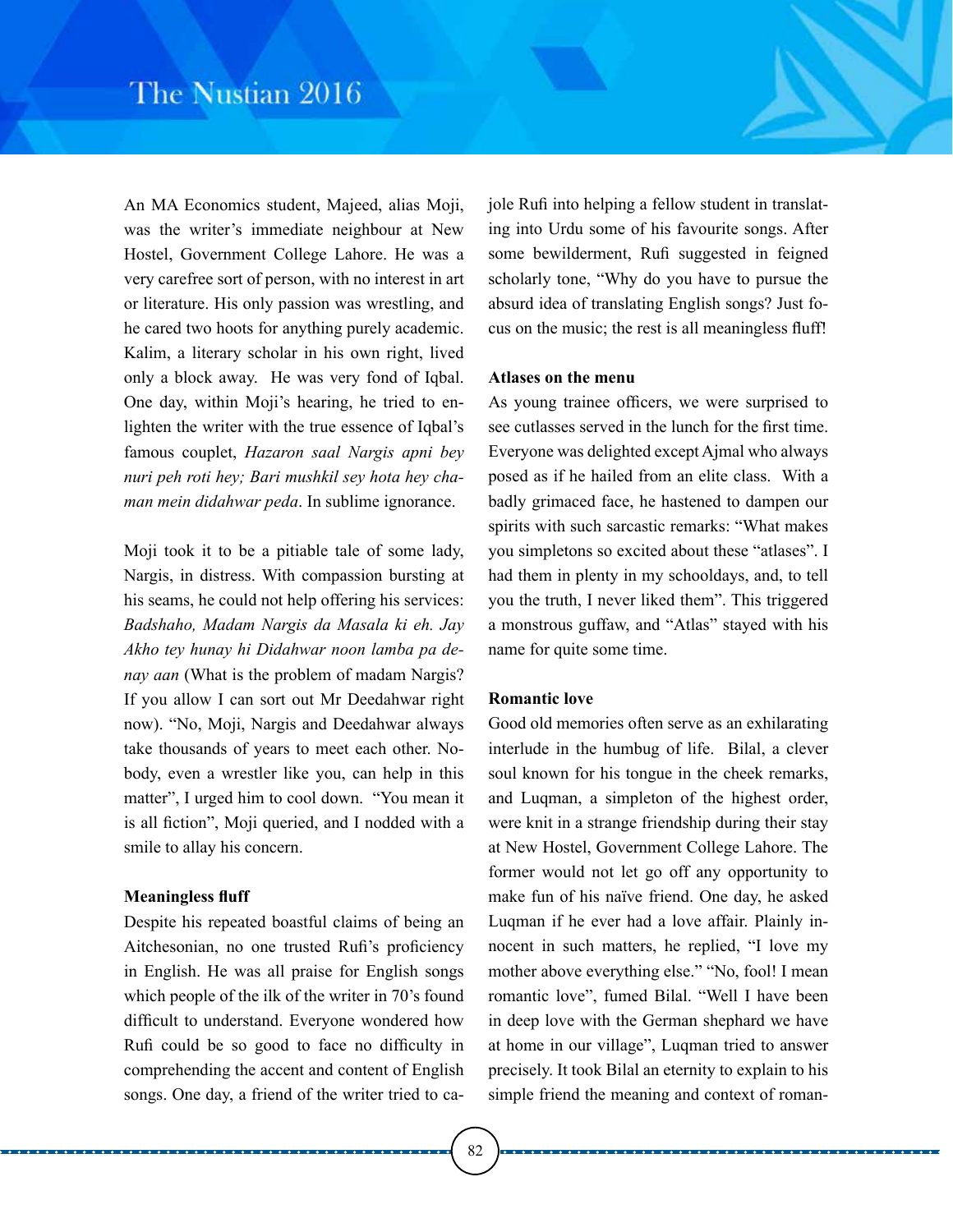An MA Economics student, Majeed, alias Moji, was the writer's immediate neighbour at New Hostel, Government College Lahore. He was a very carefree sort of person, with no interest in art or literature. His only passion was wrestling, and he cared two hoots for anything purely academic. Kalim, a literary scholar in his own right, lived only a block away. He was very fond of Iqbal. One day, within Moji's hearing, he tried to enlighten the writer with the true essence of Iqbal's famous couplet, *Hazaron saal Nargis apni bey nuri peh roti hey; Bari mushkil sey hota hey chaman mein didahwar peda*. In sublime ignorance.

Moji took it to be a pitiable tale of some lady, Nargis, in distress. With compassion bursting at his seams, he could not help offering his services: *Badshaho, Madam Nargis da Masala ki eh. Jay Akho tey hunay hi Didahwar noon lamba pa denay aan* (What is the problem of madam Nargis? If you allow I can sort out Mr Deedahwar right now). "No, Moji, Nargis and Deedahwar always take thousands of years to meet each other. Nobody, even a wrestler like you, can help in this matter", I urged him to cool down. "You mean it is all fiction", Moji queried, and I nodded with a smile to allay his concern.

**Meaningless fluff**

Despite his repeated boastful claims of being an Aitchesonian, no one trusted Rufi's proficiency in English. He was all praise for English songs which people of the ilk of the writer in 70's found difficult to understand. Everyone wondered how Rufi could be so good to face no difficulty in comprehending the accent and content of English songs. One day, a friend of the writer tried to cajole Rufi into helping a fellow student in translating into Urdu some of his favourite songs. After some bewilderment, Rufi suggested in feigned scholarly tone, "Why do you have to pursue the absurd idea of translating English songs? Just focus on the music; the rest is all meaningless fluff!

**Atlases on the menu**

As young trainee officers, we were surprised to see cutlasses served in the lunch for the first time. Everyone was delighted except Ajmal who always posed as if he hailed from an elite class. With a badly grimaced face, he hastened to dampen our spirits with such sarcastic remarks: "What makes you simpletons so excited about these "atlases". I had them in plenty in my schooldays, and, to tell you the truth, I never liked them". This triggered a monstrous guffaw, and "Atlas" stayed with his name for quite some time.

**Romantic love**

Good old memories often serve as an exhilarating interlude in the humbug of life. Bilal, a clever soul known for his tongue in the cheek remarks, and Luqman, a simpleton of the highest order, were knit in a strange friendship during their stay at New Hostel, Government College Lahore. The former would not let go off any opportunity to make fun of his naïve friend. One day, he asked Luqman if he ever had a love affair. Plainly innocent in such matters, he replied, "I love my mother above everything else." "No, fool! I mean romantic love", fumed Bilal. "Well I have been in deep love with the German shephard we have at home in our village", Luqman tried to answer precisely. It took Bilal an eternity to explain to his simple friend the meaning and context of roman-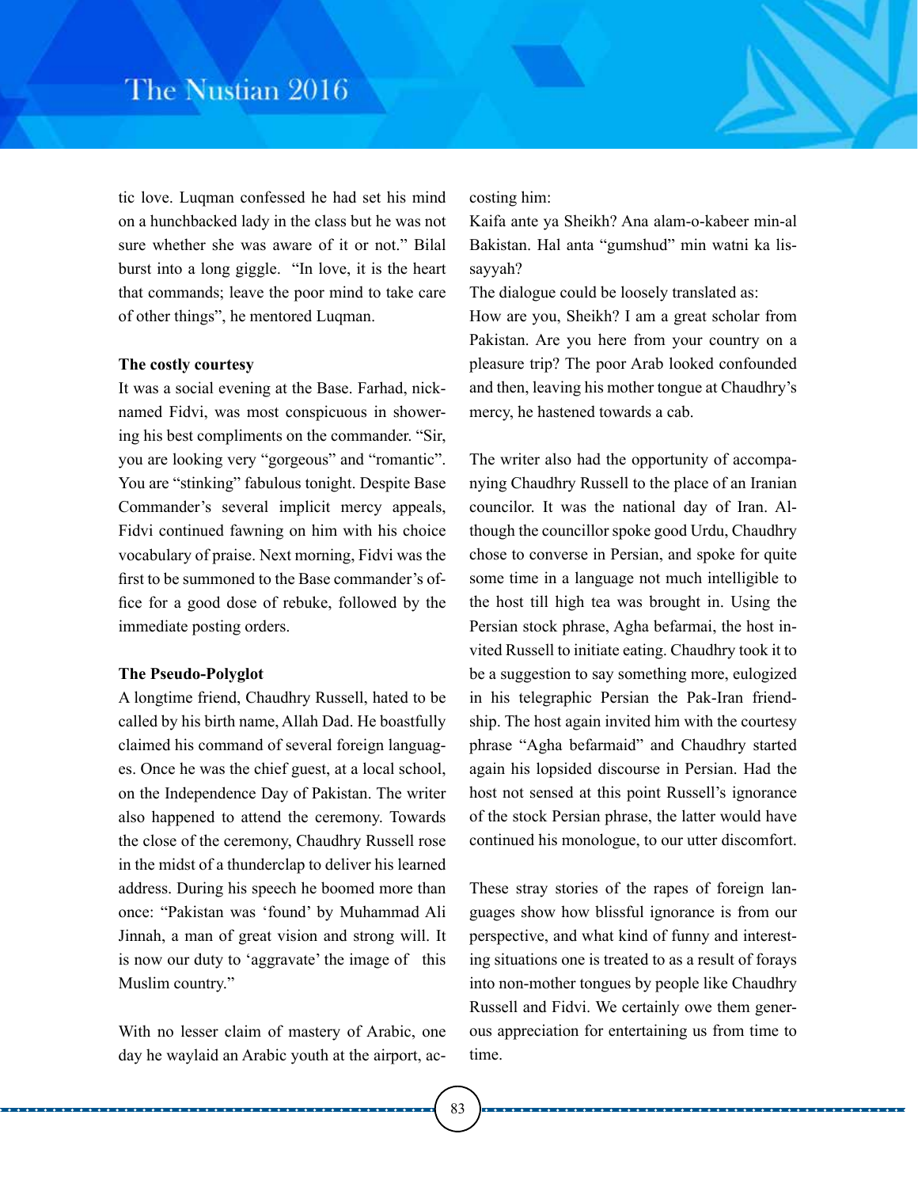tic love. Luqman confessed he had set his mind on a hunchbacked lady in the class but he was not sure whether she was aware of it or not." Bilal burst into a long giggle. "In love, it is the heart that commands; leave the poor mind to take care of other things", he mentored Luqman.

**The costly courtesy**

It was a social evening at the Base. Farhad, nicknamed Fidvi, was most conspicuous in showering his best compliments on the commander. "Sir, you are looking very "gorgeous" and "romantic". You are "stinking" fabulous tonight. Despite Base Commander's several implicit mercy appeals, Fidvi continued fawning on him with his choice vocabulary of praise. Next morning, Fidvi was the first to be summoned to the Base commander's office for a good dose of rebuke, followed by the immediate posting orders.

**The Pseudo-Polyglot**

A longtime friend, Chaudhry Russell, hated to be called by his birth name, Allah Dad. He boastfully claimed his command of several foreign languages. Once he was the chief guest, at a local school, on the Independence Day of Pakistan. The writer also happened to attend the ceremony. Towards the close of the ceremony, Chaudhry Russell rose in the midst of a thunderclap to deliver his learned address. During his speech he boomed more than once: "Pakistan was 'found' by Muhammad Ali Jinnah, a man of great vision and strong will. It is now our duty to 'aggravate' the image of this Muslim country."

With no lesser claim of mastery of Arabic, one day he waylaid an Arabic youth at the airport, accosting him:

Kaifa ante ya Sheikh? Ana alam-o-kabeer min-al Bakistan. Hal anta "gumshud" min watni ka lissayyah?

The dialogue could be loosely translated as:

How are you, Sheikh? I am a great scholar from Pakistan. Are you here from your country on a pleasure trip? The poor Arab looked confounded and then, leaving his mother tongue at Chaudhry's mercy, he hastened towards a cab.

The writer also had the opportunity of accompanying Chaudhry Russell to the place of an Iranian councilor. It was the national day of Iran. Although the councillor spoke good Urdu, Chaudhry chose to converse in Persian, and spoke for quite some time in a language not much intelligible to the host till high tea was brought in. Using the Persian stock phrase, Agha befarmai, the host invited Russell to initiate eating. Chaudhry took it to be a suggestion to say something more, eulogized in his telegraphic Persian the Pak-Iran friendship. The host again invited him with the courtesy phrase "Agha befarmaid" and Chaudhry started again his lopsided discourse in Persian. Had the host not sensed at this point Russell's ignorance of the stock Persian phrase, the latter would have continued his monologue, to our utter discomfort.

These stray stories of the rapes of foreign languages show how blissful ignorance is from our perspective, and what kind of funny and interesting situations one is treated to as a result of forays into non-mother tongues by people like Chaudhry Russell and Fidvi. We certainly owe them generous appreciation for entertaining us from time to time.